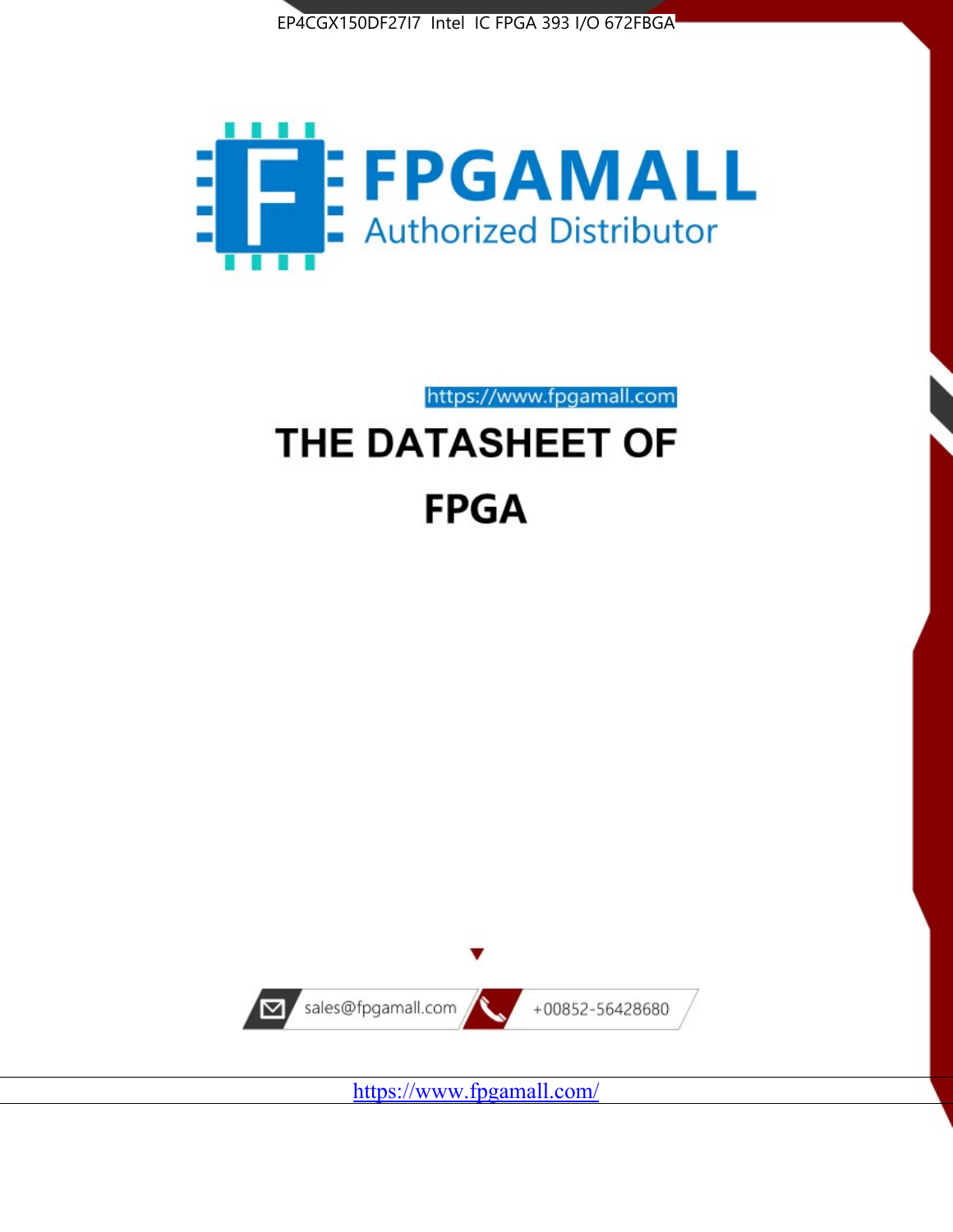EP4CGX150DF27I7 Intel IC FPGA 393 I/O 672FBGA

FPGAMALL

Authorized Distributor

https://www.fpgamall.com

# THE DATASHEET OF

# FPGA

sales@fpgamall.com

+00852-56428680

https://www.fpgamall.com/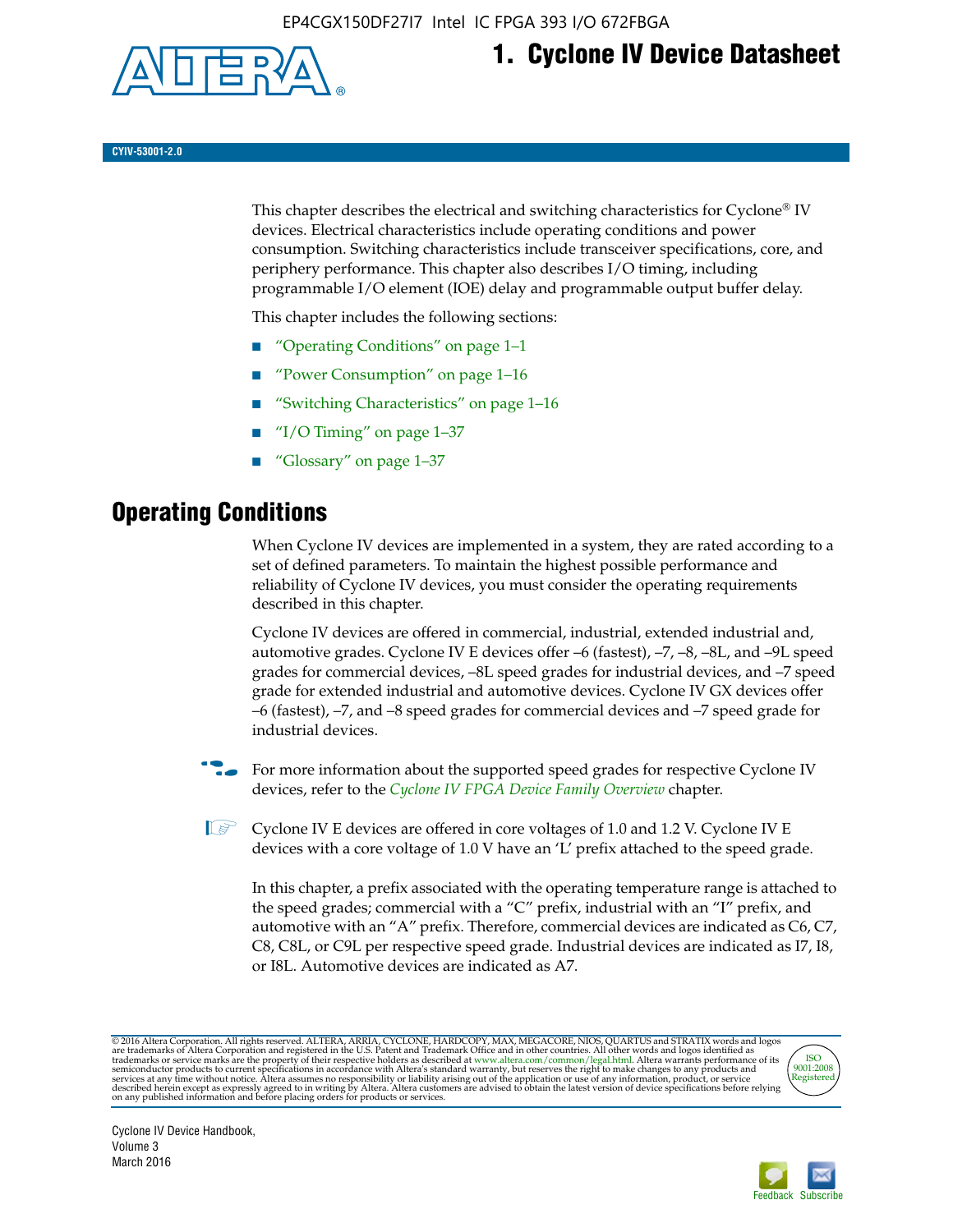# 1. Cyclone IV Device Datasheet

CYIV-53001-2.0

This chapter describes the electrical and switching characteristics for Cyclone® IV devices. Electrical characteristics include operating conditions and power consumption. Switching characteristics include transceiver specifications, core, and periphery performance. This chapter also describes I/O timing, including programmable I/O element (IOE) delay and programmable output buffer delay.

This chapter includes the following sections:

- "Operating Conditions" on page 1–1
- "Power Consumption" on page 1–16
- "Switching Characteristics" on page 1–16
- "I/O Timing" on page 1–37
- "Glossary" on page 1–37

## Operating Conditions

When Cyclone IV devices are implemented in a system, they are rated according to a set of defined parameters. To maintain the highest possible performance and reliability of Cyclone IV devices, you must consider the operating requirements described in this chapter.

Cyclone IV devices are offered in commercial, industrial, extended industrial and, automotive grades. Cyclone IV E devices offer –6 (fastest), –7, –8, –8L, and –9L speed grades for commercial devices, –8L speed grades for industrial devices, and –7 speed grade for extended industrial and automotive devices. Cyclone IV GX devices offer –6 (fastest), –7, and –8 speed grades for commercial devices and –7 speed grade for industrial devices.

For more information about the supported speed grades for respective Cyclone IV devices, refer to the *Cyclone IV FPGA Device Family Overview* chapter.

Cyclone IV E devices are offered in core voltages of 1.0 and 1.2 V. Cyclone IV E devices with a core voltage of 1.0 V have an 'L' prefix attached to the speed grade.

In this chapter, a prefix associated with the operating temperature range is attached to the speed grades; commercial with a "C" prefix, industrial with an "I" prefix, and automotive with an "A" prefix. Therefore, commercial devices are indicated as C6, C7, C8, C8L, or C9L per respective speed grade. Industrial devices are indicated as I7, I8, or I8L. Automotive devices are indicated as A7.

© 2016 Altera Corporation. All rights reserved. ALTERA, ARRIA, CYCLONE, HARDCOPY, MAX, MEGACORE, NIOS, QUARTUS and STRATIX words and logos are trademarks of Altera Corporation and registered in the U.S. Patent and Trademark Office and in other countries. All other words and logos identified as trademarks or service marks are the property of their respective holders as described at www.altera.com/common/legal.html. Altera warrants performance of its semiconductor products to current specifications in accordance with Altera's standard warranty, but reserves the right to make changes to any products and services at any time without notice. Altera assumes no responsibility or liability arising out of the application or use of any information, product, or service described herein except as expressly agreed to in writing by Altera. Altera customers are advised to obtain the latest version of device specifications before relying on any published information and before placing orders for products or services.

Cyclone IV Device Handbook, Volume 3
March 2016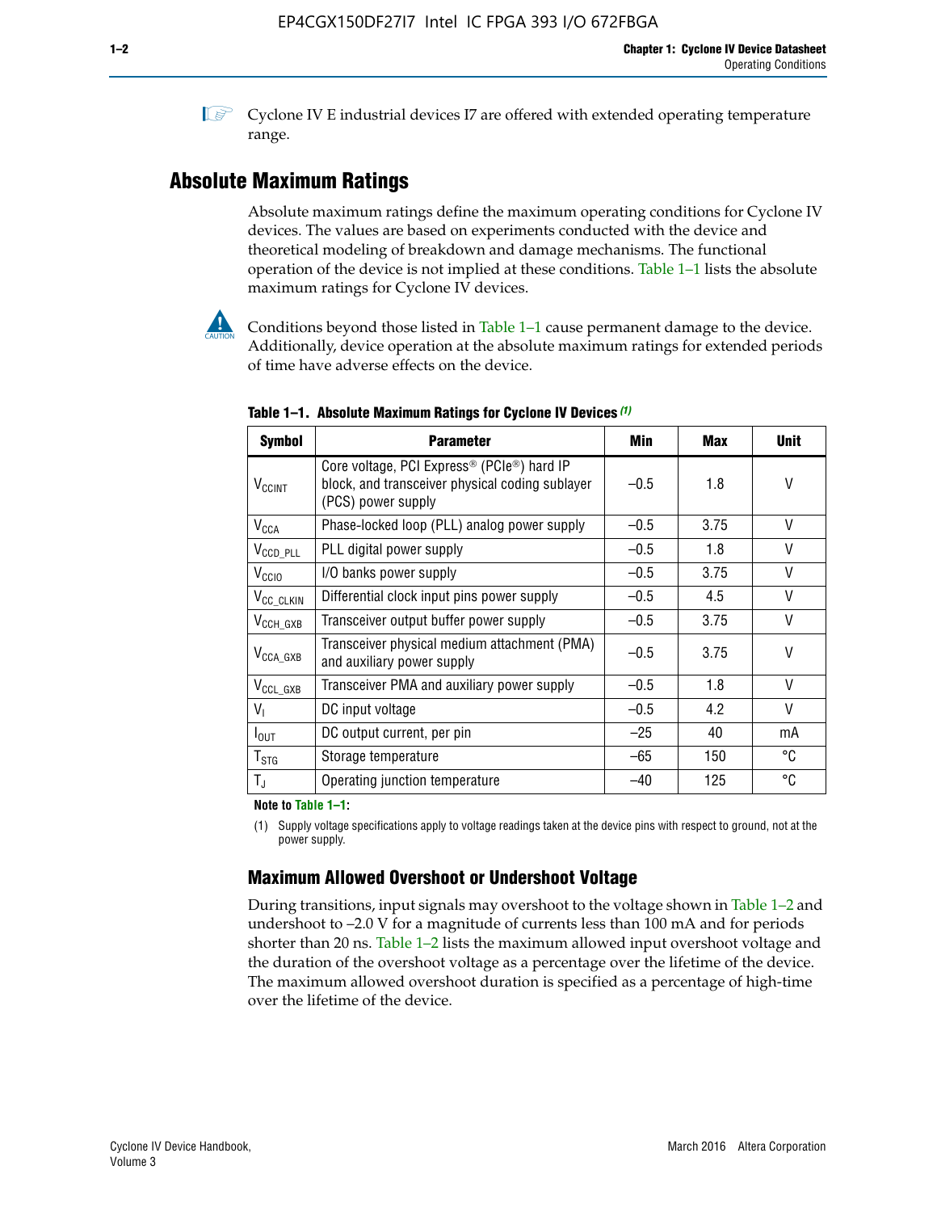Cyclone IV E industrial devices I7 are offered with extended operating temperature range.

## Absolute Maximum Ratings

Absolute maximum ratings define the maximum operating conditions for Cyclone IV devices. The values are based on experiments conducted with the device and theoretical modeling of breakdown and damage mechanisms. The functional operation of the device is not implied at these conditions. Table 1–1 lists the absolute maximum ratings for Cyclone IV devices.

Conditions beyond those listed in Table 1–1 cause permanent damage to the device. Additionally, device operation at the absolute maximum ratings for extended periods of time have adverse effects on the device.

**Table 1–1. Absolute Maximum Ratings for Cyclone IV Devices (1)**

| Symbol | Parameter | Min | Max | Unit |
|---|---|---|---|---|
| $V_{CCINT}$ | Core voltage, PCI Express® (PCIe®) hard IP block, and transceiver physical coding sublayer (PCS) power supply | –0.5 | 1.8 | V |
| $V_{CCA}$ | Phase-locked loop (PLL) analog power supply | –0.5 | 3.75 | V |
| $V_{CCD\_PLL}$ | PLL digital power supply | –0.5 | 1.8 | V |
| $V_{CCIO}$ | I/O banks power supply | –0.5 | 3.75 | V |
| $V_{CC\_CLKIN}$ | Differential clock input pins power supply | –0.5 | 4.5 | V |
| $V_{CCH\_GXB}$ | Transceiver output buffer power supply | –0.5 | 3.75 | V |
| $V_{CCA\_GXB}$ | Transceiver physical medium attachment (PMA) and auxiliary power supply | –0.5 | 3.75 | V |
| $V_{CCL\_GXB}$ | Transceiver PMA and auxiliary power supply | –0.5 | 1.8 | V |
| $V_I$ | DC input voltage | –0.5 | 4.2 | V |
| $I_{OUT}$ | DC output current, per pin | –25 | 40 | mA |
| $T_{STG}$ | Storage temperature | –65 | 150 | °C |
| $T_J$ | Operating junction temperature | –40 | 125 | °C |

**Note to Table 1–1:**

(1) Supply voltage specifications apply to voltage readings taken at the device pins with respect to ground, not at the power supply.

### Maximum Allowed Overshoot or Undershoot Voltage

During transitions, input signals may overshoot to the voltage shown in Table 1–2 and undershoot to –2.0 V for a magnitude of currents less than 100 mA and for periods shorter than 20 ns. Table 1–2 lists the maximum allowed input overshoot voltage and the duration of the overshoot voltage as a percentage over the lifetime of the device. The maximum allowed overshoot duration is specified as a percentage of high-time over the lifetime of the device.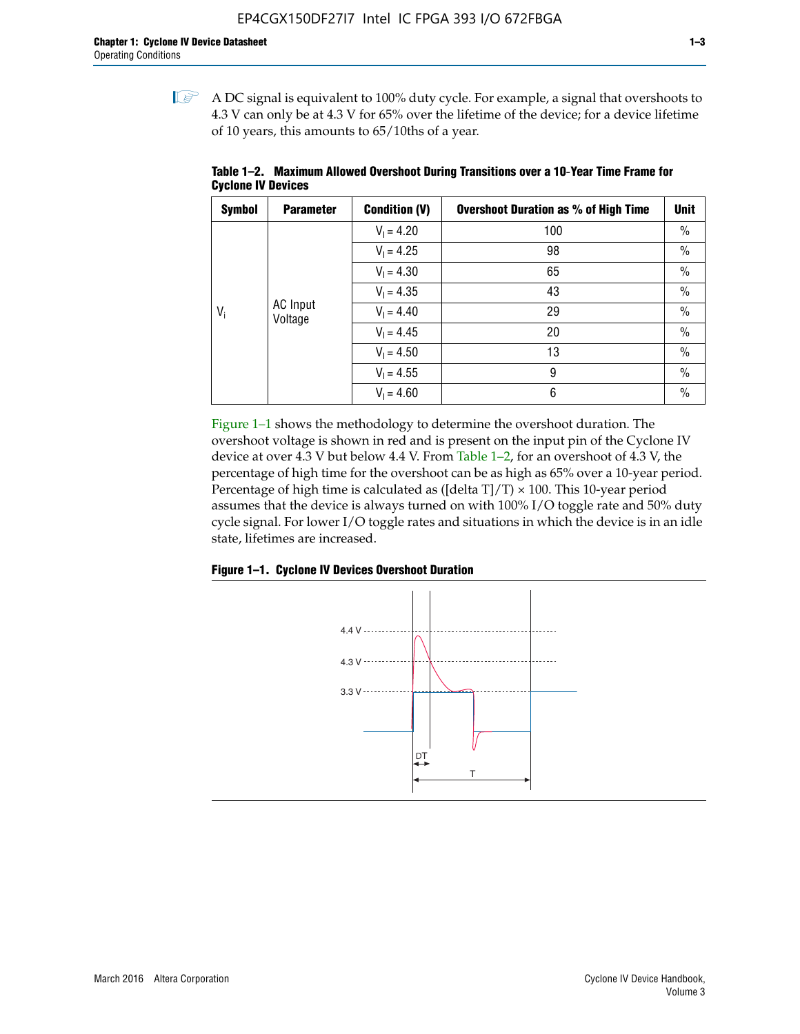A DC signal is equivalent to 100% duty cycle. For example, a signal that overshoots to 4.3 V can only be at 4.3 V for 65% over the lifetime of the device; for a device lifetime of 10 years, this amounts to 65/10ths of a year.

**Table 1–2. Maximum Allowed Overshoot During Transitions over a 10-Year Time Frame for Cyclone IV Devices**

| Symbol | Parameter | Condition (V) | Overshoot Duration as % of High Time | Unit |
|---|---|---|---|---|
| $V_i$ | AC Input Voltage | $V_I = 4.20$ | 100 | % |
| | | $V_I = 4.25$ | 98 | % |
| | | $V_I = 4.30$ | 65 | % |
| | | $V_I = 4.35$ | 43 | % |
| | | $V_I = 4.40$ | 29 | % |
| | | $V_I = 4.45$ | 20 | % |
| | | $V_I = 4.50$ | 13 | % |
| | | $V_I = 4.55$ | 9 | % |
| | | $V_I = 4.60$ | 6 | % |

Figure 1–1 shows the methodology to determine the overshoot duration. The overshoot voltage is shown in red and is present on the input pin of the Cyclone IV device at over 4.3 V but below 4.4 V. From Table 1–2, for an overshoot of 4.3 V, the percentage of high time for the overshoot can be as high as 65% over a 10-year period. Percentage of high time is calculated as ([delta T]/T) × 100. This 10-year period assumes that the device is always turned on with 100% I/O toggle rate and 50% duty cycle signal. For lower I/O toggle rates and situations in which the device is in an idle state, lifetimes are increased.

**Figure 1–1. Cyclone IV Devices Overshoot Duration**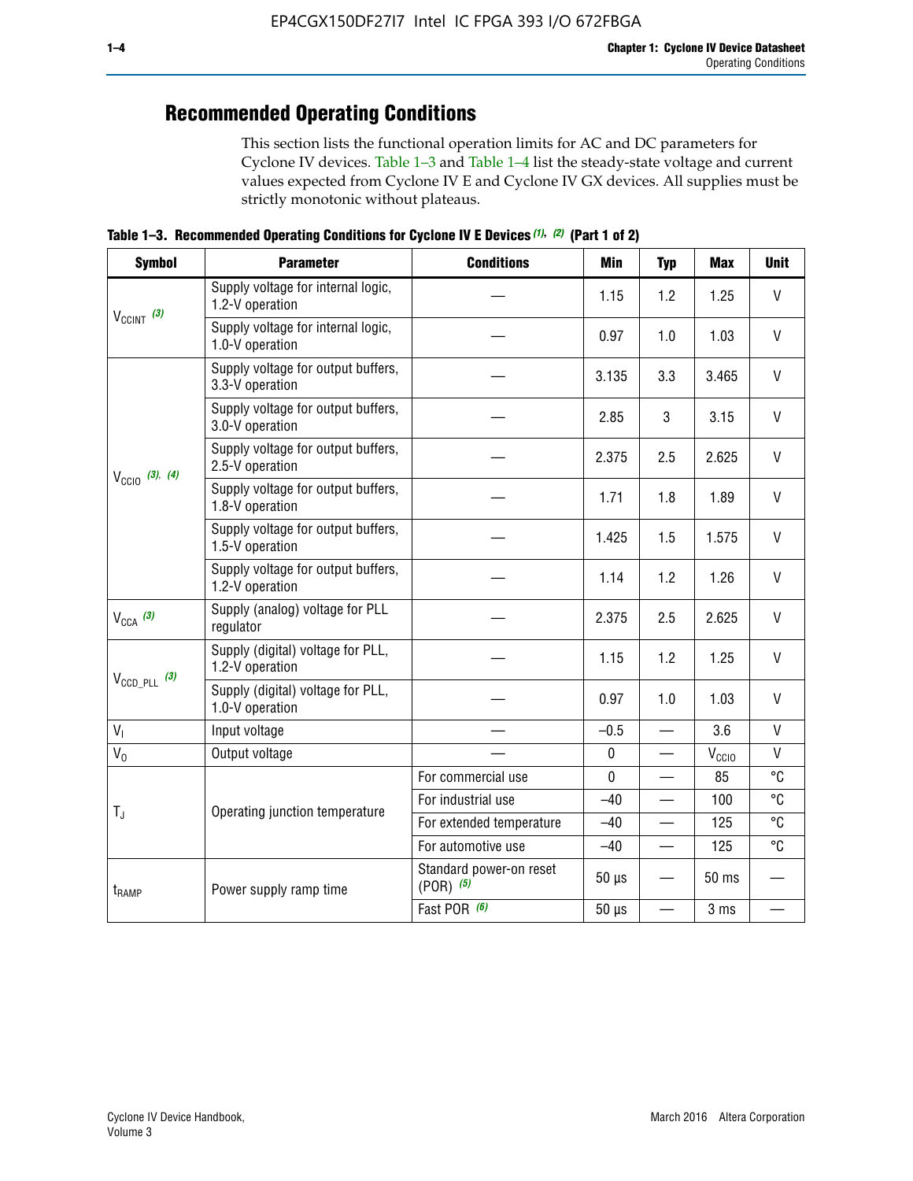## Recommended Operating Conditions

This section lists the functional operation limits for AC and DC parameters for Cyclone IV devices. Table 1–3 and Table 1–4 list the steady-state voltage and current values expected from Cyclone IV E and Cyclone IV GX devices. All supplies must be strictly monotonic without plateaus.

**Table 1–3. Recommended Operating Conditions for Cyclone IV E Devices (1), (2) (Part 1 of 2)**

| Symbol | Parameter | Conditions | Min | Typ | Max | Unit |
|---|---|---|---|---|---|---|
| $V_{CCINT}$ (3) | Supply voltage for internal logic, 1.2-V operation | — | 1.15 | 1.2 | 1.25 | V |
| | Supply voltage for internal logic, 1.0-V operation | — | 0.97 | 1.0 | 1.03 | V |
| $V_{CCIO}$ (3), (4) | Supply voltage for output buffers, 3.3-V operation | — | 3.135 | 3.3 | 3.465 | V |
| | Supply voltage for output buffers, 3.0-V operation | — | 2.85 | 3 | 3.15 | V |
| | Supply voltage for output buffers, 2.5-V operation | — | 2.375 | 2.5 | 2.625 | V |
| | Supply voltage for output buffers, 1.8-V operation | — | 1.71 | 1.8 | 1.89 | V |
| | Supply voltage for output buffers, 1.5-V operation | — | 1.425 | 1.5 | 1.575 | V |
| | Supply voltage for output buffers, 1.2-V operation | — | 1.14 | 1.2 | 1.26 | V |
| $V_{CCA}$ (3) | Supply (analog) voltage for PLL regulator | — | 2.375 | 2.5 | 2.625 | V |
| $V_{CCD\_PLL}$ (3) | Supply (digital) voltage for PLL, 1.2-V operation | — | 1.15 | 1.2 | 1.25 | V |
| | Supply (digital) voltage for PLL, 1.0-V operation | — | 0.97 | 1.0 | 1.03 | V |
| $V_I$ | Input voltage | — | –0.5 | — | 3.6 | V |
| $V_O$ | Output voltage | — | 0 | — | $V_{CCIO}$ | V |
| $T_J$ | Operating junction temperature | For commercial use | 0 | — | 85 | °C |
| | | For industrial use | –40 | — | 100 | °C |
| | | For extended temperature | –40 | — | 125 | °C |
| | | For automotive use | –40 | — | 125 | °C |
| $t_{RAMP}$ | Power supply ramp time | Standard power-on reset (POR) (5) | 50 µs | — | 50 ms | — |
| | | Fast POR (6) | 50 µs | — | 3 ms | — |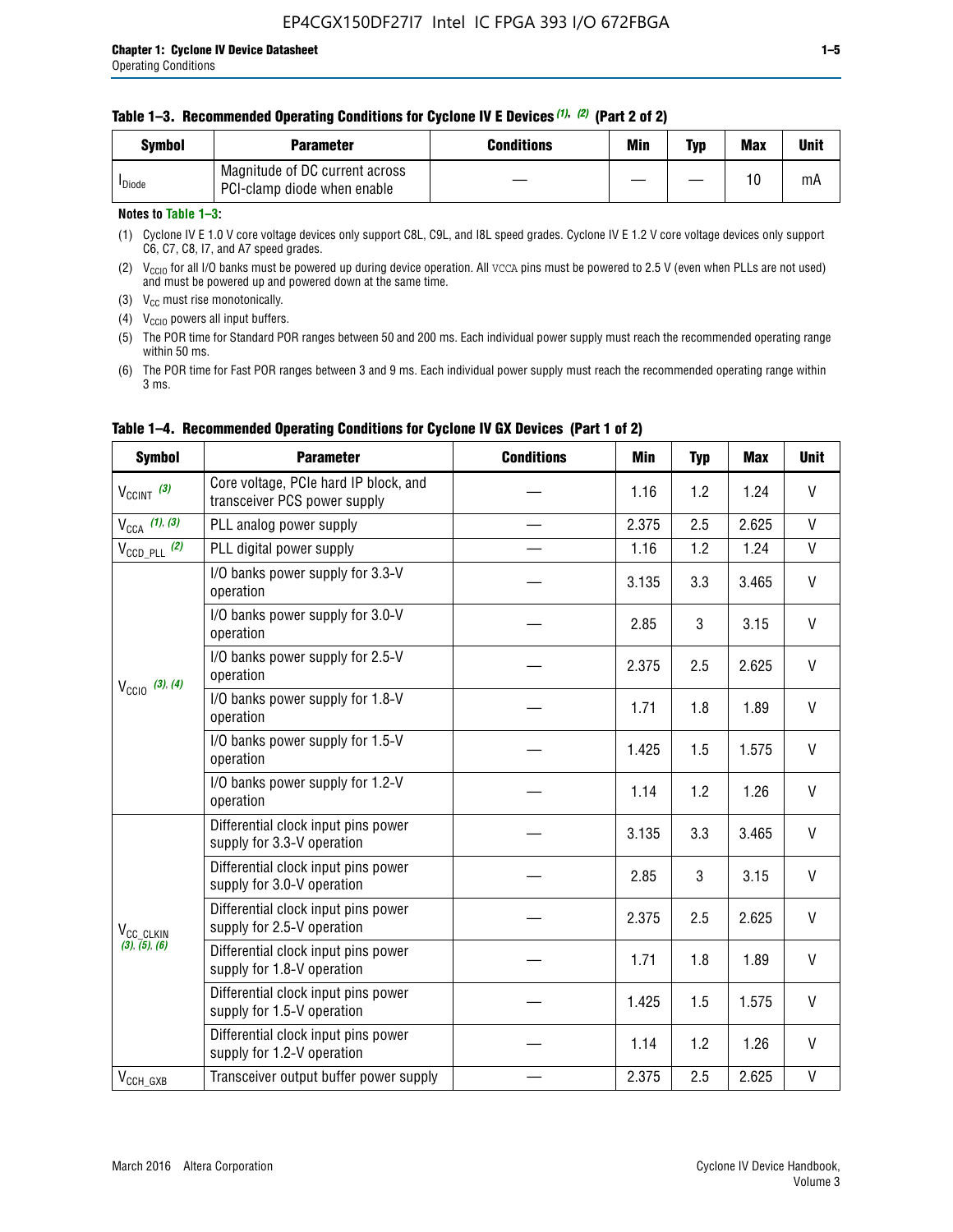**Table 1–3. Recommended Operating Conditions for Cyclone IV E Devices (1), (2) (Part 2 of 2)**

| Symbol | Parameter | Conditions | Min | Typ | Max | Unit |
|---|---|---|---|---|---|---|
| $I_{Diode}$ | Magnitude of DC current across PCI-clamp diode when enable | — | — | — | 10 | mA |

**Notes to Table 1–3:**

(1) Cyclone IV E 1.0 V core voltage devices only support C8L, C9L, and I8L speed grades. Cyclone IV E 1.2 V core voltage devices only support C6, C7, C8, I7, and A7 speed grades.

(2) $V_{CCIO}$ for all I/O banks must be powered up during device operation. All VCCA pins must be powered to 2.5 V (even when PLLs are not used) and must be powered up and powered down at the same time.

(3) $V_{CC}$ must rise monotonically.

(4) $V_{CCIO}$ powers all input buffers.

(5) The POR time for Standard POR ranges between 50 and 200 ms. Each individual power supply must reach the recommended operating range within 50 ms.

(6) The POR time for Fast POR ranges between 3 and 9 ms. Each individual power supply must reach the recommended operating range within 3 ms.

**Table 1–4. Recommended Operating Conditions for Cyclone IV GX Devices (Part 1 of 2)**

| Symbol | Parameter | Conditions | Min | Typ | Max | Unit |
|---|---|---|---|---|---|---|
| $V_{CCINT}$ (3) | Core voltage, PCIe hard IP block, and transceiver PCS power supply | — | 1.16 | 1.2 | 1.24 | V |
| $V_{CCA}$ (1), (3) | PLL analog power supply | — | 2.375 | 2.5 | 2.625 | V |
| $V_{CCD\_PLL}$ (2) | PLL digital power supply | — | 1.16 | 1.2 | 1.24 | V |
| $V_{CCIO}$ (3), (4) | I/O banks power supply for 3.3-V operation | — | 3.135 | 3.3 | 3.465 | V |
| | I/O banks power supply for 3.0-V operation | — | 2.85 | 3 | 3.15 | V |
| | I/O banks power supply for 2.5-V operation | — | 2.375 | 2.5 | 2.625 | V |
| | I/O banks power supply for 1.8-V operation | — | 1.71 | 1.8 | 1.89 | V |
| | I/O banks power supply for 1.5-V operation | — | 1.425 | 1.5 | 1.575 | V |
| | I/O banks power supply for 1.2-V operation | — | 1.14 | 1.2 | 1.26 | V |
| $V_{CC\_CLKIN}$ (3), (5), (6) | Differential clock input pins power supply for 3.3-V operation | — | 3.135 | 3.3 | 3.465 | V |
| | Differential clock input pins power supply for 3.0-V operation | — | 2.85 | 3 | 3.15 | V |
| | Differential clock input pins power supply for 2.5-V operation | — | 2.375 | 2.5 | 2.625 | V |
| | Differential clock input pins power supply for 1.8-V operation | — | 1.71 | 1.8 | 1.89 | V |
| | Differential clock input pins power supply for 1.5-V operation | — | 1.425 | 1.5 | 1.575 | V |
| | Differential clock input pins power supply for 1.2-V operation | — | 1.14 | 1.2 | 1.26 | V |
| $V_{CCH\_GXB}$ | Transceiver output buffer power supply | — | 2.375 | 2.5 | 2.625 | V |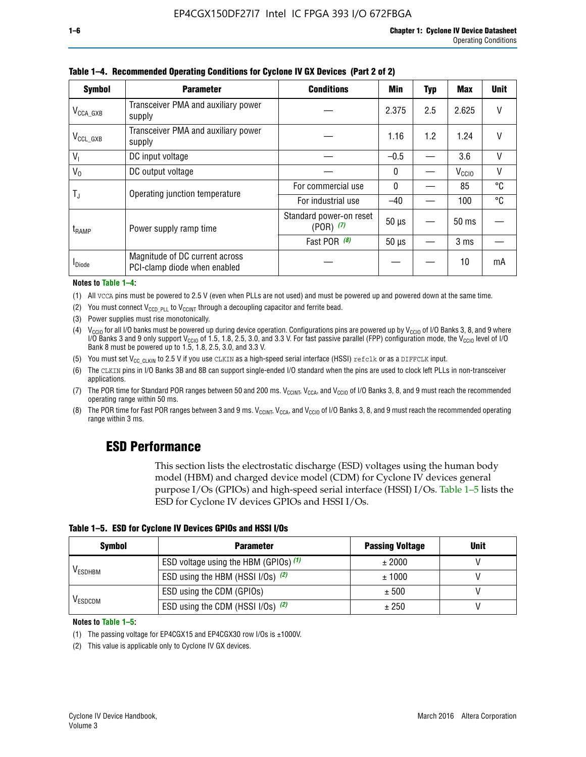**Table 1–4. Recommended Operating Conditions for Cyclone IV GX Devices (Part 2 of 2)**

| Symbol | Parameter | Conditions | Min | Typ | Max | Unit |
|---|---|---|---|---|---|---|
| $V_{CCA\_GXB}$ | Transceiver PMA and auxiliary power supply | — | 2.375 | 2.5 | 2.625 | V |
| $V_{CCL\_GXB}$ | Transceiver PMA and auxiliary power supply | — | 1.16 | 1.2 | 1.24 | V |
| $V_I$ | DC input voltage | — | –0.5 | — | 3.6 | V |
| $V_O$ | DC output voltage | — | 0 | — | $V_{CCIO}$ | V |
| $T_J$ | Operating junction temperature | For commercial use | 0 | — | 85 | °C |
| | | For industrial use | –40 | — | 100 | °C |
| $t_{RAMP}$ | Power supply ramp time | Standard power-on reset (POR) *(7)* | 50 µs | — | 50 ms | — |
| | | Fast POR *(8)* | 50 µs | — | 3 ms | — |
| $I_{Diode}$ | Magnitude of DC current across PCI-clamp diode when enabled | — | — | — | 10 | mA |

**Notes to Table 1–4:**

(1) All VCCA pins must be powered to 2.5 V (even when PLLs are not used) and must be powered up and powered down at the same time.

(2) You must connect $V_{CCD\_PLL}$ to $V_{CCINT}$ through a decoupling capacitor and ferrite bead.

(3) Power supplies must rise monotonically.

(4) $V_{CCIO}$ for all I/O banks must be powered up during device operation. Configurations pins are powered up by $V_{CCIO}$ of I/O Banks 3, 8, and 9 where I/O Banks 3 and 9 only support $V_{CCIO}$ of 1.5, 1.8, 2.5, 3.0, and 3.3 V. For fast passive parallel (FPP) configuration mode, the $V_{CCIO}$ level of I/O Bank 8 must be powered up to 1.5, 1.8, 2.5, 3.0, and 3.3 V.

(5) You must set $V_{CC\_CLKIN}$ to 2.5 V if you use CLKIN as a high-speed serial interface (HSSI) refclk or as a DIFFCLK input.

(6) The CLKIN pins in I/O Banks 3B and 8B can support single-ended I/O standard when the pins are used to clock left PLLs in non-transceiver applications.

(7) The POR time for Standard POR ranges between 50 and 200 ms. $V_{CCINT}$, $V_{CCA}$, and $V_{CCIO}$ of I/O Banks 3, 8, and 9 must reach the recommended operating range within 50 ms.

(8) The POR time for Fast POR ranges between 3 and 9 ms. $V_{CCINT}$, $V_{CCA}$, and $V_{CCIO}$ of I/O Banks 3, 8, and 9 must reach the recommended operating range within 3 ms.

## ESD Performance

This section lists the electrostatic discharge (ESD) voltages using the human body model (HBM) and charged device model (CDM) for Cyclone IV devices general purpose I/Os (GPIOs) and high-speed serial interface (HSSI) I/Os. Table 1–5 lists the ESD for Cyclone IV devices GPIOs and HSSI I/Os.

**Table 1–5. ESD for Cyclone IV Devices GPIOs and HSSI I/Os**

| Symbol | Parameter | Passing Voltage | Unit |
|---|---|---|---|
| $V_{ESDHBM}$ | ESD voltage using the HBM (GPIOs) *(1)* | ± 2000 | V |
| | ESD using the HBM (HSSI I/Os) *(2)* | ± 1000 | V |
| $V_{ESDCDM}$ | ESD using the CDM (GPIOs) | ± 500 | V |
| | ESD using the CDM (HSSI I/Os) *(2)* | ± 250 | V |

**Notes to Table 1–5:**

(1) The passing voltage for EP4CGX15 and EP4CGX30 row I/Os is ±1000V.

(2) This value is applicable only to Cyclone IV GX devices.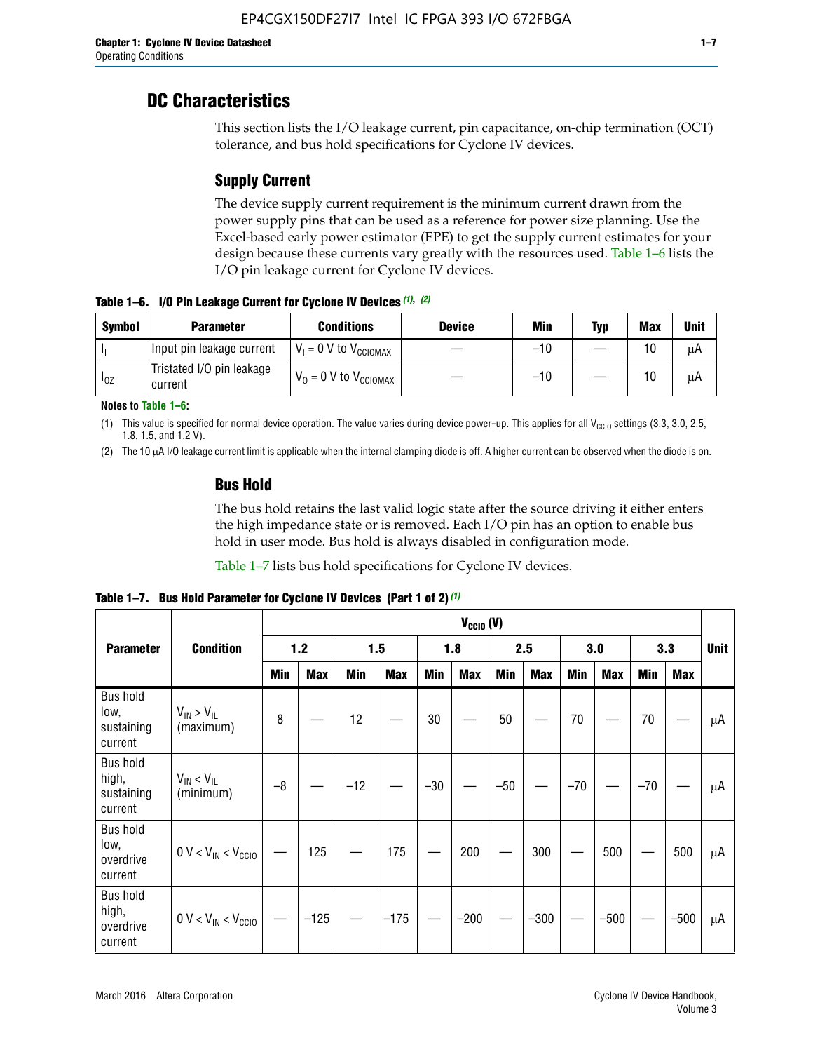## DC Characteristics

This section lists the I/O leakage current, pin capacitance, on-chip termination (OCT) tolerance, and bus hold specifications for Cyclone IV devices.

### Supply Current

The device supply current requirement is the minimum current drawn from the power supply pins that can be used as a reference for power size planning. Use the Excel-based early power estimator (EPE) to get the supply current estimates for your design because these currents vary greatly with the resources used. Table 1–6 lists the I/O pin leakage current for Cyclone IV devices.

**Table 1–6. I/O Pin Leakage Current for Cyclone IV Devices (1), (2)**

| Symbol | Parameter | Conditions | Device | Min | Typ | Max | Unit |
|---|---|---|---|---|---|---|---|
| $I_I$ | Input pin leakage current | $V_I$ = 0 V to $V_{CCIOMAX}$ | — | –10 | — | 10 | μA |
| $I_{OZ}$ | Tristated I/O pin leakage current | $V_O$ = 0 V to $V_{CCIOMAX}$ | — | –10 | — | 10 | μA |

**Notes to Table 1–6:**

(1) This value is specified for normal device operation. The value varies during device power-up. This applies for all $V_{CCIO}$ settings (3.3, 3.0, 2.5, 1.8, 1.5, and 1.2 V).

(2) The 10 μA I/O leakage current limit is applicable when the internal clamping diode is off. A higher current can be observed when the diode is on.

### Bus Hold

The bus hold retains the last valid logic state after the source driving it either enters the high impedance state or is removed. Each I/O pin has an option to enable bus hold in user mode. Bus hold is always disabled in configuration mode.

Table 1–7 lists bus hold specifications for Cyclone IV devices.

**Table 1–7. Bus Hold Parameter for Cyclone IV Devices (Part 1 of 2) (1)**

| Parameter | Condition | $V_{CCIO}$ (V) | | | | | | | | | | | | Unit |
|---|---|---|---|---|---|---|---|---|---|---|---|---|---|---|
| | | 1.2 | | 1.5 | | 1.8 | | 2.5 | | 3.0 | | 3.3 | | |
| | | Min | Max | Min | Max | Min | Max | Min | Max | Min | Max | Min | Max | |
| Bus hold low, sustaining current | $V_{IN} > V_{IL}$ (maximum) | 8 | — | 12 | — | 30 | — | 50 | — | 70 | — | 70 | — | μA |
| Bus hold high, sustaining current | $V_{IN} < V_{IL}$ (minimum) | –8 | — | –12 | — | –30 | — | –50 | — | –70 | — | –70 | — | μA |
| Bus hold low, overdrive current | 0 V < $V_{IN}$ < $V_{CCIO}$ | — | 125 | — | 175 | — | 200 | — | 300 | — | 500 | — | 500 | μA |
| Bus hold high, overdrive current | 0 V < $V_{IN}$ < $V_{CCIO}$ | — | –125 | — | –175 | — | –200 | — | –300 | — | –500 | — | –500 | μA |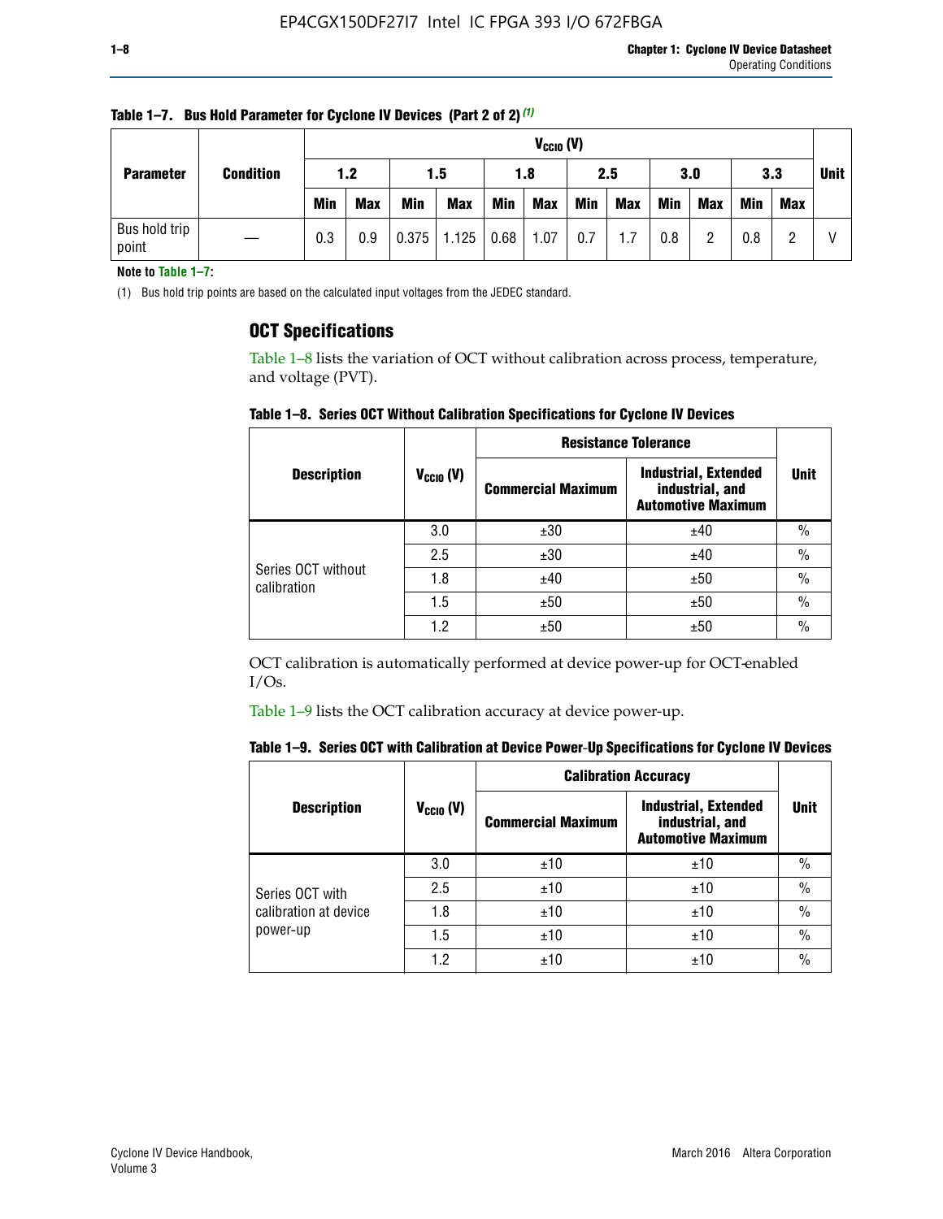**Table 1–7. Bus Hold Parameter for Cyclone IV Devices (Part 2 of 2)** (1)

| Parameter | Condition | $V_{CCIO}$ (V) | | | | | | | | | | | | Unit |
|---|---|---|---|---|---|---|---|---|---|---|---|---|---|---|
| | | 1.2 | | 1.5 | | 1.8 | | 2.5 | | 3.0 | | 3.3 | | |
| | | Min | Max | Min | Max | Min | Max | Min | Max | Min | Max | Min | Max | |
| Bus hold trip point | — | 0.3 | 0.9 | 0.375 | 1.125 | 0.68 | 1.07 | 0.7 | 1.7 | 0.8 | 2 | 0.8 | 2 | V |

**Note to Table 1–7:**

(1) Bus hold trip points are based on the calculated input voltages from the JEDEC standard.

## OCT Specifications

Table 1–8 lists the variation of OCT without calibration across process, temperature, and voltage (PVT).

**Table 1–8. Series OCT Without Calibration Specifications for Cyclone IV Devices**

| Description | $V_{CCIO}$ (V) | Resistance Tolerance | | Unit |
|---|---|---|---|---|
| | | Commercial Maximum | Industrial, Extended industrial, and Automotive Maximum | |
| Series OCT without calibration | 3.0 | ±30 | ±40 | % |
| | 2.5 | ±30 | ±40 | % |
| | 1.8 | ±40 | ±50 | % |
| | 1.5 | ±50 | ±50 | % |
| | 1.2 | ±50 | ±50 | % |

OCT calibration is automatically performed at device power-up for OCT-enabled I/Os.

Table 1–9 lists the OCT calibration accuracy at device power-up.

**Table 1–9. Series OCT with Calibration at Device Power-Up Specifications for Cyclone IV Devices**

| Description | $V_{CCIO}$ (V) | Calibration Accuracy | | Unit |
|---|---|---|---|---|
| | | Commercial Maximum | Industrial, Extended industrial, and Automotive Maximum | |
| Series OCT with calibration at device power-up | 3.0 | ±10 | ±10 | % |
| | 2.5 | ±10 | ±10 | % |
| | 1.8 | ±10 | ±10 | % |
| | 1.5 | ±10 | ±10 | % |
| | 1.2 | ±10 | ±10 | % |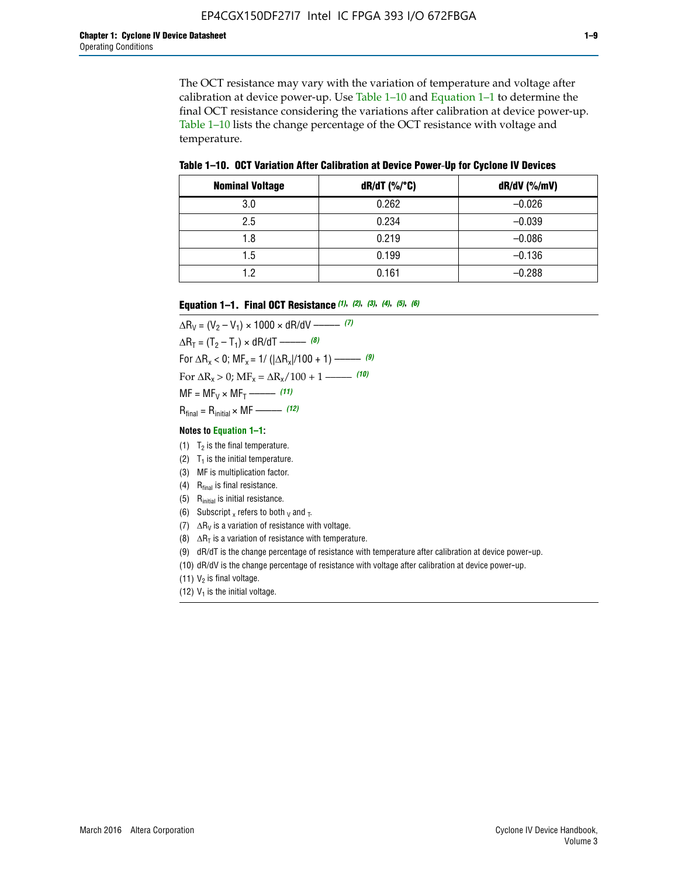The OCT resistance may vary with the variation of temperature and voltage after calibration at device power-up. Use Table 1–10 and Equation 1–1 to determine the final OCT resistance considering the variations after calibration at device power-up. Table 1–10 lists the change percentage of the OCT resistance with voltage and temperature.

**Table 1–10. OCT Variation After Calibration at Device Power-Up for Cyclone IV Devices**

| Nominal Voltage | dR/dT (%/°C) | dR/dV (%/mV) |
|---|---|---|
| 3.0 | 0.262 | –0.026 |
| 2.5 | 0.234 | –0.039 |
| 1.8 | 0.219 | –0.086 |
| 1.5 | 0.199 | –0.136 |
| 1.2 | 0.161 | –0.288 |

**Equation 1–1. Final OCT Resistance** *(1), (2), (3), (4), (5), (6)*

$\Delta R_V = (V_2 - V_1) \times 1000 \times dR/dV$ ——— *(7)*

$\Delta R_T = (T_2 - T_1) \times dR/dT$ ——— *(8)*

For $\Delta R_x < 0$; $MF_x = 1/(|\Delta R_x|/100 + 1)$ ——— *(9)*

For $\Delta R_x > 0$; $MF_x = \Delta R_x/100 + 1$ ——— *(10)*

$MF = MF_V \times MF_T$ ——— *(11)*

$R_{final} = R_{initial} \times MF$ ——— *(12)*

**Notes to Equation 1–1:**

(1) $T_2$ is the final temperature.

(2) $T_1$ is the initial temperature.

(3) MF is multiplication factor.

(4) $R_{final}$ is final resistance.

(5) $R_{initial}$ is initial resistance.

(6) Subscript $_x$ refers to both $_V$ and $_T$.

(7) $\Delta R_V$ is a variation of resistance with voltage.

(8) $\Delta R_T$ is a variation of resistance with temperature.

(9) dR/dT is the change percentage of resistance with temperature after calibration at device power-up.

(10) dR/dV is the change percentage of resistance with voltage after calibration at device power-up.

(11) $V_2$ is final voltage.

(12) $V_1$ is the initial voltage.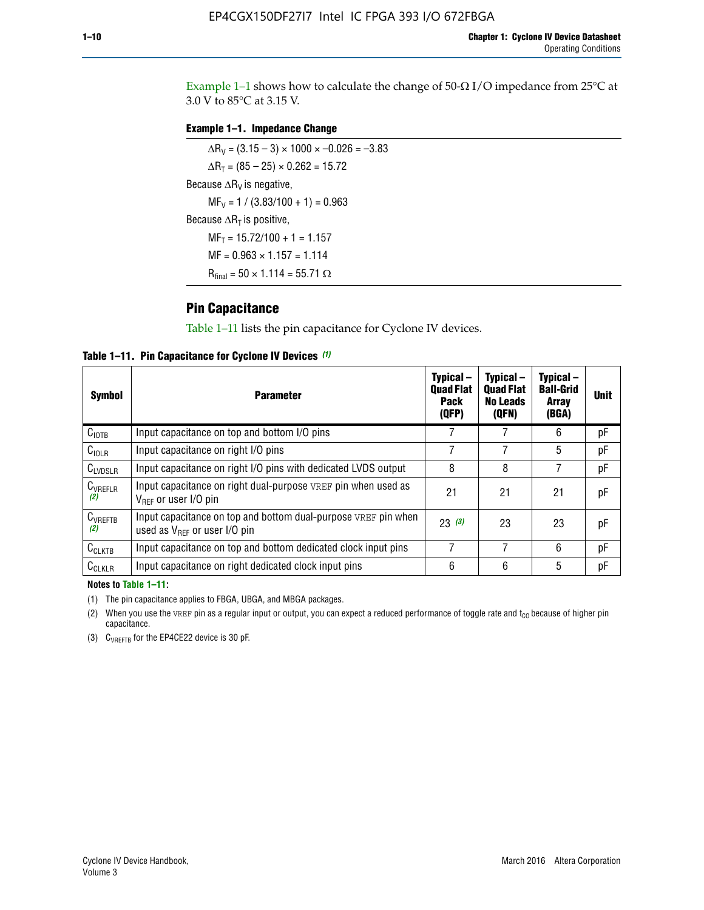Example 1–1 shows how to calculate the change of 50-Ω I/O impedance from 25°C at 3.0 V to 85°C at 3.15 V.

**Example 1–1. Impedance Change**

$\Delta R_V = (3.15 - 3) \times 1000 \times -0.026 = -3.83$

$\Delta R_T = (85 - 25) \times 0.262 = 15.72$

Because $\Delta R_V$ is negative,

$MF_V = 1 / (3.83/100 + 1) = 0.963$

Because $\Delta R_T$ is positive,

$MF_T = 15.72/100 + 1 = 1.157$

$MF = 0.963 \times 1.157 = 1.114$

$R_{final} = 50 \times 1.114 = 55.71\ \Omega$

## Pin Capacitance

Table 1–11 lists the pin capacitance for Cyclone IV devices.

**Table 1–11. Pin Capacitance for Cyclone IV Devices (1)**

| Symbol | Parameter | Typical – Quad Flat Pack (QFP) | Typical – Quad Flat No Leads (QFN) | Typical – Ball-Grid Array (BGA) | Unit |
|---|---|---|---|---|---|
| $C_{IOTB}$ | Input capacitance on top and bottom I/O pins | 7 | 7 | 6 | pF |
| $C_{IOLR}$ | Input capacitance on right I/O pins | 7 | 7 | 5 | pF |
| $C_{LVDSLR}$ | Input capacitance on right I/O pins with dedicated LVDS output | 8 | 8 | 7 | pF |
| $C_{VREFLR}$ (2) | Input capacitance on right dual-purpose VREF pin when used as $V_{REF}$ or user I/O pin | 21 | 21 | 21 | pF |
| $C_{VREFTB}$ (2) | Input capacitance on top and bottom dual-purpose VREF pin when used as $V_{REF}$ or user I/O pin | 23 (3) | 23 | 23 | pF |
| $C_{CLKTB}$ | Input capacitance on top and bottom dedicated clock input pins | 7 | 7 | 6 | pF |
| $C_{CLKLR}$ | Input capacitance on right dedicated clock input pins | 6 | 6 | 5 | pF |

**Notes to Table 1–11:**

(1) The pin capacitance applies to FBGA, UBGA, and MBGA packages.

(2) When you use the VREF pin as a regular input or output, you can expect a reduced performance of toggle rate and $t_{CO}$ because of higher pin capacitance.

(3) $C_{VREFTB}$ for the EP4CE22 device is 30 pF.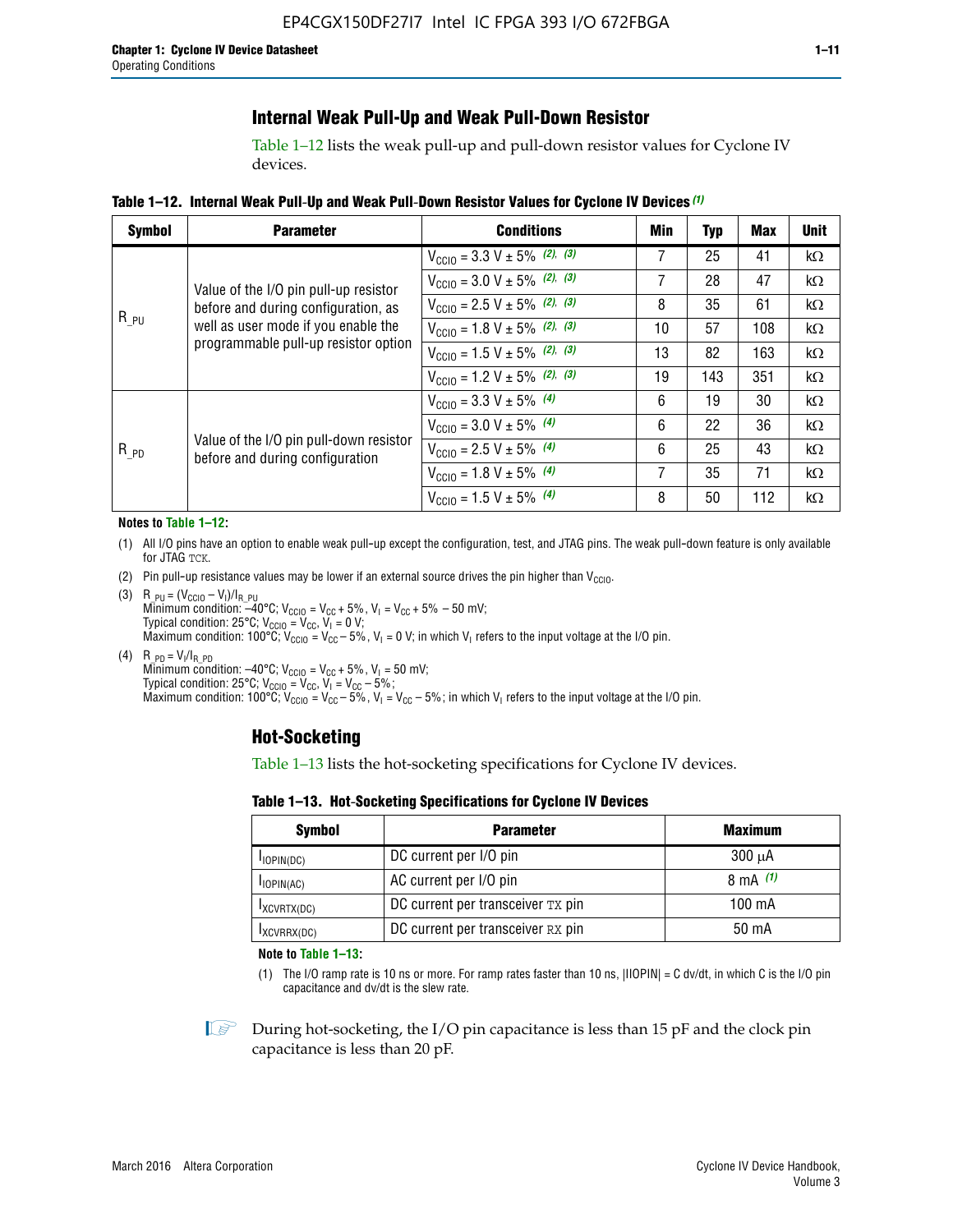## Internal Weak Pull-Up and Weak Pull-Down Resistor

Table 1–12 lists the weak pull-up and pull-down resistor values for Cyclone IV devices.

**Table 1–12. Internal Weak Pull-Up and Weak Pull-Down Resistor Values for Cyclone IV Devices (1)**

| Symbol | Parameter | Conditions | Min | Typ | Max | Unit |
|---|---|---|---|---|---|---|
| $R_{\_PU}$ | Value of the I/O pin pull-up resistor before and during configuration, as well as user mode if you enable the programmable pull-up resistor option | $V_{CCIO}$ = 3.3 V ± 5% (2), (3) | 7 | 25 | 41 | kΩ |
| | | $V_{CCIO}$ = 3.0 V ± 5% (2), (3) | 7 | 28 | 47 | kΩ |
| | | $V_{CCIO}$ = 2.5 V ± 5% (2), (3) | 8 | 35 | 61 | kΩ |
| | | $V_{CCIO}$ = 1.8 V ± 5% (2), (3) | 10 | 57 | 108 | kΩ |
| | | $V_{CCIO}$ = 1.5 V ± 5% (2), (3) | 13 | 82 | 163 | kΩ |
| | | $V_{CCIO}$ = 1.2 V ± 5% (2), (3) | 19 | 143 | 351 | kΩ |
| $R_{\_PD}$ | Value of the I/O pin pull-down resistor before and during configuration | $V_{CCIO}$ = 3.3 V ± 5% (4) | 6 | 19 | 30 | kΩ |
| | | $V_{CCIO}$ = 3.0 V ± 5% (4) | 6 | 22 | 36 | kΩ |
| | | $V_{CCIO}$ = 2.5 V ± 5% (4) | 6 | 25 | 43 | kΩ |
| | | $V_{CCIO}$ = 1.8 V ± 5% (4) | 7 | 35 | 71 | kΩ |
| | | $V_{CCIO}$ = 1.5 V ± 5% (4) | 8 | 50 | 112 | kΩ |

**Notes to Table 1–12:**

(1) All I/O pins have an option to enable weak pull-up except the configuration, test, and JTAG pins. The weak pull-down feature is only available for JTAG TCK.

(2) Pin pull-up resistance values may be lower if an external source drives the pin higher than $V_{CCIO}$.

(3) $R_{\_PU} = (V_{CCIO} - V_I)/I_{R\_PU}$
Minimum condition: –40°C; $V_{CCIO} = V_{CC} + 5\%$, $V_I = V_{CC} + 5\% - 50$ mV;
Typical condition: 25°C; $V_{CCIO} = V_{CC}$, $V_I = 0$ V;
Maximum condition: 100°C; $V_{CCIO} = V_{CC} - 5\%$, $V_I = 0$ V; in which $V_I$ refers to the input voltage at the I/O pin.

(4) $R_{\_PD} = V_I/I_{R\_PD}$
Minimum condition: –40°C; $V_{CCIO} = V_{CC} + 5\%$, $V_I = 50$ mV;
Typical condition: 25°C; $V_{CCIO} = V_{CC}$, $V_I = V_{CC} - 5\%$;
Maximum condition: 100°C; $V_{CCIO} = V_{CC} - 5\%$, $V_I = V_{CC} - 5\%$; in which $V_I$ refers to the input voltage at the I/O pin.

## Hot-Socketing

Table 1–13 lists the hot-socketing specifications for Cyclone IV devices.

**Table 1–13. Hot-Socketing Specifications for Cyclone IV Devices**

| Symbol | Parameter | Maximum |
|---|---|---|
| $I_{IOPIN(DC)}$ | DC current per I/O pin | 300 μA |
| $I_{IOPIN(AC)}$ | AC current per I/O pin | 8 mA (1) |
| $I_{XCVRTX(DC)}$ | DC current per transceiver TX pin | 100 mA |
| $I_{XCVRRX(DC)}$ | DC current per transceiver RX pin | 50 mA |

**Note to Table 1–13:**

(1) The I/O ramp rate is 10 ns or more. For ramp rates faster than 10 ns, |IIOPIN| = C dv/dt, in which C is the I/O pin capacitance and dv/dt is the slew rate.

During hot-socketing, the I/O pin capacitance is less than 15 pF and the clock pin capacitance is less than 20 pF.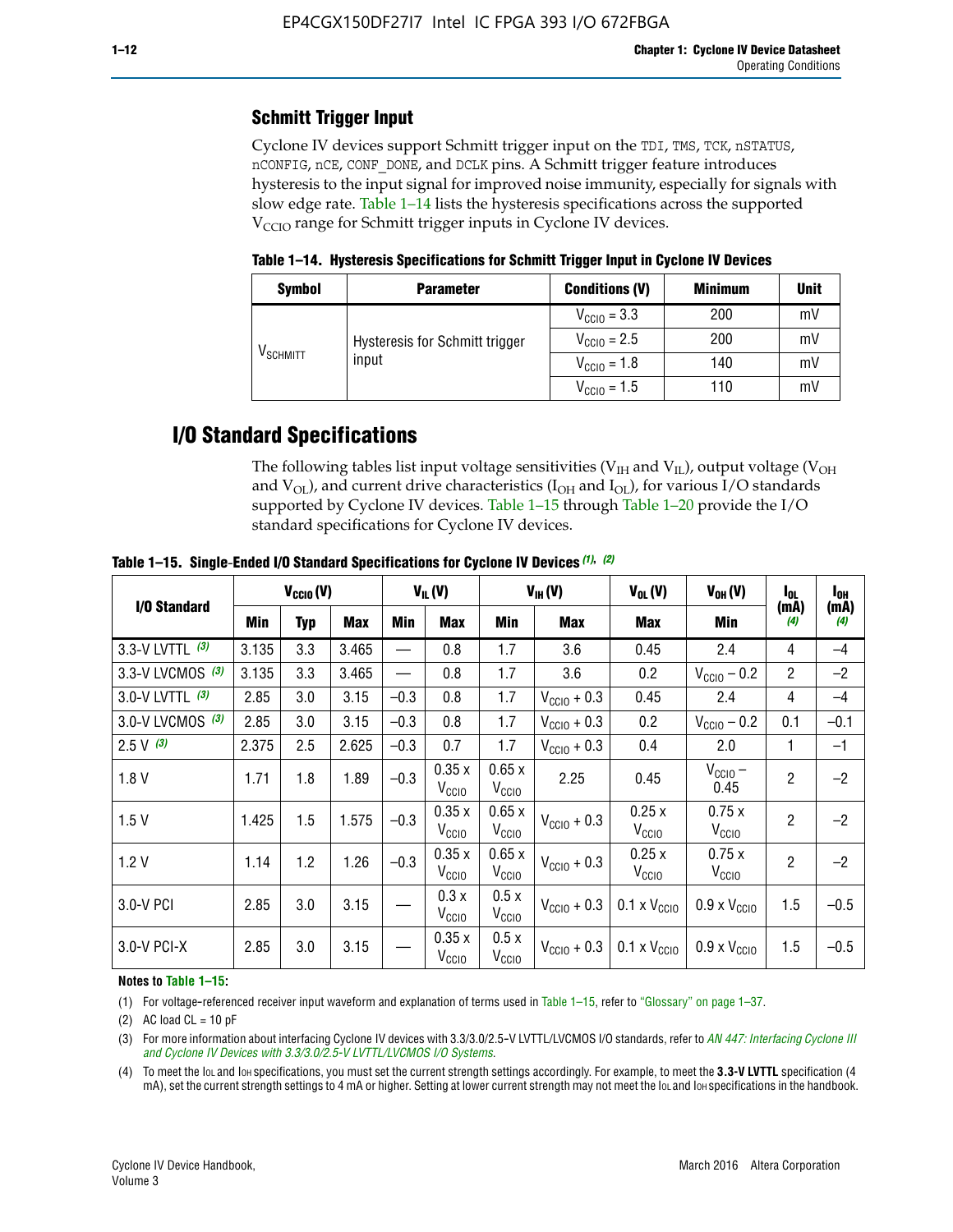## Schmitt Trigger Input

Cyclone IV devices support Schmitt trigger input on the TDI, TMS, TCK, nSTATUS, nCONFIG, nCE, CONF_DONE, and DCLK pins. A Schmitt trigger feature introduces hysteresis to the input signal for improved noise immunity, especially for signals with slow edge rate. Table 1–14 lists the hysteresis specifications across the supported $V_{CCIO}$ range for Schmitt trigger inputs in Cyclone IV devices.

**Table 1–14. Hysteresis Specifications for Schmitt Trigger Input in Cyclone IV Devices**

| Symbol | Parameter | Conditions (V) | Minimum | Unit |
|---|---|---|---|---|
| $V_{SCHMITT}$ | Hysteresis for Schmitt trigger input | $V_{CCIO}$ = 3.3 | 200 | mV |
| | | $V_{CCIO}$ = 2.5 | 200 | mV |
| | | $V_{CCIO}$ = 1.8 | 140 | mV |
| | | $V_{CCIO}$ = 1.5 | 110 | mV |

# I/O Standard Specifications

The following tables list input voltage sensitivities ($V_{IH}$ and $V_{IL}$), output voltage ($V_{OH}$ and $V_{OL}$), and current drive characteristics ($I_{OH}$ and $I_{OL}$), for various I/O standards supported by Cyclone IV devices. Table 1–15 through Table 1–20 provide the I/O standard specifications for Cyclone IV devices.

**Table 1–15. Single-Ended I/O Standard Specifications for Cyclone IV Devices** *(1), (2)*

| I/O Standard | $V_{CCIO}$ (V) | | | $V_{IL}$ (V) | | $V_{IH}$ (V) | | $V_{OL}$ (V) | $V_{OH}$ (V) | $I_{OL}$ (mA) *(4)* | $I_{OH}$ (mA) *(4)* |
|---|---|---|---|---|---|---|---|---|---|---|---|
| | Min | Typ | Max | Min | Max | Min | Max | Max | Min | | |
| 3.3-V LVTTL *(3)* | 3.135 | 3.3 | 3.465 | — | 0.8 | 1.7 | 3.6 | 0.45 | 2.4 | 4 | –4 |
| 3.3-V LVCMOS *(3)* | 3.135 | 3.3 | 3.465 | — | 0.8 | 1.7 | 3.6 | 0.2 | $V_{CCIO}$ – 0.2 | 2 | –2 |
| 3.0-V LVTTL *(3)* | 2.85 | 3.0 | 3.15 | –0.3 | 0.8 | 1.7 | $V_{CCIO}$ + 0.3 | 0.45 | 2.4 | 4 | –4 |
| 3.0-V LVCMOS *(3)* | 2.85 | 3.0 | 3.15 | –0.3 | 0.8 | 1.7 | $V_{CCIO}$ + 0.3 | 0.2 | $V_{CCIO}$ – 0.2 | 0.1 | –0.1 |
| 2.5 V *(3)* | 2.375 | 2.5 | 2.625 | –0.3 | 0.7 | 1.7 | $V_{CCIO}$ + 0.3 | 0.4 | 2.0 | 1 | –1 |
| 1.8 V | 1.71 | 1.8 | 1.89 | –0.3 | 0.35 x $V_{CCIO}$ | 0.65 x $V_{CCIO}$ | 2.25 | 0.45 | $V_{CCIO}$ – 0.45 | 2 | –2 |
| 1.5 V | 1.425 | 1.5 | 1.575 | –0.3 | 0.35 x $V_{CCIO}$ | 0.65 x $V_{CCIO}$ | $V_{CCIO}$ + 0.3 | 0.25 x $V_{CCIO}$ | 0.75 x $V_{CCIO}$ | 2 | –2 |
| 1.2 V | 1.14 | 1.2 | 1.26 | –0.3 | 0.35 x $V_{CCIO}$ | 0.65 x $V_{CCIO}$ | $V_{CCIO}$ + 0.3 | 0.25 x $V_{CCIO}$ | 0.75 x $V_{CCIO}$ | 2 | –2 |
| 3.0-V PCI | 2.85 | 3.0 | 3.15 | — | 0.3 x $V_{CCIO}$ | 0.5 x $V_{CCIO}$ | $V_{CCIO}$ + 0.3 | 0.1 x $V_{CCIO}$ | 0.9 x $V_{CCIO}$ | 1.5 | –0.5 |
| 3.0-V PCI-X | 2.85 | 3.0 | 3.15 | — | 0.35 x $V_{CCIO}$ | 0.5 x $V_{CCIO}$ | $V_{CCIO}$ + 0.3 | 0.1 x $V_{CCIO}$ | 0.9 x $V_{CCIO}$ | 1.5 | –0.5 |

**Notes to Table 1–15:**

(1) For voltage-referenced receiver input waveform and explanation of terms used in Table 1–15, refer to "Glossary" on page 1–37.

(2) AC load CL = 10 pF

(3) For more information about interfacing Cyclone IV devices with 3.3/3.0/2.5-V LVTTL/LVCMOS I/O standards, refer to *AN 447: Interfacing Cyclone III and Cyclone IV Devices with 3.3/3.0/2.5-V LVTTL/LVCMOS I/O Systems*.

(4) To meet the IOL and IOH specifications, you must set the current strength settings accordingly. For example, to meet the **3.3-V LVTTL** specification (4 mA), set the current strength settings to 4 mA or higher. Setting at lower current strength may not meet the IOL and IOH specifications in the handbook.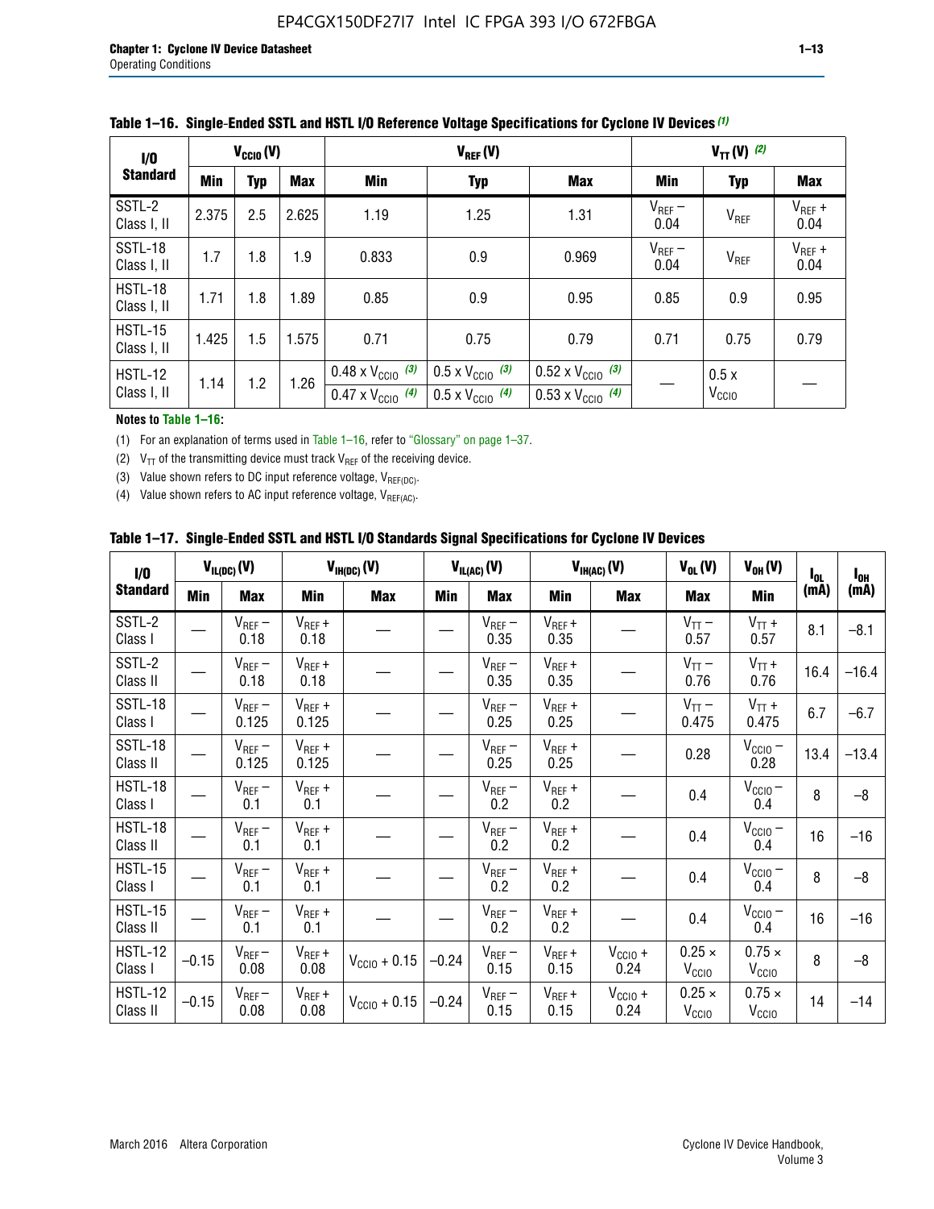**Table 1–16. Single-Ended SSTL and HSTL I/O Reference Voltage Specifications for Cyclone IV Devices (1)**

| I/O Standard | $V_{CCIO}$ (V) | | | $V_{REF}$ (V) | | | $V_{TT}$ (V) (2) | | |
|---|---|---|---|---|---|---|---|---|---|
| | Min | Typ | Max | Min | Typ | Max | Min | Typ | Max |
| SSTL-2 Class I, II | 2.375 | 2.5 | 2.625 | 1.19 | 1.25 | 1.31 | $V_{REF}$ – 0.04 | $V_{REF}$ | $V_{REF}$ + 0.04 |
| SSTL-18 Class I, II | 1.7 | 1.8 | 1.9 | 0.833 | 0.9 | 0.969 | $V_{REF}$ – 0.04 | $V_{REF}$ | $V_{REF}$ + 0.04 |
| HSTL-18 Class I, II | 1.71 | 1.8 | 1.89 | 0.85 | 0.9 | 0.95 | 0.85 | 0.9 | 0.95 |
| HSTL-15 Class I, II | 1.425 | 1.5 | 1.575 | 0.71 | 0.75 | 0.79 | 0.71 | 0.75 | 0.79 |
| HSTL-12 Class I, II | 1.14 | 1.2 | 1.26 | 0.48 x $V_{CCIO}$ (3) / 0.47 x $V_{CCIO}$ (4) | 0.5 x $V_{CCIO}$ (3) / 0.5 x $V_{CCIO}$ (4) | 0.52 x $V_{CCIO}$ (3) / 0.53 x $V_{CCIO}$ (4) | — | 0.5 x $V_{CCIO}$ | — |

**Notes to Table 1–16:**

(1) For an explanation of terms used in Table 1–16, refer to "Glossary" on page 1–37.

(2) $V_{TT}$ of the transmitting device must track $V_{REF}$ of the receiving device.

(3) Value shown refers to DC input reference voltage, $V_{REF(DC)}$.

(4) Value shown refers to AC input reference voltage, $V_{REF(AC)}$.

**Table 1–17. Single-Ended SSTL and HSTL I/O Standards Signal Specifications for Cyclone IV Devices**

| I/O Standard | $V_{IL(DC)}$ (V) | | $V_{IH(DC)}$ (V) | | $V_{IL(AC)}$ (V) | | $V_{IH(AC)}$ (V) | | $V_{OL}$ (V) | $V_{OH}$ (V) | $I_{OL}$ (mA) | $I_{OH}$ (mA) |
|---|---|---|---|---|---|---|---|---|---|---|---|---|
| | Min | Max | Min | Max | Min | Max | Min | Max | Max | Min | | |
| SSTL-2 Class I | — | $V_{REF}$ – 0.18 | $V_{REF}$ + 0.18 | — | — | $V_{REF}$ – 0.35 | $V_{REF}$ + 0.35 | — | $V_{TT}$ – 0.57 | $V_{TT}$ + 0.57 | 8.1 | –8.1 |
| SSTL-2 Class II | — | $V_{REF}$ – 0.18 | $V_{REF}$ + 0.18 | — | — | $V_{REF}$ – 0.35 | $V_{REF}$ + 0.35 | — | $V_{TT}$ – 0.76 | $V_{TT}$ + 0.76 | 16.4 | –16.4 |
| SSTL-18 Class I | — | $V_{REF}$ – 0.125 | $V_{REF}$ + 0.125 | — | — | $V_{REF}$ – 0.25 | $V_{REF}$ + 0.25 | — | $V_{TT}$ – 0.475 | $V_{TT}$ + 0.475 | 6.7 | –6.7 |
| SSTL-18 Class II | — | $V_{REF}$ – 0.125 | $V_{REF}$ + 0.125 | — | — | $V_{REF}$ – 0.25 | $V_{REF}$ + 0.25 | — | 0.28 | $V_{CCIO}$ – 0.28 | 13.4 | –13.4 |
| HSTL-18 Class I | — | $V_{REF}$ – 0.1 | $V_{REF}$ + 0.1 | — | — | $V_{REF}$ – 0.2 | $V_{REF}$ + 0.2 | — | 0.4 | $V_{CCIO}$ – 0.4 | 8 | –8 |
| HSTL-18 Class II | — | $V_{REF}$ – 0.1 | $V_{REF}$ + 0.1 | — | — | $V_{REF}$ – 0.2 | $V_{REF}$ + 0.2 | — | 0.4 | $V_{CCIO}$ – 0.4 | 16 | –16 |
| HSTL-15 Class I | — | $V_{REF}$ – 0.1 | $V_{REF}$ + 0.1 | — | — | $V_{REF}$ – 0.2 | $V_{REF}$ + 0.2 | — | 0.4 | $V_{CCIO}$ – 0.4 | 8 | –8 |
| HSTL-15 Class II | — | $V_{REF}$ – 0.1 | $V_{REF}$ + 0.1 | — | — | $V_{REF}$ – 0.2 | $V_{REF}$ + 0.2 | — | 0.4 | $V_{CCIO}$ – 0.4 | 16 | –16 |
| HSTL-12 Class I | –0.15 | $V_{REF}$ – 0.08 | $V_{REF}$ + 0.08 | $V_{CCIO}$ + 0.15 | –0.24 | $V_{REF}$ – 0.15 | $V_{REF}$ + 0.15 | $V_{CCIO}$ + 0.24 | 0.25 × $V_{CCIO}$ | 0.75 × $V_{CCIO}$ | 8 | –8 |
| HSTL-12 Class II | –0.15 | $V_{REF}$ – 0.08 | $V_{REF}$ + 0.08 | $V_{CCIO}$ + 0.15 | –0.24 | $V_{REF}$ – 0.15 | $V_{REF}$ + 0.15 | $V_{CCIO}$ + 0.24 | 0.25 × $V_{CCIO}$ | 0.75 × $V_{CCIO}$ | 14 | –14 |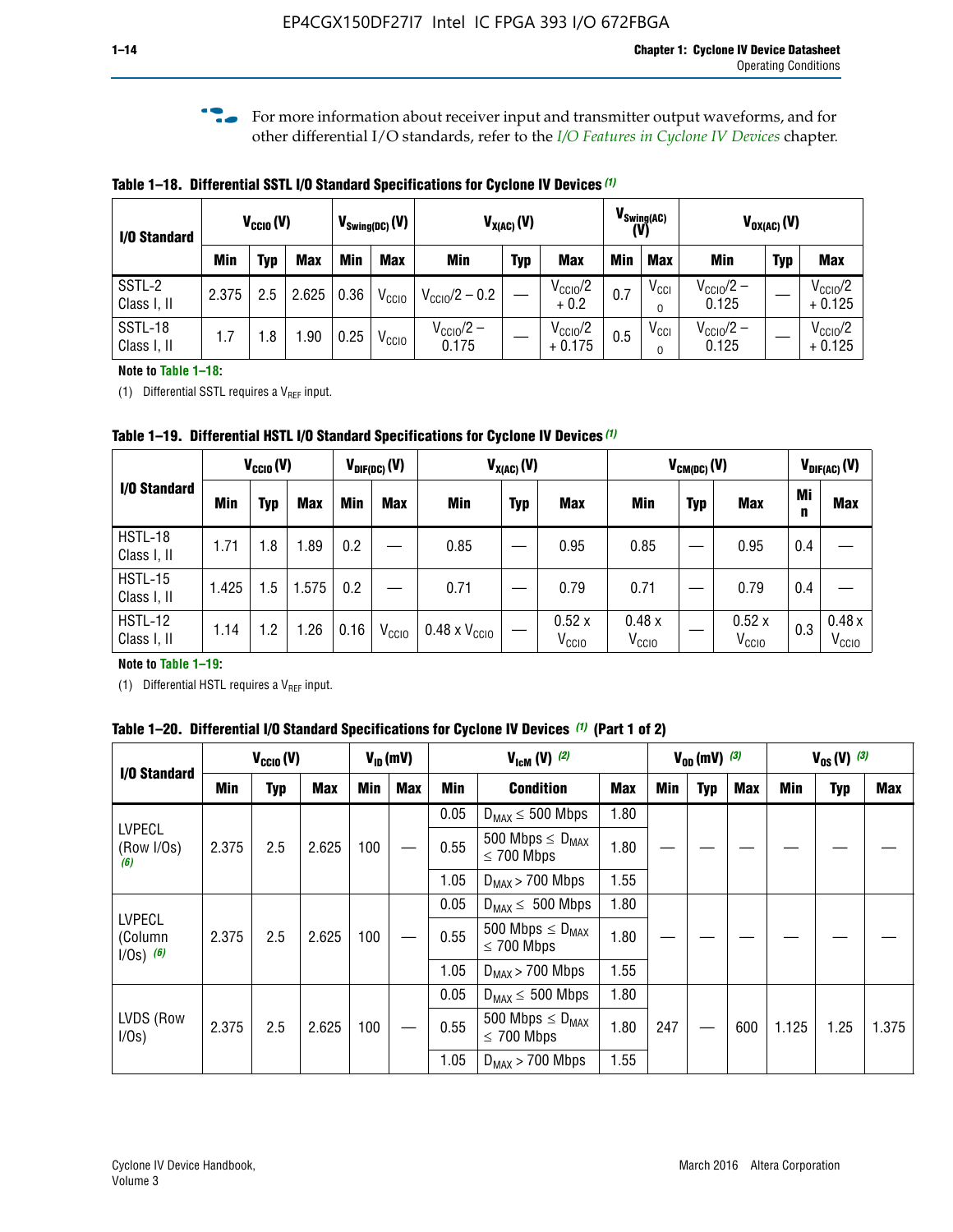For more information about receiver input and transmitter output waveforms, and for other differential I/O standards, refer to the *I/O Features in Cyclone IV Devices* chapter.

**Table 1–18. Differential SSTL I/O Standard Specifications for Cyclone IV Devices (1)**

| I/O Standard | $V_{CCIO}$ (V) | | | $V_{Swing(DC)}$ (V) | | $V_{X(AC)}$ (V) | | | $V_{Swing(AC)}$ (V) | | $V_{OX(AC)}$ (V) | | |
|---|---|---|---|---|---|---|---|---|---|---|---|---|---|
| | Min | Typ | Max | Min | Max | Min | Typ | Max | Min | Max | Min | Typ | Max |
| SSTL-2 Class I, II | 2.375 | 2.5 | 2.625 | 0.36 | $V_{CCIO}$ | $V_{CCIO}/2 - 0.2$ | — | $V_{CCIO}/2 + 0.2$ | 0.7 | $V_{CCIO}$ | $V_{CCIO}/2 - 0.125$ | — | $V_{CCIO}/2 + 0.125$ |
| SSTL-18 Class I, II | 1.7 | 1.8 | 1.90 | 0.25 | $V_{CCIO}$ | $V_{CCIO}/2 - 0.175$ | — | $V_{CCIO}/2 + 0.175$ | 0.5 | $V_{CCIO}$ | $V_{CCIO}/2 - 0.125$ | — | $V_{CCIO}/2 + 0.125$ |

**Note to Table 1–18:**

(1) Differential SSTL requires a $V_{REF}$ input.

**Table 1–19. Differential HSTL I/O Standard Specifications for Cyclone IV Devices (1)**

| I/O Standard | $V_{CCIO}$ (V) | | | $V_{DIF(DC)}$ (V) | | $V_{X(AC)}$ (V) | | | $V_{CM(DC)}$ (V) | | | $V_{DIF(AC)}$ (V) | |
|---|---|---|---|---|---|---|---|---|---|---|---|---|---|
| | Min | Typ | Max | Min | Max | Min | Typ | Max | Min | Typ | Max | Min | Max |
| HSTL-18 Class I, II | 1.71 | 1.8 | 1.89 | 0.2 | — | 0.85 | — | 0.95 | 0.85 | — | 0.95 | 0.4 | — |
| HSTL-15 Class I, II | 1.425 | 1.5 | 1.575 | 0.2 | — | 0.71 | — | 0.79 | 0.71 | — | 0.79 | 0.4 | — |
| HSTL-12 Class I, II | 1.14 | 1.2 | 1.26 | 0.16 | $V_{CCIO}$ | 0.48 x $V_{CCIO}$ | — | 0.52 x $V_{CCIO}$ | 0.48 x $V_{CCIO}$ | — | 0.52 x $V_{CCIO}$ | 0.3 | 0.48 x $V_{CCIO}$ |

**Note to Table 1–19:**

(1) Differential HSTL requires a $V_{REF}$ input.

**Table 1–20. Differential I/O Standard Specifications for Cyclone IV Devices (1) (Part 1 of 2)**

| I/O Standard | $V_{CCIO}$ (V) | | | $V_{ID}$ (mV) | | $V_{IcM}$ (V) (2) | | | $V_{OD}$ (mV) (3) | | | $V_{OS}$ (V) (3) | | |
|---|---|---|---|---|---|---|---|---|---|---|---|---|---|---|
| | Min | Typ | Max | Min | Max | Min | Condition | Max | Min | Typ | Max | Min | Typ | Max |
| LVPECL (Row I/Os) (6) | 2.375 | 2.5 | 2.625 | 100 | — | 0.05 | $D_{MAX} \leq$ 500 Mbps | 1.80 | — | — | — | — | — | — |
| | | | | | | 0.55 | 500 Mbps $\leq D_{MAX} \leq$ 700 Mbps | 1.80 | | | | | | |
| | | | | | | 1.05 | $D_{MAX} >$ 700 Mbps | 1.55 | | | | | | |
| LVPECL (Column I/Os) (6) | 2.375 | 2.5 | 2.625 | 100 | — | 0.05 | $D_{MAX} \leq$ 500 Mbps | 1.80 | — | — | — | — | — | — |
| | | | | | | 0.55 | 500 Mbps $\leq D_{MAX} \leq$ 700 Mbps | 1.80 | | | | | | |
| | | | | | | 1.05 | $D_{MAX} >$ 700 Mbps | 1.55 | | | | | | |
| LVDS (Row I/Os) | 2.375 | 2.5 | 2.625 | 100 | — | 0.05 | $D_{MAX} \leq$ 500 Mbps | 1.80 | 247 | — | 600 | 1.125 | 1.25 | 1.375 |
| | | | | | | 0.55 | 500 Mbps $\leq D_{MAX} \leq$ 700 Mbps | 1.80 | | | | | | |
| | | | | | | 1.05 | $D_{MAX} >$ 700 Mbps | 1.55 | | | | | | |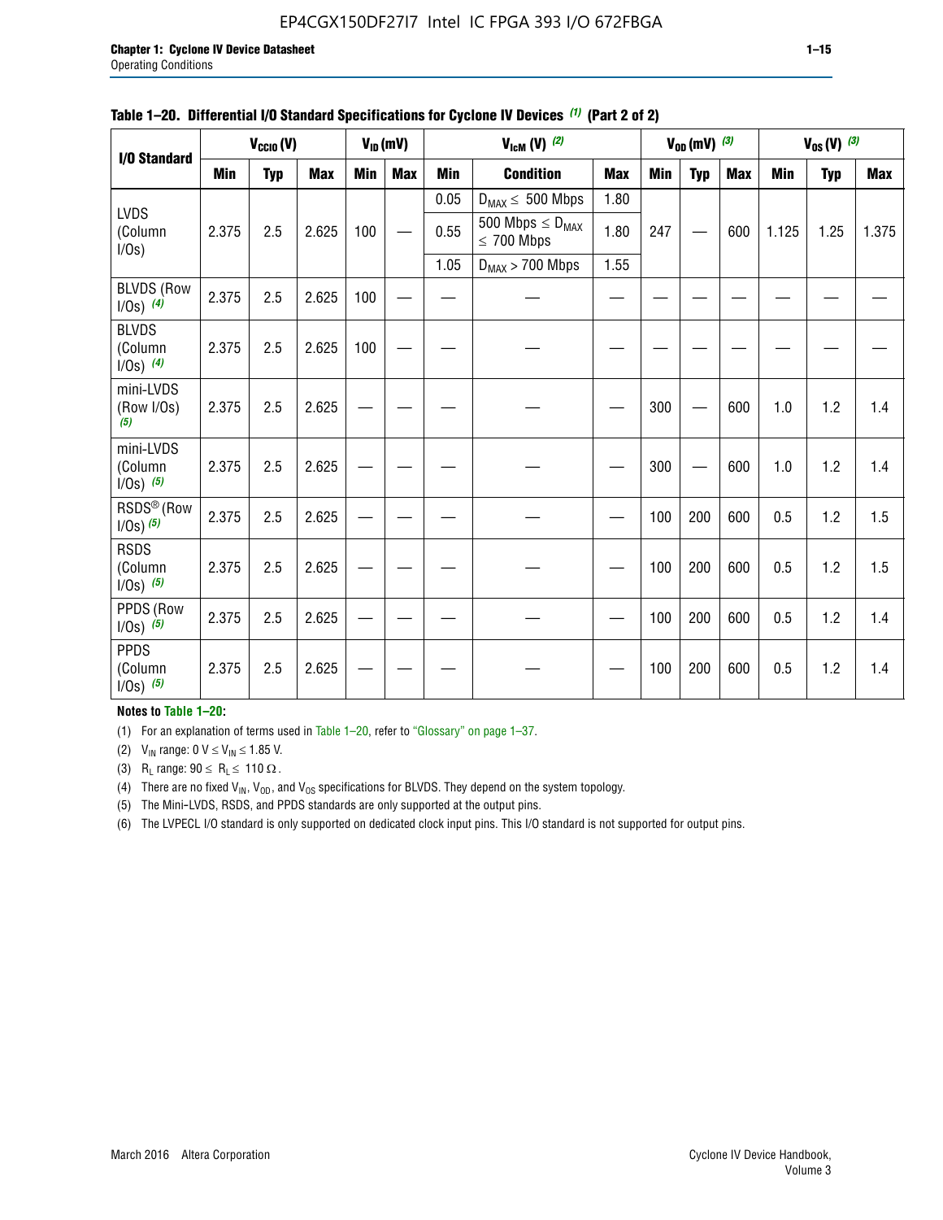**Table 1–20. Differential I/O Standard Specifications for Cyclone IV Devices (1) (Part 2 of 2)**

| I/O Standard | $V_{CCIO}$ (V) | | | $V_{ID}$ (mV) | | $V_{IcM}$ (V) (2) | | | $V_{OD}$ (mV) (3) | | | $V_{OS}$ (V) (3) | | |
|---|---|---|---|---|---|---|---|---|---|---|---|---|---|---|
| | Min | Typ | Max | Min | Max | Min | Condition | Max | Min | Typ | Max | Min | Typ | Max |
| LVDS (Column I/Os) | 2.375 | 2.5 | 2.625 | 100 | — | 0.05 | $D_{MAX} \leq$ 500 Mbps | 1.80 | 247 | — | 600 | 1.125 | 1.25 | 1.375 |
| | | | | | | 0.55 | 500 Mbps $\leq D_{MAX} \leq$ 700 Mbps | 1.80 | | | | | | |
| | | | | | | 1.05 | $D_{MAX}$ > 700 Mbps | 1.55 | | | | | | |
| BLVDS (Row I/Os) (4) | 2.375 | 2.5 | 2.625 | 100 | — | — | — | — | — | — | — | — | — | — |
| BLVDS (Column I/Os) (4) | 2.375 | 2.5 | 2.625 | 100 | — | — | — | — | — | — | — | — | — | — |
| mini-LVDS (Row I/Os) (5) | 2.375 | 2.5 | 2.625 | — | — | — | — | — | 300 | — | 600 | 1.0 | 1.2 | 1.4 |
| mini-LVDS (Column I/Os) (5) | 2.375 | 2.5 | 2.625 | — | — | — | — | — | 300 | — | 600 | 1.0 | 1.2 | 1.4 |
| RSDS® (Row I/Os) (5) | 2.375 | 2.5 | 2.625 | — | — | — | — | — | 100 | 200 | 600 | 0.5 | 1.2 | 1.5 |
| RSDS (Column I/Os) (5) | 2.375 | 2.5 | 2.625 | — | — | — | — | — | 100 | 200 | 600 | 0.5 | 1.2 | 1.5 |
| PPDS (Row I/Os) (5) | 2.375 | 2.5 | 2.625 | — | — | — | — | — | 100 | 200 | 600 | 0.5 | 1.2 | 1.4 |
| PPDS (Column I/Os) (5) | 2.375 | 2.5 | 2.625 | — | — | — | — | — | 100 | 200 | 600 | 0.5 | 1.2 | 1.4 |

**Notes to Table 1–20:**

(1) For an explanation of terms used in Table 1–20, refer to "Glossary" on page 1–37.

(2) $V_{IN}$ range: 0 V $\leq V_{IN} \leq$ 1.85 V.

(3) $R_L$ range: 90 $\leq R_L \leq$ 110 Ω.

(4) There are no fixed $V_{IN}$, $V_{OD}$, and $V_{OS}$ specifications for BLVDS. They depend on the system topology.

(5) The Mini-LVDS, RSDS, and PPDS standards are only supported at the output pins.

(6) The LVPECL I/O standard is only supported on dedicated clock input pins. This I/O standard is not supported for output pins.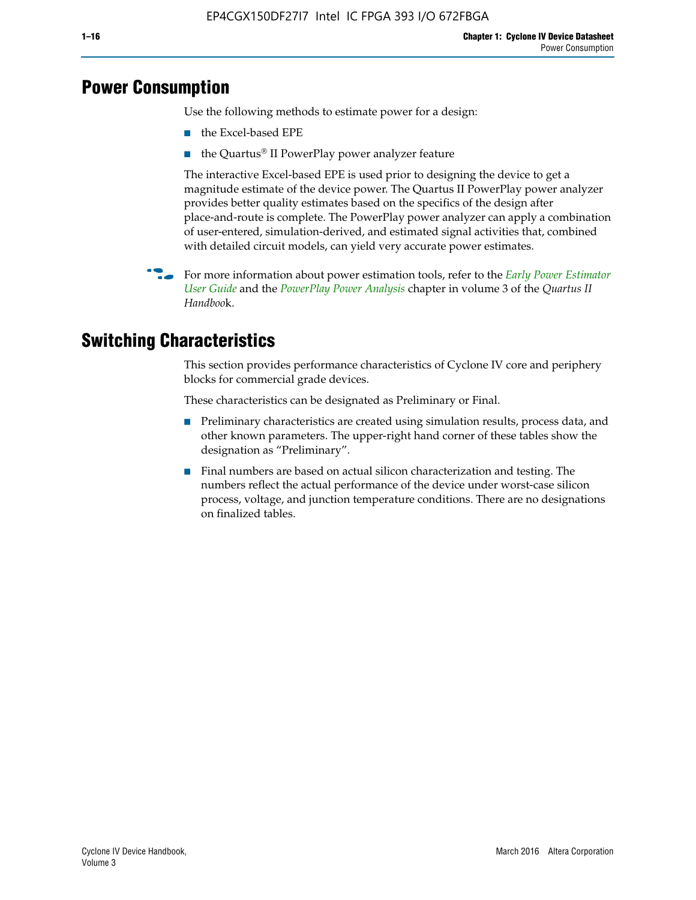## Power Consumption

Use the following methods to estimate power for a design:

- the Excel-based EPE
- the Quartus® II PowerPlay power analyzer feature

The interactive Excel-based EPE is used prior to designing the device to get a magnitude estimate of the device power. The Quartus II PowerPlay power analyzer provides better quality estimates based on the specifics of the design after place-and-route is complete. The PowerPlay power analyzer can apply a combination of user-entered, simulation-derived, and estimated signal activities that, combined with detailed circuit models, can yield very accurate power estimates.

For more information about power estimation tools, refer to the *Early Power Estimator User Guide* and the *PowerPlay Power Analysis* chapter in volume 3 of the *Quartus II Handbook*.

## Switching Characteristics

This section provides performance characteristics of Cyclone IV core and periphery blocks for commercial grade devices.

These characteristics can be designated as Preliminary or Final.

- Preliminary characteristics are created using simulation results, process data, and other known parameters. The upper-right hand corner of these tables show the designation as "Preliminary".
- Final numbers are based on actual silicon characterization and testing. The numbers reflect the actual performance of the device under worst-case silicon process, voltage, and junction temperature conditions. There are no designations on finalized tables.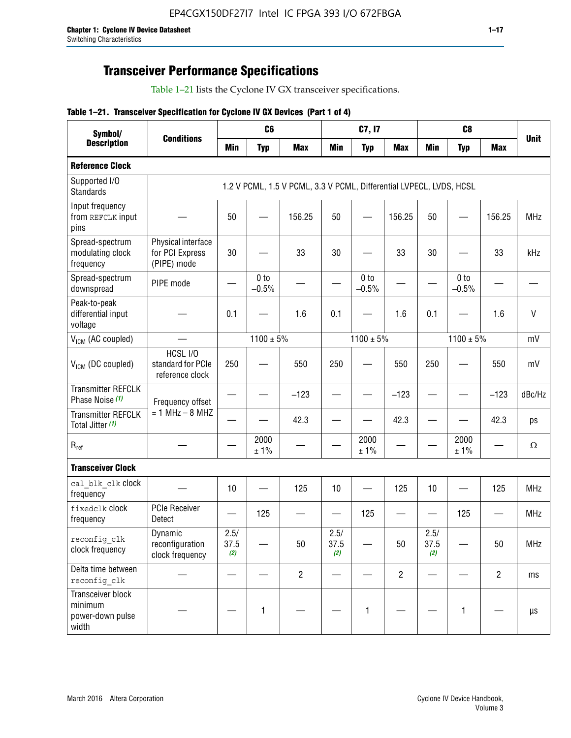## Transceiver Performance Specifications

Table 1–21 lists the Cyclone IV GX transceiver specifications.

**Table 1–21. Transceiver Specification for Cyclone IV GX Devices (Part 1 of 4)**

| Symbol/ Description | Conditions | C6 | | | C7, I7 | | | C8 | | | Unit |
|---|---|---|---|---|---|---|---|---|---|---|---|
| | | Min | Typ | Max | Min | Typ | Max | Min | Typ | Max | |
| **Reference Clock** | | | | | | | | | | | |
| Supported I/O Standards | 1.2 V PCML, 1.5 V PCML, 3.3 V PCML, Differential LVPECL, LVDS, HCSL | | | | | | | | | | |
| Input frequency from REFCLK input pins | — | 50 | — | 156.25 | 50 | — | 156.25 | 50 | — | 156.25 | MHz |
| Spread-spectrum modulating clock frequency | Physical interface for PCI Express (PIPE) mode | 30 | — | 33 | 30 | — | 33 | 30 | — | 33 | kHz |
| Spread-spectrum downspread | PIPE mode | — | 0 to −0.5% | — | — | 0 to −0.5% | — | — | 0 to −0.5% | — | — |
| Peak-to-peak differential input voltage | — | 0.1 | — | 1.6 | 0.1 | — | 1.6 | 0.1 | — | 1.6 | V |
| $V_{ICM}$ (AC coupled) | — | | 1100 ± 5% | | | 1100 ± 5% | | | 1100 ± 5% | | mV |
| $V_{ICM}$ (DC coupled) | HCSL I/O standard for PCIe reference clock | 250 | — | 550 | 250 | — | 550 | 250 | — | 550 | mV |
| Transmitter REFCLK Phase Noise (1) | Frequency offset = 1 MHz – 8 MHZ | — | — | −123 | — | — | −123 | — | — | −123 | dBc/Hz |
| Transmitter REFCLK Total Jitter (1) | | — | — | 42.3 | — | — | 42.3 | — | — | 42.3 | ps |
| $R_{ref}$ | — | — | 2000 ± 1% | — | — | 2000 ± 1% | — | — | 2000 ± 1% | — | Ω |
| **Transceiver Clock** | | | | | | | | | | | |
| cal_blk_clk clock frequency | — | 10 | — | 125 | 10 | — | 125 | 10 | — | 125 | MHz |
| fixedclk clock frequency | PCIe Receiver Detect | — | 125 | — | — | 125 | — | — | 125 | — | MHz |
| reconfig_clk clock frequency | Dynamic reconfiguration clock frequency | 2.5/ 37.5 (2) | — | 50 | 2.5/ 37.5 (2) | — | 50 | 2.5/ 37.5 (2) | — | 50 | MHz |
| Delta time between reconfig_clk | — | — | — | 2 | — | — | 2 | — | — | 2 | ms |
| Transceiver block minimum power-down pulse width | — | — | 1 | — | — | 1 | — | — | 1 | — | µs |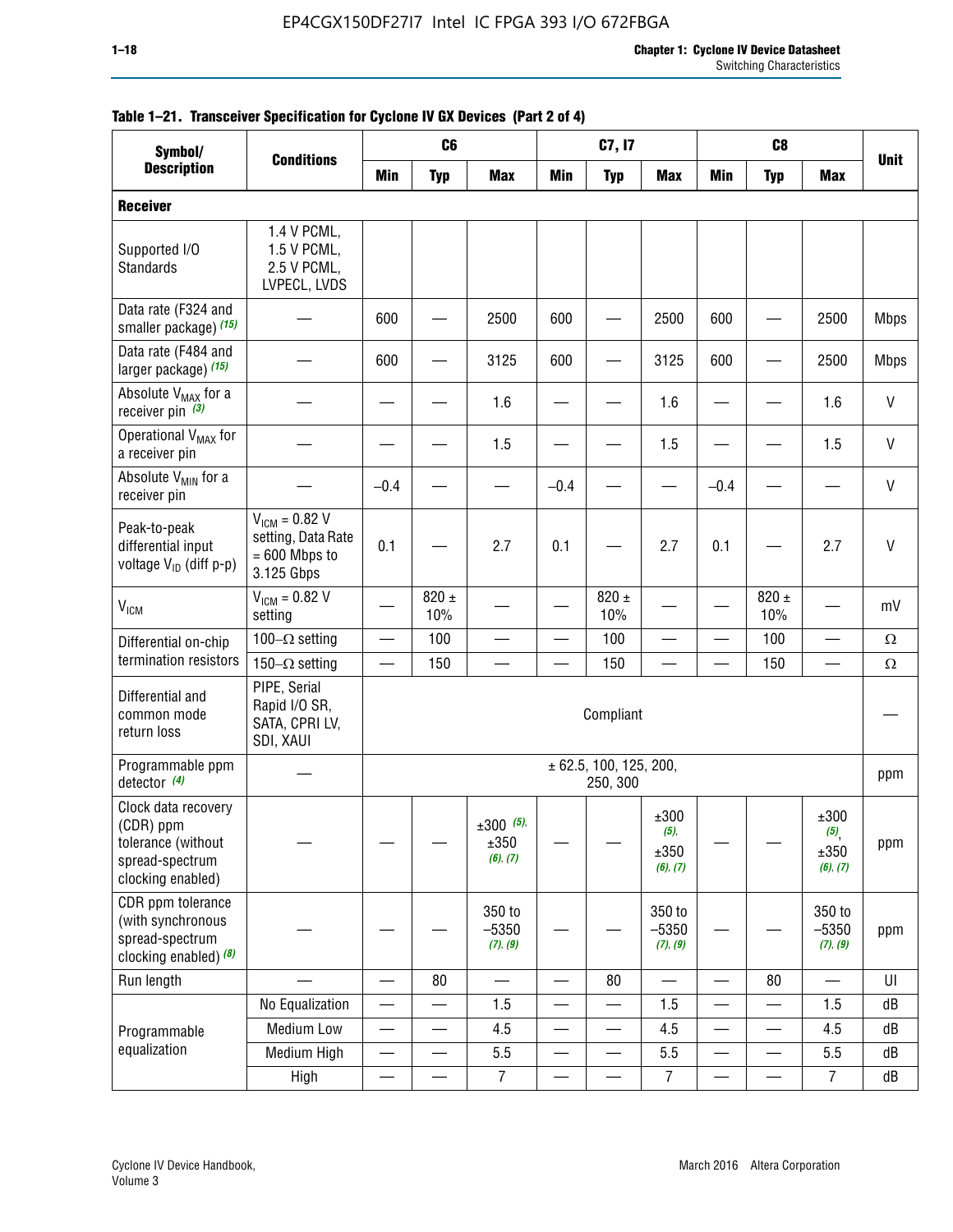**Table 1–21. Transceiver Specification for Cyclone IV GX Devices (Part 2 of 4)**

| Symbol/ Description | Conditions | C6 | | | C7, I7 | | | C8 | | | Unit |
|---|---|---|---|---|---|---|---|---|---|---|---|
| | | Min | Typ | Max | Min | Typ | Max | Min | Typ | Max | |
| **Receiver** | | | | | | | | | | | |
| Supported I/O Standards | 1.4 V PCML, 1.5 V PCML, 2.5 V PCML, LVPECL, LVDS | | | | | | | | | | |
| Data rate (F324 and smaller package) (15) | — | 600 | — | 2500 | 600 | — | 2500 | 600 | — | 2500 | Mbps |
| Data rate (F484 and larger package) (15) | — | 600 | — | 3125 | 600 | — | 3125 | 600 | — | 2500 | Mbps |
| Absolute $V_{MAX}$ for a receiver pin (3) | — | — | — | 1.6 | — | — | 1.6 | — | — | 1.6 | V |
| Operational $V_{MAX}$ for a receiver pin | — | — | — | 1.5 | — | — | 1.5 | — | — | 1.5 | V |
| Absolute $V_{MIN}$ for a receiver pin | — | –0.4 | — | — | –0.4 | — | — | –0.4 | — | — | V |
| Peak-to-peak differential input voltage $V_{ID}$ (diff p-p) | $V_{ICM}$ = 0.82 V setting, Data Rate = 600 Mbps to 3.125 Gbps | 0.1 | — | 2.7 | 0.1 | — | 2.7 | 0.1 | — | 2.7 | V |
| $V_{ICM}$ | $V_{ICM}$ = 0.82 V setting | — | 820 ± 10% | — | — | 820 ± 10% | — | — | 820 ± 10% | — | mV |
| Differential on-chip termination resistors | 100–Ω setting | — | 100 | — | — | 100 | — | — | 100 | — | Ω |
| | 150–Ω setting | — | 150 | — | — | 150 | — | — | 150 | — | Ω |
| Differential and common mode return loss | PIPE, Serial Rapid I/O SR, SATA, CPRI LV, SDI, XAUI | Compliant | | | | | | | | | — |
| Programmable ppm detector (4) | — | ± 62.5, 100, 125, 200, 250, 300 | | | | | | | | | ppm |
| Clock data recovery (CDR) ppm tolerance (without spread-spectrum clocking enabled) | — | — | — | ±300 (5), ±350 (6), (7) | — | — | ±300 (5), ±350 (6), (7) | — | — | ±300 (5), ±350 (6), (7) | ppm |
| CDR ppm tolerance (with synchronous spread-spectrum clocking enabled) (8) | — | — | — | 350 to –5350 (7), (9) | — | — | 350 to –5350 (7), (9) | — | — | 350 to –5350 (7), (9) | ppm |
| Run length | — | — | 80 | — | — | 80 | — | — | 80 | — | UI |
| Programmable equalization | No Equalization | — | — | 1.5 | — | — | 1.5 | — | — | 1.5 | dB |
| | Medium Low | — | — | 4.5 | — | — | 4.5 | — | — | 4.5 | dB |
| | Medium High | — | — | 5.5 | — | — | 5.5 | — | — | 5.5 | dB |
| | High | — | — | 7 | — | — | 7 | — | — | 7 | dB |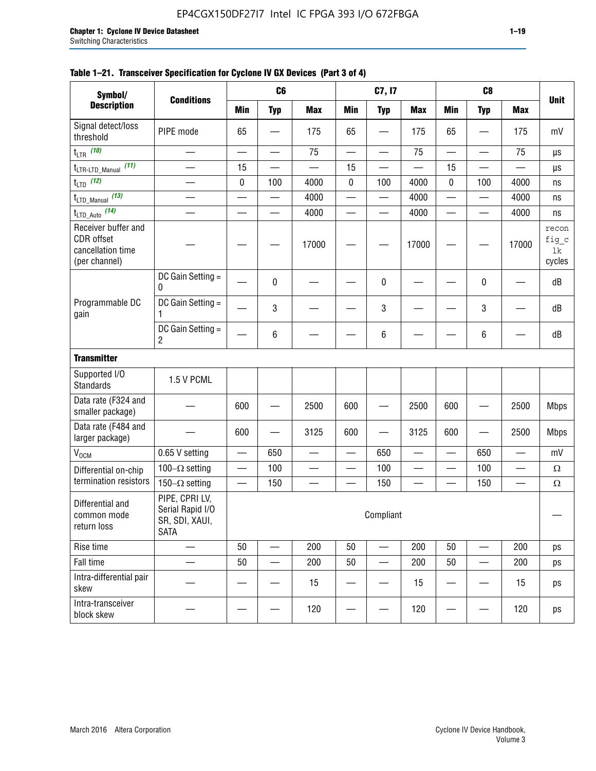**Table 1–21. Transceiver Specification for Cyclone IV GX Devices (Part 3 of 4)**

| Symbol/ Description | Conditions | C6 | | | C7, I7 | | | C8 | | | Unit |
|---|---|---|---|---|---|---|---|---|---|---|---|
| | | Min | Typ | Max | Min | Typ | Max | Min | Typ | Max | |
| Signal detect/loss threshold | PIPE mode | 65 | — | 175 | 65 | — | 175 | 65 | — | 175 | mV |
| $t_{LTR}$ (10) | — | — | — | 75 | — | — | 75 | — | — | 75 | µs |
| $t_{LTR\text{-}LTD\_Manual}$ (11) | — | 15 | — | — | 15 | — | — | 15 | — | — | µs |
| $t_{LTD}$ (12) | — | 0 | 100 | 4000 | 0 | 100 | 4000 | 0 | 100 | 4000 | ns |
| $t_{LTD\_Manual}$ (13) | — | — | — | 4000 | — | — | 4000 | — | — | 4000 | ns |
| $t_{LTD\_Auto}$ (14) | — | — | — | 4000 | — | — | 4000 | — | — | 4000 | ns |
| Receiver buffer and CDR offset cancellation time (per channel) | — | — | — | 17000 | — | — | 17000 | — | — | 17000 | reconfig_clk cycles |
| Programmable DC gain | DC Gain Setting = 0 | — | 0 | — | — | 0 | — | — | 0 | — | dB |
| | DC Gain Setting = 1 | — | 3 | — | — | 3 | — | — | 3 | — | dB |
| | DC Gain Setting = 2 | — | 6 | — | — | 6 | — | — | 6 | — | dB |
| **Transmitter** | | | | | | | | | | | |
| Supported I/O Standards | 1.5 V PCML | | | | | | | | | | |
| Data rate (F324 and smaller package) | — | 600 | — | 2500 | 600 | — | 2500 | 600 | — | 2500 | Mbps |
| Data rate (F484 and larger package) | — | 600 | — | 3125 | 600 | — | 3125 | 600 | — | 2500 | Mbps |
| $V_{OCM}$ | 0.65 V setting | — | 650 | — | — | 650 | — | — | 650 | — | mV |
| Differential on-chip termination resistors | 100–Ω setting | — | 100 | — | — | 100 | — | — | 100 | — | Ω |
| | 150–Ω setting | — | 150 | — | — | 150 | — | — | 150 | — | Ω |
| Differential and common mode return loss | PIPE, CPRI LV, Serial Rapid I/O SR, SDI, XAUI, SATA | Compliant | | | | | | | | | — |
| Rise time | — | 50 | — | 200 | 50 | — | 200 | 50 | — | 200 | ps |
| Fall time | — | 50 | — | 200 | 50 | — | 200 | 50 | — | 200 | ps |
| Intra-differential pair skew | — | — | — | 15 | — | — | 15 | — | — | 15 | ps |
| Intra-transceiver block skew | — | — | — | 120 | — | — | 120 | — | — | 120 | ps |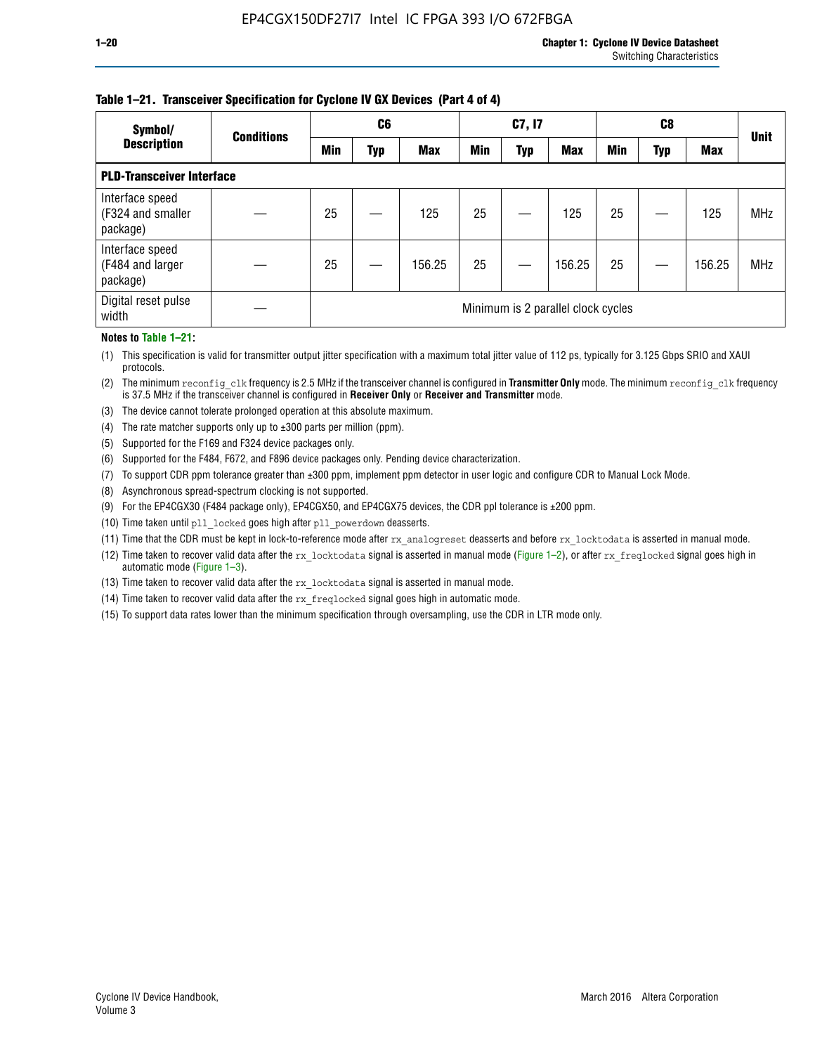**Table 1–21. Transceiver Specification for Cyclone IV GX Devices (Part 4 of 4)**

| Symbol/ Description | Conditions | C6 | | | C7, I7 | | | C8 | | | Unit |
|---|---|---|---|---|---|---|---|---|---|---|---|
| | | Min | Typ | Max | Min | Typ | Max | Min | Typ | Max | |
| **PLD-Transceiver Interface** | | | | | | | | | | | |
| Interface speed (F324 and smaller package) | — | 25 | — | 125 | 25 | — | 125 | 25 | — | 125 | MHz |
| Interface speed (F484 and larger package) | — | 25 | — | 156.25 | 25 | — | 156.25 | 25 | — | 156.25 | MHz |
| Digital reset pulse width | — | Minimum is 2 parallel clock cycles | | | | | | | | | |

**Notes to Table 1–21:**

(1) This specification is valid for transmitter output jitter specification with a maximum total jitter value of 112 ps, typically for 3.125 Gbps SRIO and XAUI protocols.

(2) The minimum `reconfig_clk` frequency is 2.5 MHz if the transceiver channel is configured in **Transmitter Only** mode. The minimum `reconfig_clk` frequency is 37.5 MHz if the transceiver channel is configured in **Receiver Only** or **Receiver and Transmitter** mode.

(3) The device cannot tolerate prolonged operation at this absolute maximum.

(4) The rate matcher supports only up to ±300 parts per million (ppm).

(5) Supported for the F169 and F324 device packages only.

(6) Supported for the F484, F672, and F896 device packages only. Pending device characterization.

(7) To support CDR ppm tolerance greater than ±300 ppm, implement ppm detector in user logic and configure CDR to Manual Lock Mode.

(8) Asynchronous spread-spectrum clocking is not supported.

(9) For the EP4CGX30 (F484 package only), EP4CGX50, and EP4CGX75 devices, the CDR ppl tolerance is ±200 ppm.

(10) Time taken until `pll_locked` goes high after `pll_powerdown` deasserts.

(11) Time that the CDR must be kept in lock-to-reference mode after `rx_analogreset` deasserts and before `rx_locktodata` is asserted in manual mode.

(12) Time taken to recover valid data after the `rx_locktodata` signal is asserted in manual mode (Figure 1–2), or after `rx_freqlocked` signal goes high in automatic mode (Figure 1–3).

(13) Time taken to recover valid data after the `rx_locktodata` signal is asserted in manual mode.

(14) Time taken to recover valid data after the `rx_freqlocked` signal goes high in automatic mode.

(15) To support data rates lower than the minimum specification through oversampling, use the CDR in LTR mode only.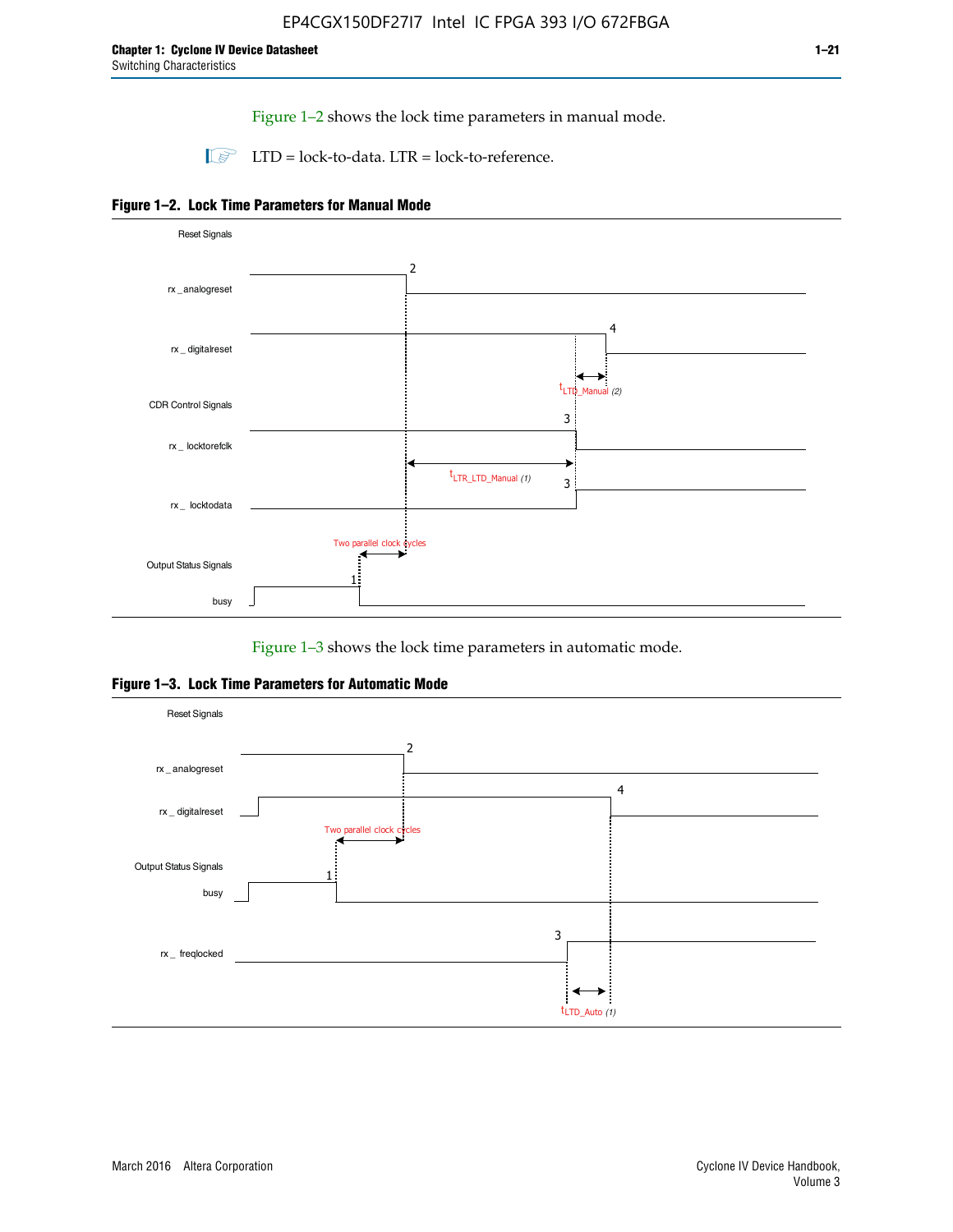Figure 1–2 shows the lock time parameters in manual mode.

LTD = lock-to-data. LTR = lock-to-reference.

**Figure 1–2. Lock Time Parameters for Manual Mode**

Reset Signals

rx _ analogreset

rx _ digitalreset

$t_{LTD\_Manual}$ (2)

CDR Control Signals

rx _ locktorefclk

$t_{LTR\_LTD\_Manual}$ (1)

rx _ locktodata

Two parallel clock cycles

Output Status Signals

busy

Figure 1–3 shows the lock time parameters in automatic mode.

**Figure 1–3. Lock Time Parameters for Automatic Mode**

Reset Signals

rx _ analogreset

rx _ digitalreset

Two parallel clock cycles

Output Status Signals

busy

rx _ freqlocked

$t_{LTD\_Auto}$ (1)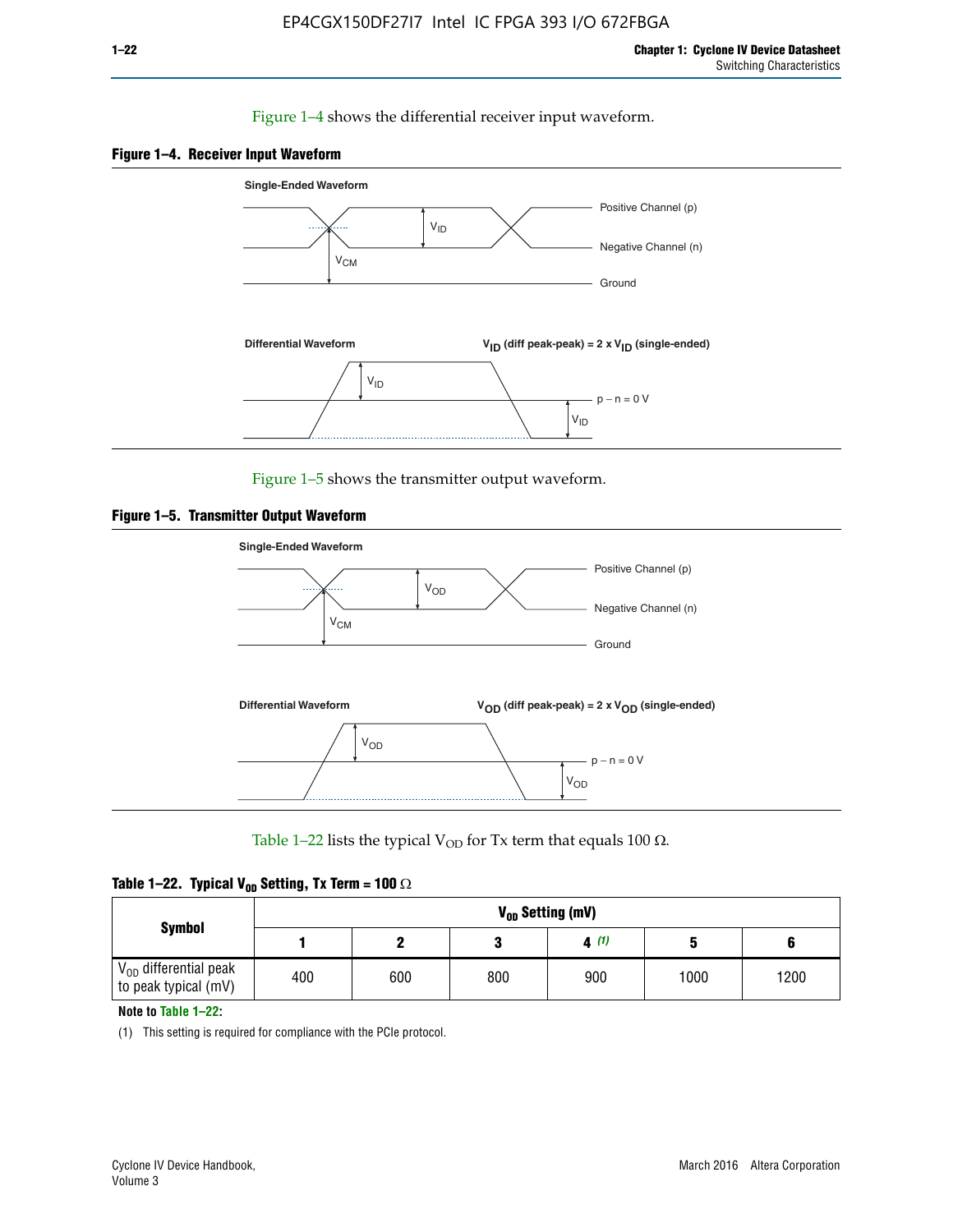Figure 1–4 shows the differential receiver input waveform.

**Figure 1–4. Receiver Input Waveform**

Single-Ended Waveform

Positive Channel (p)

Negative Channel (n)

Ground

$V_{ID}$

$V_{CM}$

Differential Waveform

$V_{ID}$ (diff peak-peak) = 2 x $V_{ID}$ (single-ended)

$V_{ID}$

p − n = 0 V

$V_{ID}$

Figure 1–5 shows the transmitter output waveform.

**Figure 1–5. Transmitter Output Waveform**

Single-Ended Waveform

Positive Channel (p)

Negative Channel (n)

Ground

$V_{OD}$

$V_{CM}$

Differential Waveform

$V_{OD}$ (diff peak-peak) = 2 x $V_{OD}$ (single-ended)

$V_{OD}$

p − n = 0 V

$V_{OD}$

Table 1–22 lists the typical $V_{OD}$ for Tx term that equals 100 Ω.

**Table 1–22. Typical $V_{OD}$ Setting, Tx Term = 100 Ω**

| Symbol | $V_{OD}$ Setting (mV) | | | | | |
|---|---|---|---|---|---|---|
| | 1 | 2 | 3 | 4 *(1)* | 5 | 6 |
| $V_{OD}$ differential peak to peak typical (mV) | 400 | 600 | 800 | 900 | 1000 | 1200 |

**Note to Table 1–22:**

(1) This setting is required for compliance with the PCIe protocol.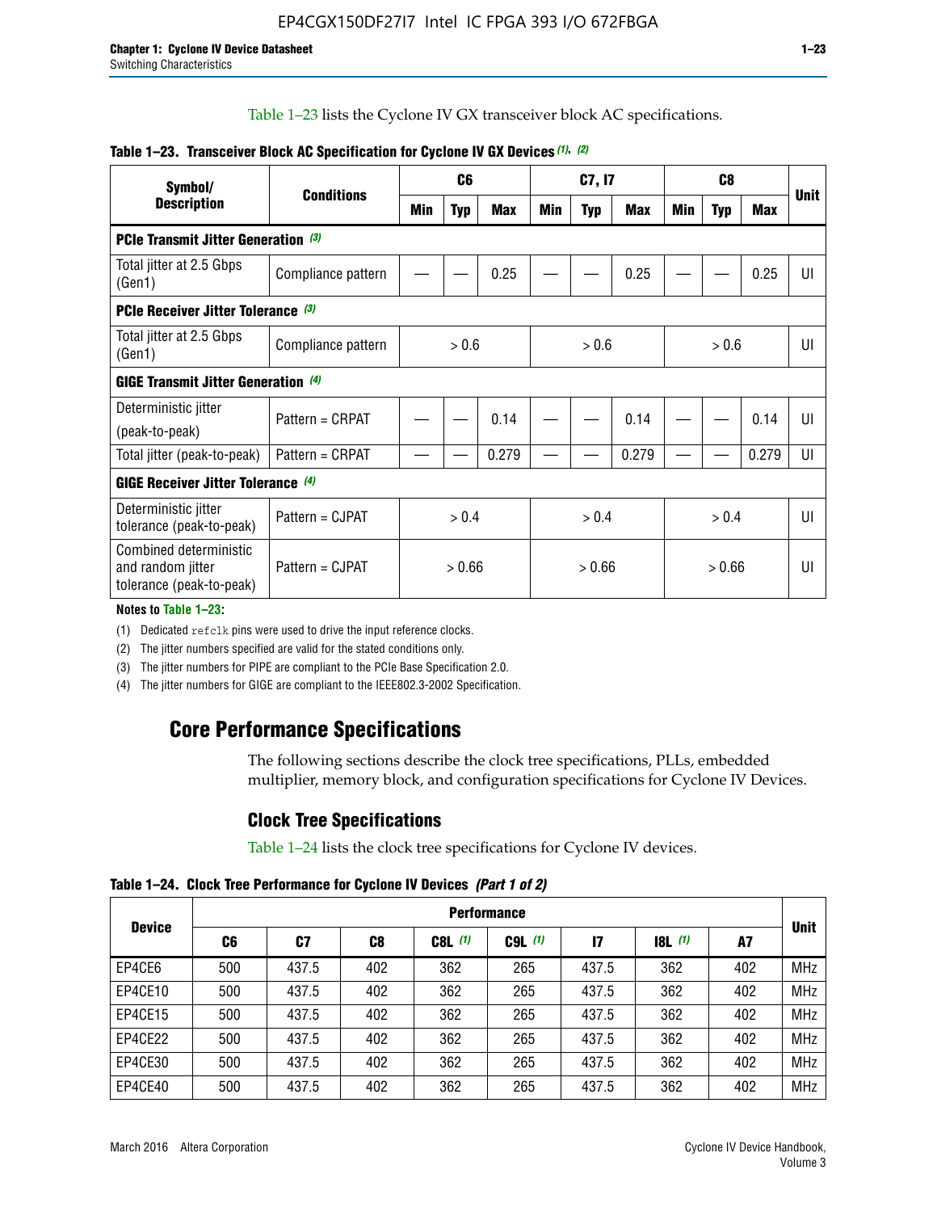Table 1–23 lists the Cyclone IV GX transceiver block AC specifications.

**Table 1–23. Transceiver Block AC Specification for Cyclone IV GX Devices (1), (2)**

| Symbol/ Description | Conditions | C6 | | | C7, I7 | | | C8 | | | Unit |
|---|---|---|---|---|---|---|---|---|---|---|---|
| | | Min | Typ | Max | Min | Typ | Max | Min | Typ | Max | |
| **PCIe Transmit Jitter Generation (3)** | | | | | | | | | | | |
| Total jitter at 2.5 Gbps (Gen1) | Compliance pattern | — | — | 0.25 | — | — | 0.25 | — | — | 0.25 | UI |
| **PCIe Receiver Jitter Tolerance (3)** | | | | | | | | | | | |
| Total jitter at 2.5 Gbps (Gen1) | Compliance pattern | > 0.6 | | | > 0.6 | | | > 0.6 | | | UI |
| **GIGE Transmit Jitter Generation (4)** | | | | | | | | | | | |
| Deterministic jitter (peak-to-peak) | Pattern = CRPAT | — | — | 0.14 | — | — | 0.14 | — | — | 0.14 | UI |
| Total jitter (peak-to-peak) | Pattern = CRPAT | — | — | 0.279 | — | — | 0.279 | — | — | 0.279 | UI |
| **GIGE Receiver Jitter Tolerance (4)** | | | | | | | | | | | |
| Deterministic jitter tolerance (peak-to-peak) | Pattern = CJPAT | > 0.4 | | | > 0.4 | | | > 0.4 | | | UI |
| Combined deterministic and random jitter tolerance (peak-to-peak) | Pattern = CJPAT | > 0.66 | | | > 0.66 | | | > 0.66 | | | UI |

**Notes to Table 1–23:**

(1) Dedicated refclk pins were used to drive the input reference clocks.

(2) The jitter numbers specified are valid for the stated conditions only.

(3) The jitter numbers for PIPE are compliant to the PCIe Base Specification 2.0.

(4) The jitter numbers for GIGE are compliant to the IEEE802.3-2002 Specification.

## Core Performance Specifications

The following sections describe the clock tree specifications, PLLs, embedded multiplier, memory block, and configuration specifications for Cyclone IV Devices.

### Clock Tree Specifications

Table 1–24 lists the clock tree specifications for Cyclone IV devices.

**Table 1–24. Clock Tree Performance for Cyclone IV Devices** *(Part 1 of 2)*

| Device | Performance | | | | | | | | Unit |
|---|---|---|---|---|---|---|---|---|---|
| | C6 | C7 | C8 | C8L (1) | C9L (1) | I7 | I8L (1) | A7 | |
| EP4CE6 | 500 | 437.5 | 402 | 362 | 265 | 437.5 | 362 | 402 | MHz |
| EP4CE10 | 500 | 437.5 | 402 | 362 | 265 | 437.5 | 362 | 402 | MHz |
| EP4CE15 | 500 | 437.5 | 402 | 362 | 265 | 437.5 | 362 | 402 | MHz |
| EP4CE22 | 500 | 437.5 | 402 | 362 | 265 | 437.5 | 362 | 402 | MHz |
| EP4CE30 | 500 | 437.5 | 402 | 362 | 265 | 437.5 | 362 | 402 | MHz |
| EP4CE40 | 500 | 437.5 | 402 | 362 | 265 | 437.5 | 362 | 402 | MHz |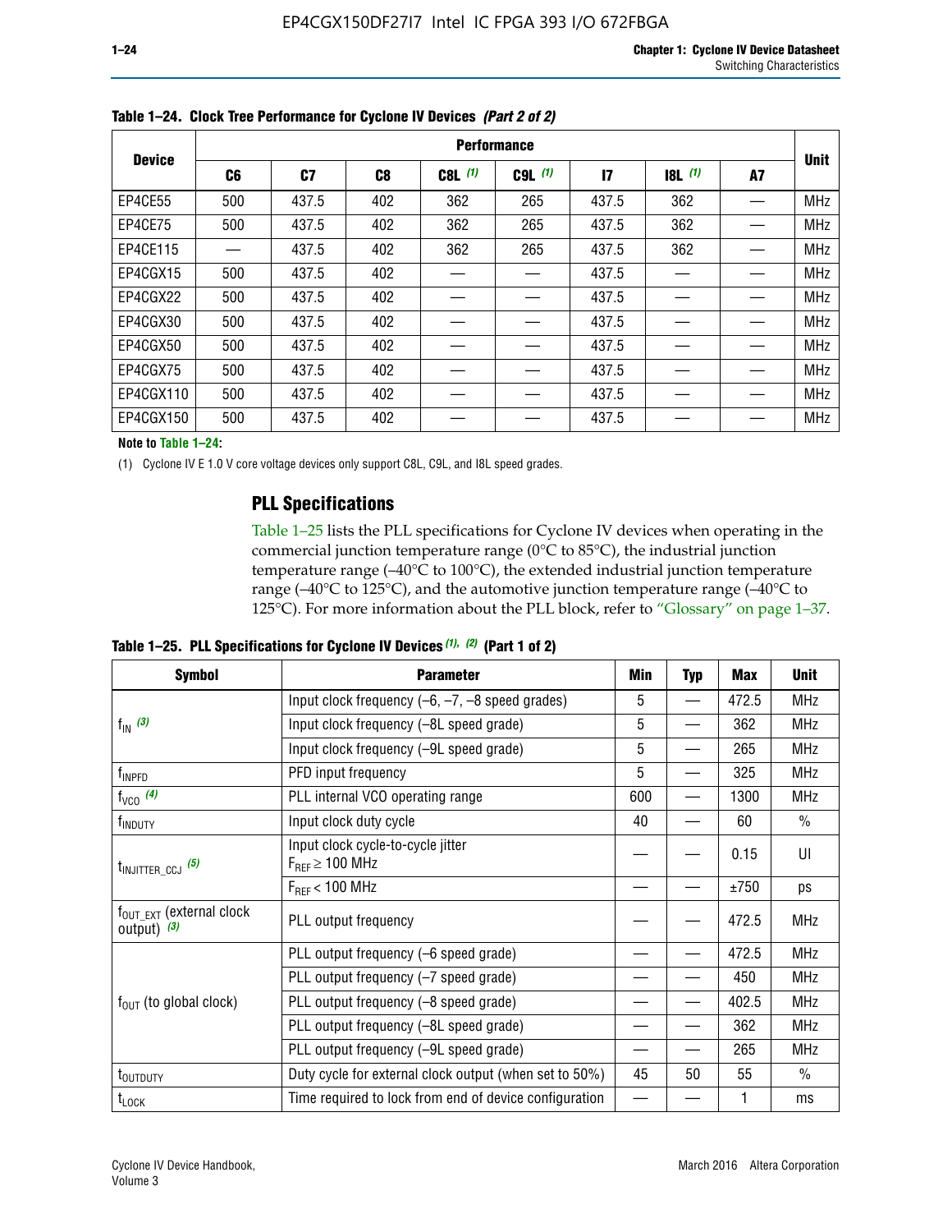**Table 1–24. Clock Tree Performance for Cyclone IV Devices *(Part 2 of 2)***

| Device | Performance | | | | | | | | Unit |
|---|---|---|---|---|---|---|---|---|---|
| | C6 | C7 | C8 | C8L (1) | C9L (1) | I7 | I8L (1) | A7 | |
| EP4CE55 | 500 | 437.5 | 402 | 362 | 265 | 437.5 | 362 | — | MHz |
| EP4CE75 | 500 | 437.5 | 402 | 362 | 265 | 437.5 | 362 | — | MHz |
| EP4CE115 | — | 437.5 | 402 | 362 | 265 | 437.5 | 362 | — | MHz |
| EP4CGX15 | 500 | 437.5 | 402 | — | — | 437.5 | — | — | MHz |
| EP4CGX22 | 500 | 437.5 | 402 | — | — | 437.5 | — | — | MHz |
| EP4CGX30 | 500 | 437.5 | 402 | — | — | 437.5 | — | — | MHz |
| EP4CGX50 | 500 | 437.5 | 402 | — | — | 437.5 | — | — | MHz |
| EP4CGX75 | 500 | 437.5 | 402 | — | — | 437.5 | — | — | MHz |
| EP4CGX110 | 500 | 437.5 | 402 | — | — | 437.5 | — | — | MHz |
| EP4CGX150 | 500 | 437.5 | 402 | — | — | 437.5 | — | — | MHz |

**Note to Table 1–24:**

(1) Cyclone IV E 1.0 V core voltage devices only support C8L, C9L, and I8L speed grades.

## PLL Specifications

Table 1–25 lists the PLL specifications for Cyclone IV devices when operating in the commercial junction temperature range (0°C to 85°C), the industrial junction temperature range (–40°C to 100°C), the extended industrial junction temperature range (–40°C to 125°C), and the automotive junction temperature range (–40°C to 125°C). For more information about the PLL block, refer to "Glossary" on page 1–37.

**Table 1–25. PLL Specifications for Cyclone IV Devices *(1), (2)* (Part 1 of 2)**

| Symbol | Parameter | Min | Typ | Max | Unit |
|---|---|---|---|---|---|
| $f_{IN}$ (3) | Input clock frequency (–6, –7, –8 speed grades) | 5 | — | 472.5 | MHz |
| | Input clock frequency (–8L speed grade) | 5 | — | 362 | MHz |
| | Input clock frequency (–9L speed grade) | 5 | — | 265 | MHz |
| $f_{INPFD}$ | PFD input frequency | 5 | — | 325 | MHz |
| $f_{VCO}$ (4) | PLL internal VCO operating range | 600 | — | 1300 | MHz |
| $f_{INDUTY}$ | Input clock duty cycle | 40 | — | 60 | % |
| $t_{INJITTER\_CCJ}$ (5) | Input clock cycle-to-cycle jitter $F_{REF} \geq 100$ MHz | — | — | 0.15 | UI |
| | $F_{REF} < 100$ MHz | — | — | ±750 | ps |
| $f_{OUT\_EXT}$ (external clock output) (3) | PLL output frequency | — | — | 472.5 | MHz |
| $f_{OUT}$ (to global clock) | PLL output frequency (–6 speed grade) | — | — | 472.5 | MHz |
| | PLL output frequency (–7 speed grade) | — | — | 450 | MHz |
| | PLL output frequency (–8 speed grade) | — | — | 402.5 | MHz |
| | PLL output frequency (–8L speed grade) | — | — | 362 | MHz |
| | PLL output frequency (–9L speed grade) | — | — | 265 | MHz |
| $t_{OUTDUTY}$ | Duty cycle for external clock output (when set to 50%) | 45 | 50 | 55 | % |
| $t_{LOCK}$ | Time required to lock from end of device configuration | — | — | 1 | ms |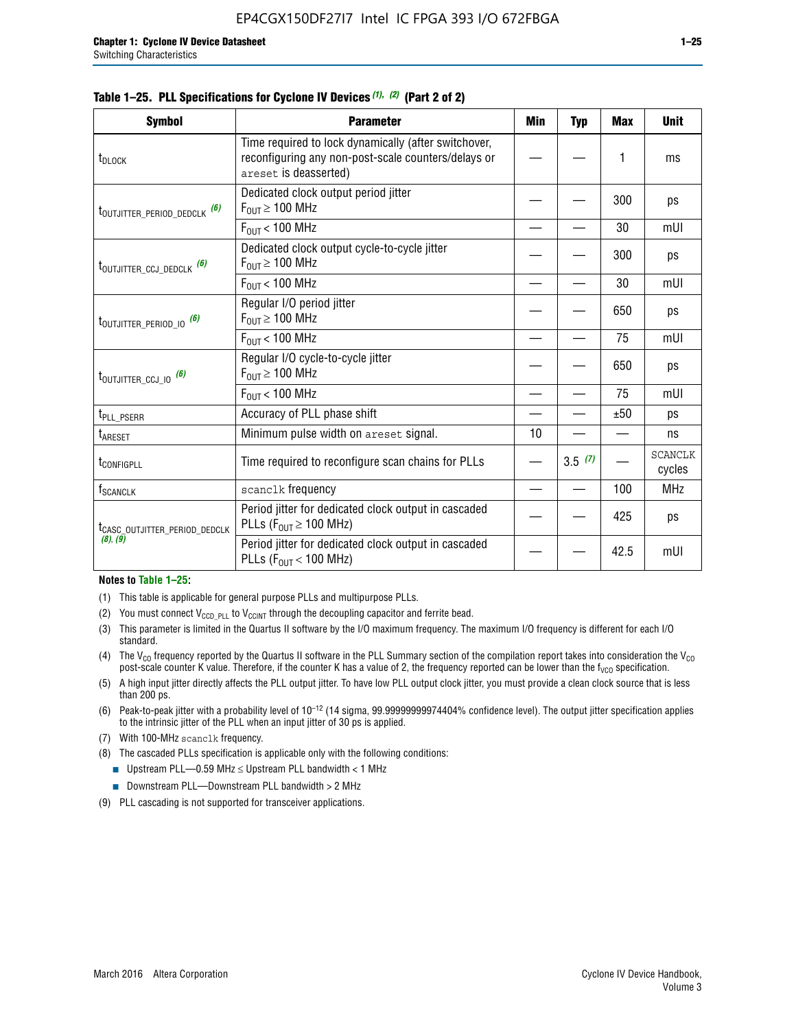**Table 1–25. PLL Specifications for Cyclone IV Devices (1), (2) (Part 2 of 2)**

| Symbol | Parameter | Min | Typ | Max | Unit |
|---|---|---|---|---|---|
| $t_{DLOCK}$ | Time required to lock dynamically (after switchover, reconfiguring any non-post-scale counters/delays or areset is deasserted) | — | — | 1 | ms |
| $t_{OUTJITTER\_PERIOD\_DEDCLK}$ (6) | Dedicated clock output period jitter $F_{OUT} \geq 100$ MHz | — | — | 300 | ps |
| | $F_{OUT} < 100$ MHz | — | — | 30 | mUI |
| $t_{OUTJITTER\_CCJ\_DEDCLK}$ (6) | Dedicated clock output cycle-to-cycle jitter $F_{OUT} \geq 100$ MHz | — | — | 300 | ps |
| | $F_{OUT} < 100$ MHz | — | — | 30 | mUI |
| $t_{OUTJITTER\_PERIOD\_IO}$ (6) | Regular I/O period jitter $F_{OUT} \geq 100$ MHz | — | — | 650 | ps |
| | $F_{OUT} < 100$ MHz | — | — | 75 | mUI |
| $t_{OUTJITTER\_CCJ\_IO}$ (6) | Regular I/O cycle-to-cycle jitter $F_{OUT} \geq 100$ MHz | — | — | 650 | ps |
| | $F_{OUT} < 100$ MHz | — | — | 75 | mUI |
| $t_{PLL\_PSERR}$ | Accuracy of PLL phase shift | — | — | ±50 | ps |
| $t_{ARESET}$ | Minimum pulse width on areset signal. | 10 | — | — | ns |
| $t_{CONFIGPLL}$ | Time required to reconfigure scan chains for PLLs | — | 3.5 (7) | — | SCANCLK cycles |
| $f_{SCANCLK}$ | scanclk frequency | — | — | 100 | MHz |
| $t_{CASC\_OUTJITTER\_PERIOD\_DEDCLK}$ (8), (9) | Period jitter for dedicated clock output in cascaded PLLs ($F_{OUT} \geq 100$ MHz) | — | — | 425 | ps |
| | Period jitter for dedicated clock output in cascaded PLLs ($F_{OUT} < 100$ MHz) | — | — | 42.5 | mUI |

**Notes to Table 1–25:**

(1) This table is applicable for general purpose PLLs and multipurpose PLLs.

(2) You must connect $V_{CCD\_PLL}$ to $V_{CCINT}$ through the decoupling capacitor and ferrite bead.

(3) This parameter is limited in the Quartus II software by the I/O maximum frequency. The maximum I/O frequency is different for each I/O standard.

(4) The $V_{CO}$ frequency reported by the Quartus II software in the PLL Summary section of the compilation report takes into consideration the $V_{CO}$ post-scale counter K value. Therefore, if the counter K has a value of 2, the frequency reported can be lower than the $f_{VCO}$ specification.

(5) A high input jitter directly affects the PLL output jitter. To have low PLL output clock jitter, you must provide a clean clock source that is less than 200 ps.

(6) Peak-to-peak jitter with a probability level of $10^{-12}$ (14 sigma, 99.99999999974404% confidence level). The output jitter specification applies to the intrinsic jitter of the PLL when an input jitter of 30 ps is applied.

(7) With 100-MHz scanclk frequency.

(8) The cascaded PLLs specification is applicable only with the following conditions:
- Upstream PLL—0.59 MHz ≤ Upstream PLL bandwidth < 1 MHz
- Downstream PLL—Downstream PLL bandwidth > 2 MHz

(9) PLL cascading is not supported for transceiver applications.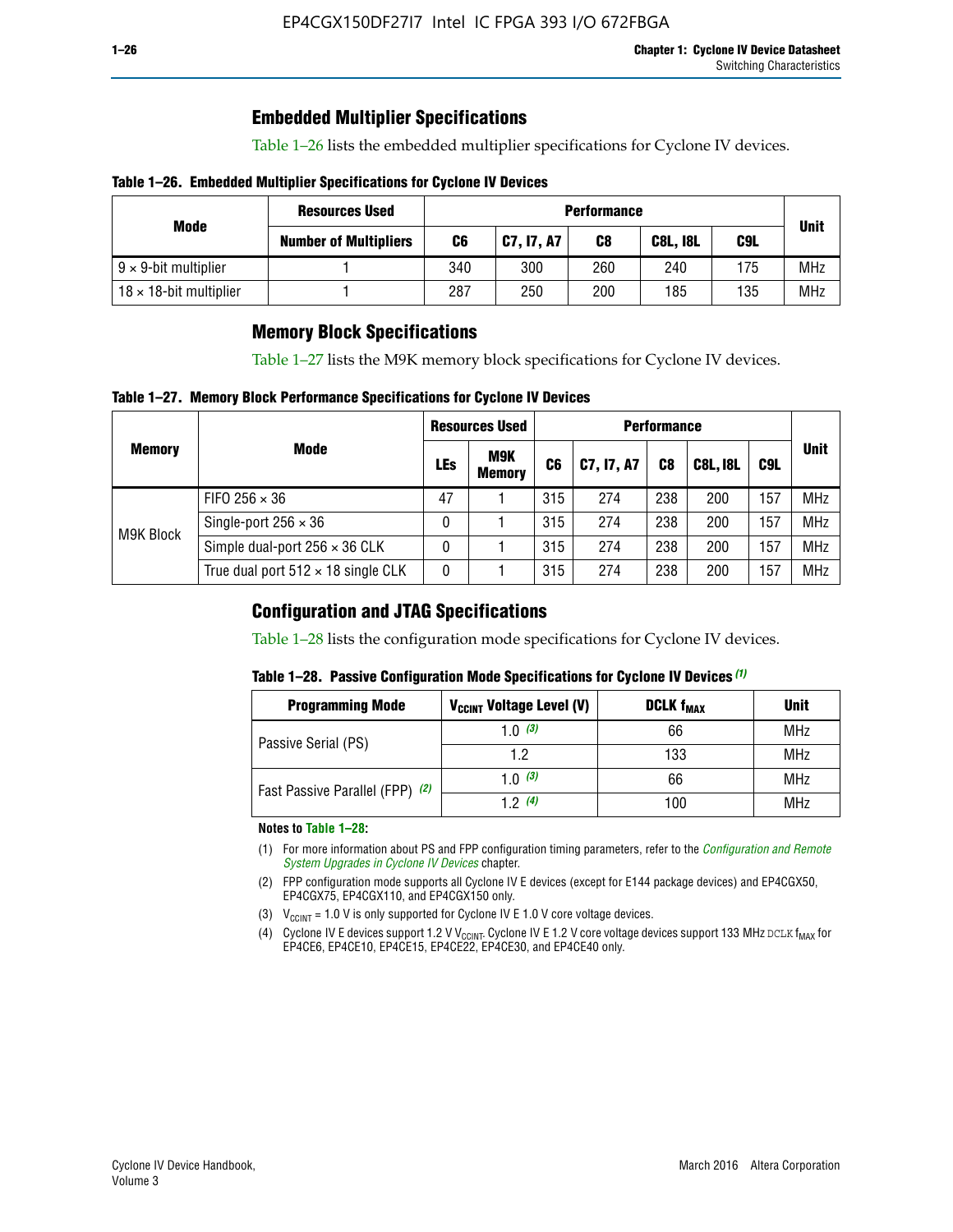## Embedded Multiplier Specifications

Table 1–26 lists the embedded multiplier specifications for Cyclone IV devices.

**Table 1–26. Embedded Multiplier Specifications for Cyclone IV Devices**

| Mode | Resources Used | Performance | | | | | Unit |
|---|---|---|---|---|---|---|---|
| | Number of Multipliers | C6 | C7, I7, A7 | C8 | C8L, I8L | C9L | |
| 9 × 9-bit multiplier | 1 | 340 | 300 | 260 | 240 | 175 | MHz |
| 18 × 18-bit multiplier | 1 | 287 | 250 | 200 | 185 | 135 | MHz |

## Memory Block Specifications

Table 1–27 lists the M9K memory block specifications for Cyclone IV devices.

**Table 1–27. Memory Block Performance Specifications for Cyclone IV Devices**

| Memory | Mode | Resources Used | | Performance | | | | | Unit |
|---|---|---|---|---|---|---|---|---|---|
| | | LEs | M9K Memory | C6 | C7, I7, A7 | C8 | C8L, I8L | C9L | |
| M9K Block | FIFO 256 × 36 | 47 | 1 | 315 | 274 | 238 | 200 | 157 | MHz |
| | Single-port 256 × 36 | 0 | 1 | 315 | 274 | 238 | 200 | 157 | MHz |
| | Simple dual-port 256 × 36 CLK | 0 | 1 | 315 | 274 | 238 | 200 | 157 | MHz |
| | True dual port 512 × 18 single CLK | 0 | 1 | 315 | 274 | 238 | 200 | 157 | MHz |

## Configuration and JTAG Specifications

Table 1–28 lists the configuration mode specifications for Cyclone IV devices.

**Table 1–28. Passive Configuration Mode Specifications for Cyclone IV Devices** *(1)*

| Programming Mode | $V_{CCINT}$ Voltage Level (V) | DCLK $f_{MAX}$ | Unit |
|---|---|---|---|
| Passive Serial (PS) | 1.0 *(3)* | 66 | MHz |
| | 1.2 | 133 | MHz |
| Fast Passive Parallel (FPP) *(2)* | 1.0 *(3)* | 66 | MHz |
| | 1.2 *(4)* | 100 | MHz |

**Notes to Table 1–28:**

(1) For more information about PS and FPP configuration timing parameters, refer to the *Configuration and Remote System Upgrades in Cyclone IV Devices* chapter.

(2) FPP configuration mode supports all Cyclone IV E devices (except for E144 package devices) and EP4CGX50, EP4CGX75, EP4CGX110, and EP4CGX150 only.

(3) $V_{CCINT}$ = 1.0 V is only supported for Cyclone IV E 1.0 V core voltage devices.

(4) Cyclone IV E devices support 1.2 V $V_{CCINT}$. Cyclone IV E 1.2 V core voltage devices support 133 MHz DCLK $f_{MAX}$ for EP4CE6, EP4CE10, EP4CE15, EP4CE22, EP4CE30, and EP4CE40 only.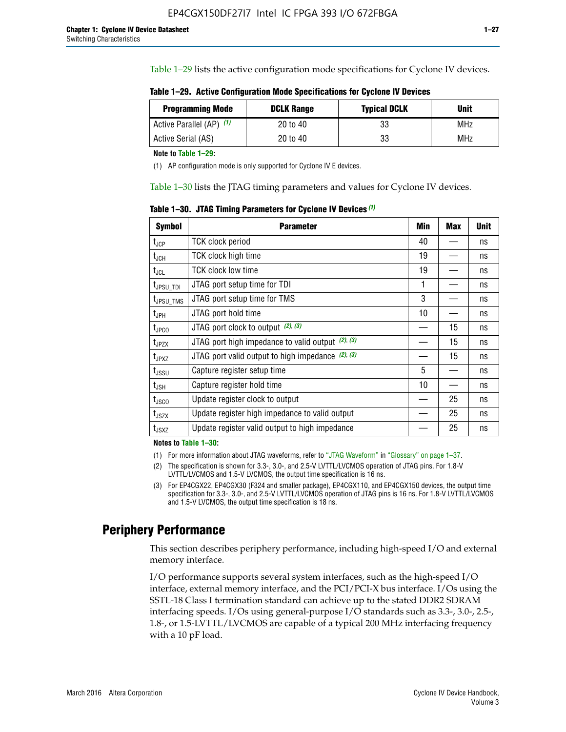Table 1–29 lists the active configuration mode specifications for Cyclone IV devices.

**Table 1–29. Active Configuration Mode Specifications for Cyclone IV Devices**

| Programming Mode | DCLK Range | Typical DCLK | Unit |
|---|---|---|---|
| Active Parallel (AP) (1) | 20 to 40 | 33 | MHz |
| Active Serial (AS) | 20 to 40 | 33 | MHz |

**Note to Table 1–29:**

(1) AP configuration mode is only supported for Cyclone IV E devices.

Table 1–30 lists the JTAG timing parameters and values for Cyclone IV devices.

**Table 1–30. JTAG Timing Parameters for Cyclone IV Devices (1)**

| Symbol | Parameter | Min | Max | Unit |
|---|---|---|---|---|
| $t_{JCP}$ | TCK clock period | 40 | — | ns |
| $t_{JCH}$ | TCK clock high time | 19 | — | ns |
| $t_{JCL}$ | TCK clock low time | 19 | — | ns |
| $t_{JPSU\_TDI}$ | JTAG port setup time for TDI | 1 | — | ns |
| $t_{JPSU\_TMS}$ | JTAG port setup time for TMS | 3 | — | ns |
| $t_{JPH}$ | JTAG port hold time | 10 | — | ns |
| $t_{JPCO}$ | JTAG port clock to output (2), (3) | — | 15 | ns |
| $t_{JPZX}$ | JTAG port high impedance to valid output (2), (3) | — | 15 | ns |
| $t_{JPXZ}$ | JTAG port valid output to high impedance (2), (3) | — | 15 | ns |
| $t_{JSSU}$ | Capture register setup time | 5 | — | ns |
| $t_{JSH}$ | Capture register hold time | 10 | — | ns |
| $t_{JSCO}$ | Update register clock to output | — | 25 | ns |
| $t_{JSZX}$ | Update register high impedance to valid output | — | 25 | ns |
| $t_{JSXZ}$ | Update register valid output to high impedance | — | 25 | ns |

**Notes to Table 1–30:**

(1) For more information about JTAG waveforms, refer to "JTAG Waveform" in "Glossary" on page 1–37.

(2) The specification is shown for 3.3-, 3.0-, and 2.5-V LVTTL/LVCMOS operation of JTAG pins. For 1.8-V LVTTL/LVCMOS and 1.5-V LVCMOS, the output time specification is 16 ns.

(3) For EP4CGX22, EP4CGX30 (F324 and smaller package), EP4CGX110, and EP4CGX150 devices, the output time specification for 3.3-, 3.0-, and 2.5-V LVTTL/LVCMOS operation of JTAG pins is 16 ns. For 1.8-V LVTTL/LVCMOS and 1.5-V LVCMOS, the output time specification is 18 ns.

## Periphery Performance

This section describes periphery performance, including high-speed I/O and external memory interface.

I/O performance supports several system interfaces, such as the high-speed I/O interface, external memory interface, and the PCI/PCI-X bus interface. I/Os using the SSTL-18 Class I termination standard can achieve up to the stated DDR2 SDRAM interfacing speeds. I/Os using general-purpose I/O standards such as 3.3-, 3.0-, 2.5-, 1.8-, or 1.5-LVTTL/LVCMOS are capable of a typical 200 MHz interfacing frequency with a 10 pF load.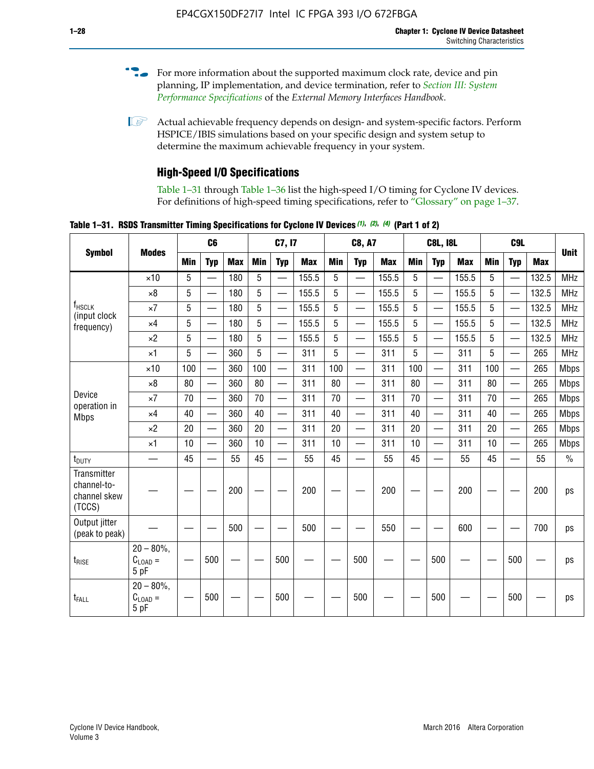For more information about the supported maximum clock rate, device and pin planning, IP implementation, and device termination, refer to *Section III: System Performance Specifications* of the *External Memory Interfaces Handbook*.

Actual achievable frequency depends on design- and system-specific factors. Perform HSPICE/IBIS simulations based on your specific design and system setup to determine the maximum achievable frequency in your system.

### High-Speed I/O Specifications

Table 1–31 through Table 1–36 list the high-speed I/O timing for Cyclone IV devices. For definitions of high-speed timing specifications, refer to "Glossary" on page 1–37.

**Table 1–31. RSDS Transmitter Timing Specifications for Cyclone IV Devices (1), (2), (4) (Part 1 of 2)**

| Symbol | Modes | C6 | | | C7, I7 | | | C8, A7 | | | C8L, I8L | | | C9L | | | Unit |
|---|---|---|---|---|---|---|---|---|---|---|---|---|---|---|---|---|---|
| | | Min | Typ | Max | Min | Typ | Max | Min | Typ | Max | Min | Typ | Max | Min | Typ | Max | |
| $f_{HSCLK}$ (input clock frequency) | ×10 | 5 | — | 180 | 5 | — | 155.5 | 5 | — | 155.5 | 5 | — | 155.5 | 5 | — | 132.5 | MHz |
| | ×8 | 5 | — | 180 | 5 | — | 155.5 | 5 | — | 155.5 | 5 | — | 155.5 | 5 | — | 132.5 | MHz |
| | ×7 | 5 | — | 180 | 5 | — | 155.5 | 5 | — | 155.5 | 5 | — | 155.5 | 5 | — | 132.5 | MHz |
| | ×4 | 5 | — | 180 | 5 | — | 155.5 | 5 | — | 155.5 | 5 | — | 155.5 | 5 | — | 132.5 | MHz |
| | ×2 | 5 | — | 180 | 5 | — | 155.5 | 5 | — | 155.5 | 5 | — | 155.5 | 5 | — | 132.5 | MHz |
| | ×1 | 5 | — | 360 | 5 | — | 311 | 5 | — | 311 | 5 | — | 311 | 5 | — | 265 | MHz |
| Device operation in Mbps | ×10 | 100 | — | 360 | 100 | — | 311 | 100 | — | 311 | 100 | — | 311 | 100 | — | 265 | Mbps |
| | ×8 | 80 | — | 360 | 80 | — | 311 | 80 | — | 311 | 80 | — | 311 | 80 | — | 265 | Mbps |
| | ×7 | 70 | — | 360 | 70 | — | 311 | 70 | — | 311 | 70 | — | 311 | 70 | — | 265 | Mbps |
| | ×4 | 40 | — | 360 | 40 | — | 311 | 40 | — | 311 | 40 | — | 311 | 40 | — | 265 | Mbps |
| | ×2 | 20 | — | 360 | 20 | — | 311 | 20 | — | 311 | 20 | — | 311 | 20 | — | 265 | Mbps |
| | ×1 | 10 | — | 360 | 10 | — | 311 | 10 | — | 311 | 10 | — | 311 | 10 | — | 265 | Mbps |
| $t_{DUTY}$ | — | 45 | — | 55 | 45 | — | 55 | 45 | — | 55 | 45 | — | 55 | 45 | — | 55 | % |
| Transmitter channel-to-channel skew (TCCS) | — | — | — | 200 | — | — | 200 | — | — | 200 | — | — | 200 | — | — | 200 | ps |
| Output jitter (peak to peak) | — | — | — | 500 | — | — | 500 | — | — | 550 | — | — | 600 | — | — | 700 | ps |
| $t_{RISE}$ | 20 – 80%, $C_{LOAD}$ = 5 pF | — | 500 | — | — | 500 | — | — | 500 | — | — | 500 | — | — | 500 | — | ps |
| $t_{FALL}$ | 20 – 80%, $C_{LOAD}$ = 5 pF | — | 500 | — | — | 500 | — | — | 500 | — | — | 500 | — | — | 500 | — | ps |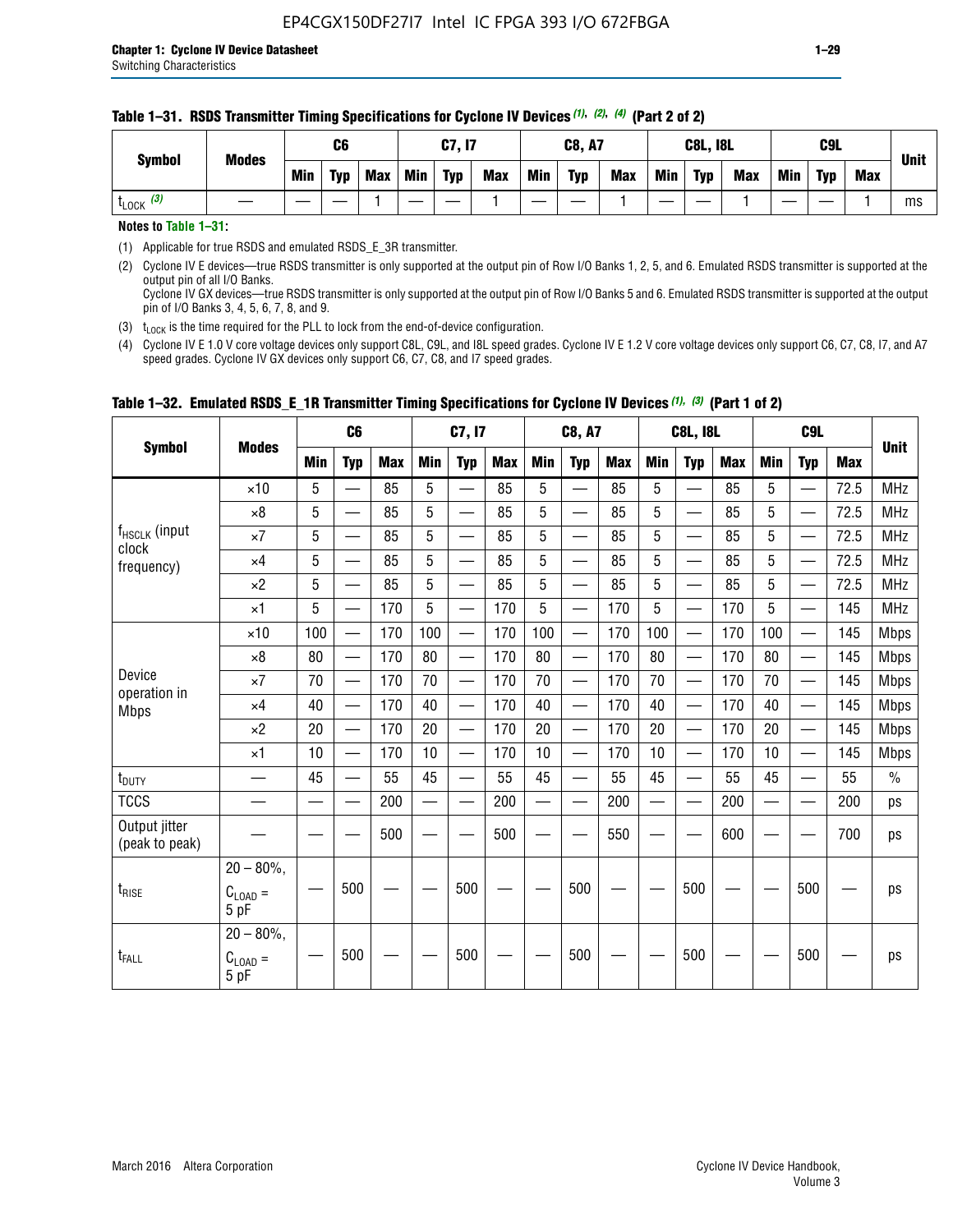**Table 1–31. RSDS Transmitter Timing Specifications for Cyclone IV Devices (1), (2), (4) (Part 2 of 2)**

| Symbol | Modes | C6 | | | C7, I7 | | | C8, A7 | | | C8L, I8L | | | C9L | | | Unit |
|---|---|---|---|---|---|---|---|---|---|---|---|---|---|---|---|---|---|
| | | Min | Typ | Max | Min | Typ | Max | Min | Typ | Max | Min | Typ | Max | Min | Typ | Max | |
| $t_{LOCK}$ (3) | — | — | — | 1 | — | — | 1 | — | — | 1 | — | — | 1 | — | — | 1 | ms |

**Notes to Table 1–31:**

(1) Applicable for true RSDS and emulated RSDS_E_3R transmitter.

(2) Cyclone IV E devices—true RSDS transmitter is only supported at the output pin of Row I/O Banks 1, 2, 5, and 6. Emulated RSDS transmitter is supported at the output pin of all I/O Banks.
Cyclone IV GX devices—true RSDS transmitter is only supported at the output pin of Row I/O Banks 5 and 6. Emulated RSDS transmitter is supported at the output pin of I/O Banks 3, 4, 5, 6, 7, 8, and 9.

(3) $t_{LOCK}$ is the time required for the PLL to lock from the end-of-device configuration.

(4) Cyclone IV E 1.0 V core voltage devices only support C8L, C9L, and I8L speed grades. Cyclone IV E 1.2 V core voltage devices only support C6, C7, C8, I7, and A7 speed grades. Cyclone IV GX devices only support C6, C7, C8, and I7 speed grades.

**Table 1–32. Emulated RSDS_E_1R Transmitter Timing Specifications for Cyclone IV Devices (1), (3) (Part 1 of 2)**

| Symbol | Modes | C6 | | | C7, I7 | | | C8, A7 | | | C8L, I8L | | | C9L | | | Unit |
|---|---|---|---|---|---|---|---|---|---|---|---|---|---|---|---|---|---|
| | | Min | Typ | Max | Min | Typ | Max | Min | Typ | Max | Min | Typ | Max | Min | Typ | Max | |
| $f_{HSCLK}$ (input clock frequency) | ×10 | 5 | — | 85 | 5 | — | 85 | 5 | — | 85 | 5 | — | 85 | 5 | — | 72.5 | MHz |
| | ×8 | 5 | — | 85 | 5 | — | 85 | 5 | — | 85 | 5 | — | 85 | 5 | — | 72.5 | MHz |
| | ×7 | 5 | — | 85 | 5 | — | 85 | 5 | — | 85 | 5 | — | 85 | 5 | — | 72.5 | MHz |
| | ×4 | 5 | — | 85 | 5 | — | 85 | 5 | — | 85 | 5 | — | 85 | 5 | — | 72.5 | MHz |
| | ×2 | 5 | — | 85 | 5 | — | 85 | 5 | — | 85 | 5 | — | 85 | 5 | — | 72.5 | MHz |
| | ×1 | 5 | — | 170 | 5 | — | 170 | 5 | — | 170 | 5 | — | 170 | 5 | — | 145 | MHz |
| Device operation in Mbps | ×10 | 100 | — | 170 | 100 | — | 170 | 100 | — | 170 | 100 | — | 170 | 100 | — | 145 | Mbps |
| | ×8 | 80 | — | 170 | 80 | — | 170 | 80 | — | 170 | 80 | — | 170 | 80 | — | 145 | Mbps |
| | ×7 | 70 | — | 170 | 70 | — | 170 | 70 | — | 170 | 70 | — | 170 | 70 | — | 145 | Mbps |
| | ×4 | 40 | — | 170 | 40 | — | 170 | 40 | — | 170 | 40 | — | 170 | 40 | — | 145 | Mbps |
| | ×2 | 20 | — | 170 | 20 | — | 170 | 20 | — | 170 | 20 | — | 170 | 20 | — | 145 | Mbps |
| | ×1 | 10 | — | 170 | 10 | — | 170 | 10 | — | 170 | 10 | — | 170 | 10 | — | 145 | Mbps |
| $t_{DUTY}$ | — | 45 | — | 55 | 45 | — | 55 | 45 | — | 55 | 45 | — | 55 | 45 | — | 55 | % |
| TCCS | — | — | — | 200 | — | — | 200 | — | — | 200 | — | — | 200 | — | — | 200 | ps |
| Output jitter (peak to peak) | — | — | — | 500 | — | — | 500 | — | — | 550 | — | — | 600 | — | — | 700 | ps |
| $t_{RISE}$ | 20 – 80%, $C_{LOAD}$ = 5 pF | — | 500 | — | — | 500 | — | — | 500 | — | — | 500 | — | — | 500 | — | ps |
| $t_{FALL}$ | 20 – 80%, $C_{LOAD}$ = 5 pF | — | 500 | — | — | 500 | — | — | 500 | — | — | 500 | — | — | 500 | — | ps |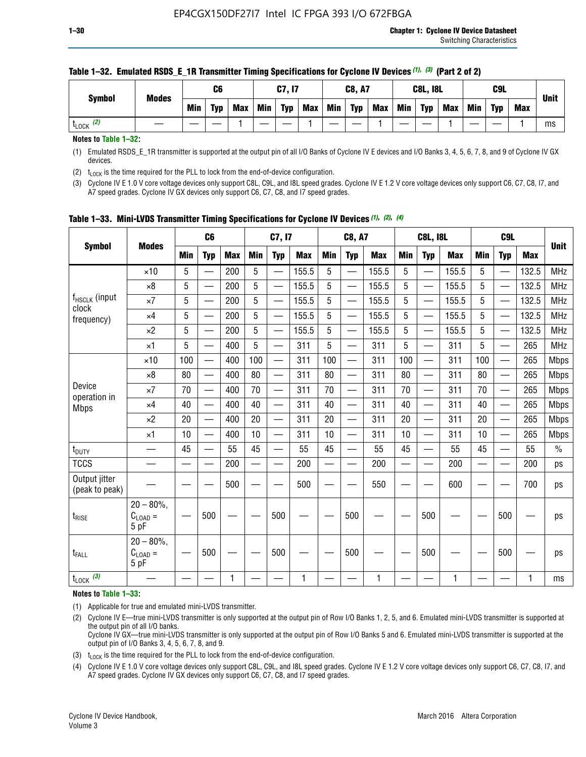**Table 1–32. Emulated RSDS_E_1R Transmitter Timing Specifications for Cyclone IV Devices (1), (3) (Part 2 of 2)**

| Symbol | Modes | C6 | | | C7, I7 | | | C8, A7 | | | C8L, I8L | | | C9L | | | Unit |
|---|---|---|---|---|---|---|---|---|---|---|---|---|---|---|---|---|---|
| | | Min | Typ | Max | Min | Typ | Max | Min | Typ | Max | Min | Typ | Max | Min | Typ | Max | |
| $t_{LOCK}$ (2) | — | — | — | 1 | — | — | 1 | — | — | 1 | — | — | 1 | — | — | 1 | ms |

**Notes to Table 1–32:**

(1) Emulated RSDS_E_1R transmitter is supported at the output pin of all I/O Banks of Cyclone IV E devices and I/O Banks 3, 4, 5, 6, 7, 8, and 9 of Cyclone IV GX devices.

(2) $t_{LOCK}$ is the time required for the PLL to lock from the end-of-device configuration.

(3) Cyclone IV E 1.0 V core voltage devices only support C8L, C9L, and I8L speed grades. Cyclone IV E 1.2 V core voltage devices only support C6, C7, C8, I7, and A7 speed grades. Cyclone IV GX devices only support C6, C7, C8, and I7 speed grades.

**Table 1–33. Mini-LVDS Transmitter Timing Specifications for Cyclone IV Devices (1), (2), (4)**

| Symbol | Modes | C6 | | | C7, I7 | | | C8, A7 | | | C8L, I8L | | | C9L | | | Unit |
|---|---|---|---|---|---|---|---|---|---|---|---|---|---|---|---|---|---|
| | | Min | Typ | Max | Min | Typ | Max | Min | Typ | Max | Min | Typ | Max | Min | Typ | Max | |
| $f_{HSCLK}$ (input clock frequency) | ×10 | 5 | — | 200 | 5 | — | 155.5 | 5 | — | 155.5 | 5 | — | 155.5 | 5 | — | 132.5 | MHz |
| | ×8 | 5 | — | 200 | 5 | — | 155.5 | 5 | — | 155.5 | 5 | — | 155.5 | 5 | — | 132.5 | MHz |
| | ×7 | 5 | — | 200 | 5 | — | 155.5 | 5 | — | 155.5 | 5 | — | 155.5 | 5 | — | 132.5 | MHz |
| | ×4 | 5 | — | 200 | 5 | — | 155.5 | 5 | — | 155.5 | 5 | — | 155.5 | 5 | — | 132.5 | MHz |
| | ×2 | 5 | — | 200 | 5 | — | 155.5 | 5 | — | 155.5 | 5 | — | 155.5 | 5 | — | 132.5 | MHz |
| | ×1 | 5 | — | 400 | 5 | — | 311 | 5 | — | 311 | 5 | — | 311 | 5 | — | 265 | MHz |
| Device operation in Mbps | ×10 | 100 | — | 400 | 100 | — | 311 | 100 | — | 311 | 100 | — | 311 | 100 | — | 265 | Mbps |
| | ×8 | 80 | — | 400 | 80 | — | 311 | 80 | — | 311 | 80 | — | 311 | 80 | — | 265 | Mbps |
| | ×7 | 70 | — | 400 | 70 | — | 311 | 70 | — | 311 | 70 | — | 311 | 70 | — | 265 | Mbps |
| | ×4 | 40 | — | 400 | 40 | — | 311 | 40 | — | 311 | 40 | — | 311 | 40 | — | 265 | Mbps |
| | ×2 | 20 | — | 400 | 20 | — | 311 | 20 | — | 311 | 20 | — | 311 | 20 | — | 265 | Mbps |
| | ×1 | 10 | — | 400 | 10 | — | 311 | 10 | — | 311 | 10 | — | 311 | 10 | — | 265 | Mbps |
| $t_{DUTY}$ | — | 45 | — | 55 | 45 | — | 55 | 45 | — | 55 | 45 | — | 55 | 45 | — | 55 | % |
| TCCS | — | — | — | 200 | — | — | 200 | — | — | 200 | — | — | 200 | — | — | 200 | ps |
| Output jitter (peak to peak) | — | — | — | 500 | — | — | 500 | — | — | 550 | — | — | 600 | — | — | 700 | ps |
| $t_{RISE}$ | 20 – 80%, $C_{LOAD}$ = 5 pF | — | 500 | — | — | 500 | — | — | 500 | — | — | 500 | — | — | 500 | — | ps |
| $t_{FALL}$ | 20 – 80%, $C_{LOAD}$ = 5 pF | — | 500 | — | — | 500 | — | — | 500 | — | — | 500 | — | — | 500 | — | ps |
| $t_{LOCK}$ (3) | — | — | — | 1 | — | — | 1 | — | — | 1 | — | — | 1 | — | — | 1 | ms |

**Notes to Table 1–33:**

(1) Applicable for true and emulated mini-LVDS transmitter.

(2) Cyclone IV E—true mini-LVDS transmitter is only supported at the output pin of Row I/O Banks 1, 2, 5, and 6. Emulated mini-LVDS transmitter is supported at the output pin of all I/O Banks.
Cyclone IV GX—true mini-LVDS transmitter is only supported at the output pin of Row I/O Banks 5 and 6. Emulated mini-LVDS transmitter is supported at the output pin of I/O Banks 3, 4, 5, 6, 7, 8, and 9.

(3) $t_{LOCK}$ is the time required for the PLL to lock from the end-of-device configuration.

(4) Cyclone IV E 1.0 V core voltage devices only support C8L, C9L, and I8L speed grades. Cyclone IV E 1.2 V core voltage devices only support C6, C7, C8, I7, and A7 speed grades. Cyclone IV GX devices only support C6, C7, C8, and I7 speed grades.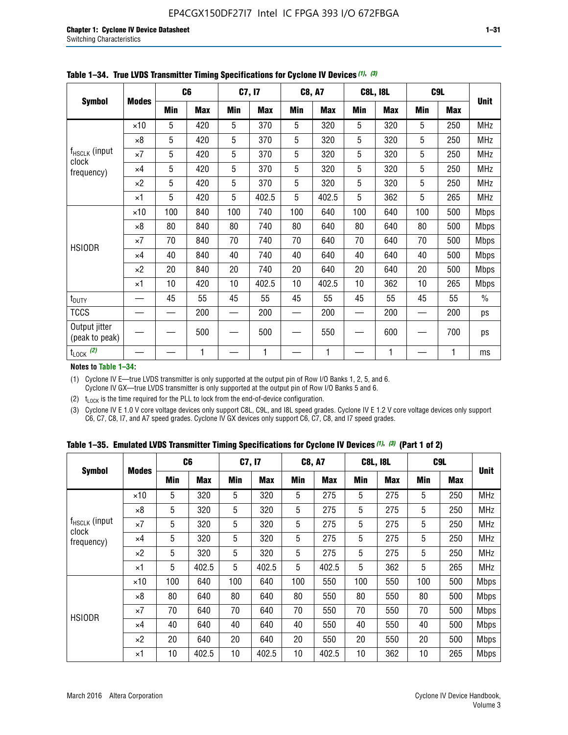**Table 1–34. True LVDS Transmitter Timing Specifications for Cyclone IV Devices (1), (3)**

| Symbol | Modes | C6 | | C7, I7 | | C8, A7 | | C8L, I8L | | C9L | | Unit |
|---|---|---|---|---|---|---|---|---|---|---|---|---|
| | | Min | Max | Min | Max | Min | Max | Min | Max | Min | Max | |
| $f_{HSCLK}$ (input clock frequency) | ×10 | 5 | 420 | 5 | 370 | 5 | 320 | 5 | 320 | 5 | 250 | MHz |
| | ×8 | 5 | 420 | 5 | 370 | 5 | 320 | 5 | 320 | 5 | 250 | MHz |
| | ×7 | 5 | 420 | 5 | 370 | 5 | 320 | 5 | 320 | 5 | 250 | MHz |
| | ×4 | 5 | 420 | 5 | 370 | 5 | 320 | 5 | 320 | 5 | 250 | MHz |
| | ×2 | 5 | 420 | 5 | 370 | 5 | 320 | 5 | 320 | 5 | 250 | MHz |
| | ×1 | 5 | 420 | 5 | 402.5 | 5 | 402.5 | 5 | 362 | 5 | 265 | MHz |
| HSIODR | ×10 | 100 | 840 | 100 | 740 | 100 | 640 | 100 | 640 | 100 | 500 | Mbps |
| | ×8 | 80 | 840 | 80 | 740 | 80 | 640 | 80 | 640 | 80 | 500 | Mbps |
| | ×7 | 70 | 840 | 70 | 740 | 70 | 640 | 70 | 640 | 70 | 500 | Mbps |
| | ×4 | 40 | 840 | 40 | 740 | 40 | 640 | 40 | 640 | 40 | 500 | Mbps |
| | ×2 | 20 | 840 | 20 | 740 | 20 | 640 | 20 | 640 | 20 | 500 | Mbps |
| | ×1 | 10 | 420 | 10 | 402.5 | 10 | 402.5 | 10 | 362 | 10 | 265 | Mbps |
| $t_{DUTY}$ | — | 45 | 55 | 45 | 55 | 45 | 55 | 45 | 55 | 45 | 55 | % |
| TCCS | — | — | 200 | — | 200 | — | 200 | — | 200 | — | 200 | ps |
| Output jitter (peak to peak) | — | — | 500 | — | 500 | — | 550 | — | 600 | — | 700 | ps |
| $t_{LOCK}$ (2) | — | — | 1 | — | 1 | — | 1 | — | 1 | — | 1 | ms |

**Notes to Table 1–34:**

(1) Cyclone IV E—true LVDS transmitter is only supported at the output pin of Row I/O Banks 1, 2, 5, and 6. Cyclone IV GX—true LVDS transmitter is only supported at the output pin of Row I/O Banks 5 and 6.

(2) $t_{LOCK}$ is the time required for the PLL to lock from the end-of-device configuration.

(3) Cyclone IV E 1.0 V core voltage devices only support C8L, C9L, and I8L speed grades. Cyclone IV E 1.2 V core voltage devices only support C6, C7, C8, I7, and A7 speed grades. Cyclone IV GX devices only support C6, C7, C8, and I7 speed grades.

**Table 1–35. Emulated LVDS Transmitter Timing Specifications for Cyclone IV Devices (1), (3) (Part 1 of 2)**

| Symbol | Modes | C6 | | C7, I7 | | C8, A7 | | C8L, I8L | | C9L | | Unit |
|---|---|---|---|---|---|---|---|---|---|---|---|---|
| | | Min | Max | Min | Max | Min | Max | Min | Max | Min | Max | |
| $f_{HSCLK}$ (input clock frequency) | ×10 | 5 | 320 | 5 | 320 | 5 | 275 | 5 | 275 | 5 | 250 | MHz |
| | ×8 | 5 | 320 | 5 | 320 | 5 | 275 | 5 | 275 | 5 | 250 | MHz |
| | ×7 | 5 | 320 | 5 | 320 | 5 | 275 | 5 | 275 | 5 | 250 | MHz |
| | ×4 | 5 | 320 | 5 | 320 | 5 | 275 | 5 | 275 | 5 | 250 | MHz |
| | ×2 | 5 | 320 | 5 | 320 | 5 | 275 | 5 | 275 | 5 | 250 | MHz |
| | ×1 | 5 | 402.5 | 5 | 402.5 | 5 | 402.5 | 5 | 362 | 5 | 265 | MHz |
| HSIODR | ×10 | 100 | 640 | 100 | 640 | 100 | 550 | 100 | 550 | 100 | 500 | Mbps |
| | ×8 | 80 | 640 | 80 | 640 | 80 | 550 | 80 | 550 | 80 | 500 | Mbps |
| | ×7 | 70 | 640 | 70 | 640 | 70 | 550 | 70 | 550 | 70 | 500 | Mbps |
| | ×4 | 40 | 640 | 40 | 640 | 40 | 550 | 40 | 550 | 40 | 500 | Mbps |
| | ×2 | 20 | 640 | 20 | 640 | 20 | 550 | 20 | 550 | 20 | 500 | Mbps |
| | ×1 | 10 | 402.5 | 10 | 402.5 | 10 | 402.5 | 10 | 362 | 10 | 265 | Mbps |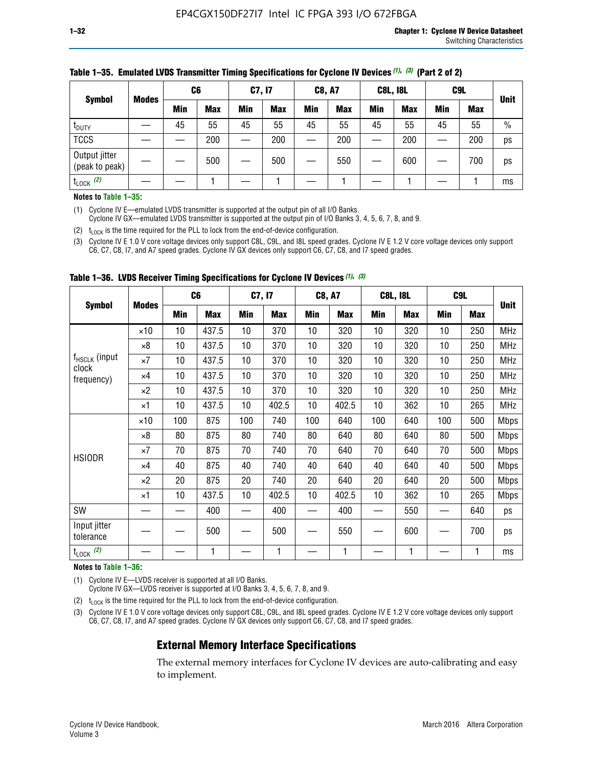**Table 1–35. Emulated LVDS Transmitter Timing Specifications for Cyclone IV Devices (1), (3) (Part 2 of 2)**

| Symbol | Modes | C6 | | C7, I7 | | C8, A7 | | C8L, I8L | | C9L | | Unit |
|---|---|---|---|---|---|---|---|---|---|---|---|---|
| | | Min | Max | Min | Max | Min | Max | Min | Max | Min | Max | |
| $t_{DUTY}$ | — | 45 | 55 | 45 | 55 | 45 | 55 | 45 | 55 | 45 | 55 | % |
| TCCS | — | — | 200 | — | 200 | — | 200 | — | 200 | — | 200 | ps |
| Output jitter (peak to peak) | — | — | 500 | — | 500 | — | 550 | — | 600 | — | 700 | ps |
| $t_{LOCK}$ (2) | — | — | 1 | — | 1 | — | 1 | — | 1 | — | 1 | ms |

**Notes to Table 1–35:**

(1) Cyclone IV E—emulated LVDS transmitter is supported at the output pin of all I/O Banks.
Cyclone IV GX—emulated LVDS transmitter is supported at the output pin of I/O Banks 3, 4, 5, 6, 7, 8, and 9.

(2) $t_{LOCK}$ is the time required for the PLL to lock from the end-of-device configuration.

(3) Cyclone IV E 1.0 V core voltage devices only support C8L, C9L, and I8L speed grades. Cyclone IV E 1.2 V core voltage devices only support C6, C7, C8, I7, and A7 speed grades. Cyclone IV GX devices only support C6, C7, C8, and I7 speed grades.

**Table 1–36. LVDS Receiver Timing Specifications for Cyclone IV Devices (1), (3)**

| Symbol | Modes | C6 | | C7, I7 | | C8, A7 | | C8L, I8L | | C9L | | Unit |
|---|---|---|---|---|---|---|---|---|---|---|---|---|
| | | Min | Max | Min | Max | Min | Max | Min | Max | Min | Max | |
| $f_{HSCLK}$ (input clock frequency) | ×10 | 10 | 437.5 | 10 | 370 | 10 | 320 | 10 | 320 | 10 | 250 | MHz |
| | ×8 | 10 | 437.5 | 10 | 370 | 10 | 320 | 10 | 320 | 10 | 250 | MHz |
| | ×7 | 10 | 437.5 | 10 | 370 | 10 | 320 | 10 | 320 | 10 | 250 | MHz |
| | ×4 | 10 | 437.5 | 10 | 370 | 10 | 320 | 10 | 320 | 10 | 250 | MHz |
| | ×2 | 10 | 437.5 | 10 | 370 | 10 | 320 | 10 | 320 | 10 | 250 | MHz |
| | ×1 | 10 | 437.5 | 10 | 402.5 | 10 | 402.5 | 10 | 362 | 10 | 265 | MHz |
| HSIODR | ×10 | 100 | 875 | 100 | 740 | 100 | 640 | 100 | 640 | 100 | 500 | Mbps |
| | ×8 | 80 | 875 | 80 | 740 | 80 | 640 | 80 | 640 | 80 | 500 | Mbps |
| | ×7 | 70 | 875 | 70 | 740 | 70 | 640 | 70 | 640 | 70 | 500 | Mbps |
| | ×4 | 40 | 875 | 40 | 740 | 40 | 640 | 40 | 640 | 40 | 500 | Mbps |
| | ×2 | 20 | 875 | 20 | 740 | 20 | 640 | 20 | 640 | 20 | 500 | Mbps |
| | ×1 | 10 | 437.5 | 10 | 402.5 | 10 | 402.5 | 10 | 362 | 10 | 265 | Mbps |
| SW | — | — | 400 | — | 400 | — | 400 | — | 550 | — | 640 | ps |
| Input jitter tolerance | — | — | 500 | — | 500 | — | 550 | — | 600 | — | 700 | ps |
| $t_{LOCK}$ (2) | — | — | 1 | — | 1 | — | 1 | — | 1 | — | 1 | ms |

**Notes to Table 1–36:**

(1) Cyclone IV E—LVDS receiver is supported at all I/O Banks.
Cyclone IV GX—LVDS receiver is supported at I/O Banks 3, 4, 5, 6, 7, 8, and 9.

(2) $t_{LOCK}$ is the time required for the PLL to lock from the end-of-device configuration.

(3) Cyclone IV E 1.0 V core voltage devices only support C8L, C9L, and I8L speed grades. Cyclone IV E 1.2 V core voltage devices only support C6, C7, C8, I7, and A7 speed grades. Cyclone IV GX devices only support C6, C7, C8, and I7 speed grades.

## External Memory Interface Specifications

The external memory interfaces for Cyclone IV devices are auto-calibrating and easy to implement.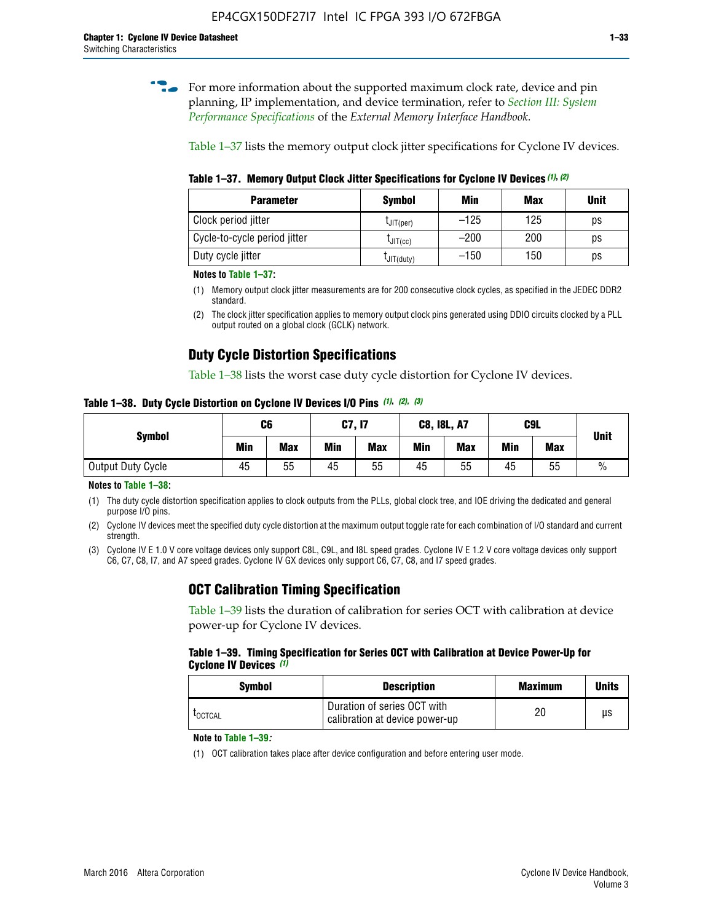For more information about the supported maximum clock rate, device and pin planning, IP implementation, and device termination, refer to *Section III: System Performance Specifications* of the *External Memory Interface Handbook*.

Table 1–37 lists the memory output clock jitter specifications for Cyclone IV devices.

**Table 1–37. Memory Output Clock Jitter Specifications for Cyclone IV Devices (1), (2)**

| Parameter | Symbol | Min | Max | Unit |
|---|---|---|---|---|
| Clock period jitter | $t_{JIT(per)}$ | –125 | 125 | ps |
| Cycle-to-cycle period jitter | $t_{JIT(cc)}$ | –200 | 200 | ps |
| Duty cycle jitter | $t_{JIT(duty)}$ | –150 | 150 | ps |

**Notes to Table 1–37:**

(1) Memory output clock jitter measurements are for 200 consecutive clock cycles, as specified in the JEDEC DDR2 standard.

(2) The clock jitter specification applies to memory output clock pins generated using DDIO circuits clocked by a PLL output routed on a global clock (GCLK) network.

## Duty Cycle Distortion Specifications

Table 1–38 lists the worst case duty cycle distortion for Cyclone IV devices.

**Table 1–38. Duty Cycle Distortion on Cyclone IV Devices I/O Pins (1), (2), (3)**

| Symbol | C6 | | C7, I7 | | C8, I8L, A7 | | C9L | | Unit |
|---|---|---|---|---|---|---|---|---|---|
| | Min | Max | Min | Max | Min | Max | Min | Max | |
| Output Duty Cycle | 45 | 55 | 45 | 55 | 45 | 55 | 45 | 55 | % |

**Notes to Table 1–38:**

(1) The duty cycle distortion specification applies to clock outputs from the PLLs, global clock tree, and IOE driving the dedicated and general purpose I/O pins.

(2) Cyclone IV devices meet the specified duty cycle distortion at the maximum output toggle rate for each combination of I/O standard and current strength.

(3) Cyclone IV E 1.0 V core voltage devices only support C8L, C9L, and I8L speed grades. Cyclone IV E 1.2 V core voltage devices only support C6, C7, C8, I7, and A7 speed grades. Cyclone IV GX devices only support C6, C7, C8, and I7 speed grades.

## OCT Calibration Timing Specification

Table 1–39 lists the duration of calibration for series OCT with calibration at device power-up for Cyclone IV devices.

**Table 1–39. Timing Specification for Series OCT with Calibration at Device Power-Up for Cyclone IV Devices (1)**

| Symbol | Description | Maximum | Units |
|---|---|---|---|
| $t_{OCTCAL}$ | Duration of series OCT with calibration at device power-up | 20 | µs |

**Note to Table 1–39:**

(1) OCT calibration takes place after device configuration and before entering user mode.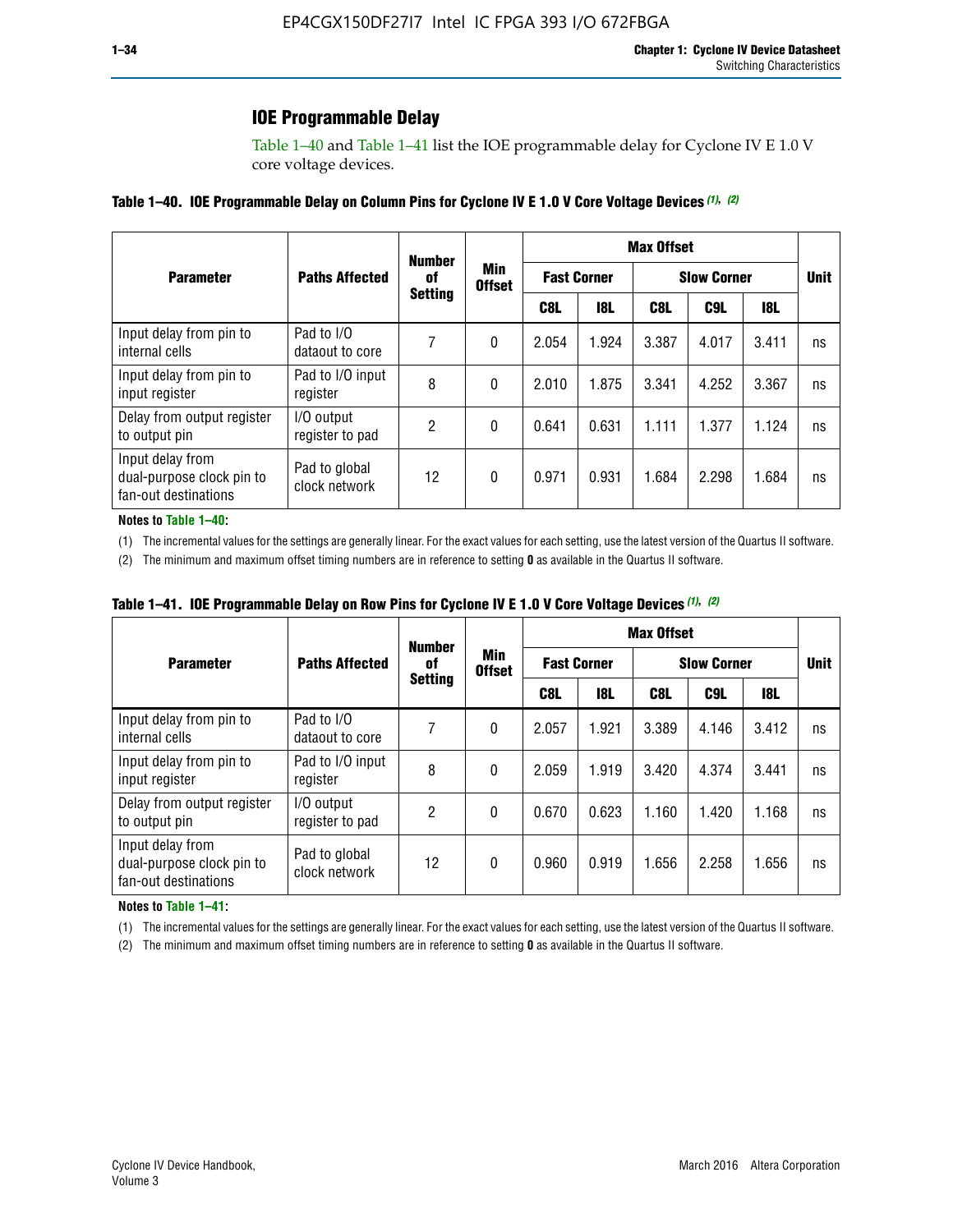## IOE Programmable Delay

Table 1–40 and Table 1–41 list the IOE programmable delay for Cyclone IV E 1.0 V core voltage devices.

**Table 1–40. IOE Programmable Delay on Column Pins for Cyclone IV E 1.0 V Core Voltage Devices (1), (2)**

| Parameter | Paths Affected | Number of Setting | Min Offset | Max Offset | | | | | Unit |
|---|---|---|---|---|---|---|---|---|---|
| | | | | Fast Corner | | Slow Corner | | | |
| | | | | C8L | I8L | C8L | C9L | I8L | |
| Input delay from pin to internal cells | Pad to I/O dataout to core | 7 | 0 | 2.054 | 1.924 | 3.387 | 4.017 | 3.411 | ns |
| Input delay from pin to input register | Pad to I/O input register | 8 | 0 | 2.010 | 1.875 | 3.341 | 4.252 | 3.367 | ns |
| Delay from output register to output pin | I/O output register to pad | 2 | 0 | 0.641 | 0.631 | 1.111 | 1.377 | 1.124 | ns |
| Input delay from dual-purpose clock pin to fan-out destinations | Pad to global clock network | 12 | 0 | 0.971 | 0.931 | 1.684 | 2.298 | 1.684 | ns |

**Notes to Table 1–40:**

(1) The incremental values for the settings are generally linear. For the exact values for each setting, use the latest version of the Quartus II software.

(2) The minimum and maximum offset timing numbers are in reference to setting **0** as available in the Quartus II software.

**Table 1–41. IOE Programmable Delay on Row Pins for Cyclone IV E 1.0 V Core Voltage Devices (1), (2)**

| Parameter | Paths Affected | Number of Setting | Min Offset | Max Offset | | | | | Unit |
|---|---|---|---|---|---|---|---|---|---|
| | | | | Fast Corner | | Slow Corner | | | |
| | | | | C8L | I8L | C8L | C9L | I8L | |
| Input delay from pin to internal cells | Pad to I/O dataout to core | 7 | 0 | 2.057 | 1.921 | 3.389 | 4.146 | 3.412 | ns |
| Input delay from pin to input register | Pad to I/O input register | 8 | 0 | 2.059 | 1.919 | 3.420 | 4.374 | 3.441 | ns |
| Delay from output register to output pin | I/O output register to pad | 2 | 0 | 0.670 | 0.623 | 1.160 | 1.420 | 1.168 | ns |
| Input delay from dual-purpose clock pin to fan-out destinations | Pad to global clock network | 12 | 0 | 0.960 | 0.919 | 1.656 | 2.258 | 1.656 | ns |

**Notes to Table 1–41:**

(1) The incremental values for the settings are generally linear. For the exact values for each setting, use the latest version of the Quartus II software.

(2) The minimum and maximum offset timing numbers are in reference to setting **0** as available in the Quartus II software.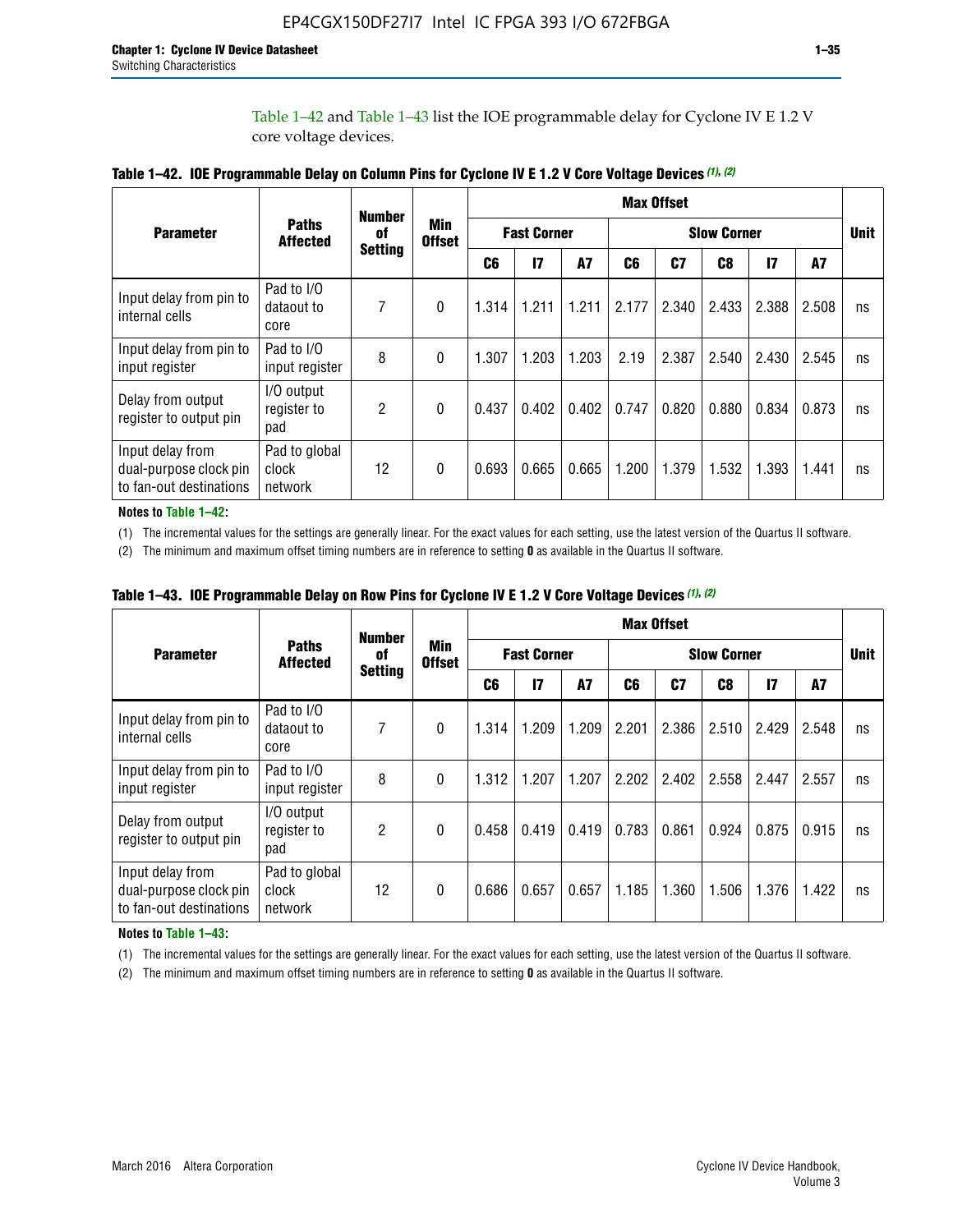Table 1–42 and Table 1–43 list the IOE programmable delay for Cyclone IV E 1.2 V core voltage devices.

**Table 1–42. IOE Programmable Delay on Column Pins for Cyclone IV E 1.2 V Core Voltage Devices (1), (2)**

| Parameter | Paths Affected | Number of Setting | Min Offset | Max Offset | | | | | | | | Unit |
|---|---|---|---|---|---|---|---|---|---|---|---|---|
| | | | | Fast Corner | | | Slow Corner | | | | | |
| | | | | C6 | I7 | A7 | C6 | C7 | C8 | I7 | A7 | |
| Input delay from pin to internal cells | Pad to I/O dataout to core | 7 | 0 | 1.314 | 1.211 | 1.211 | 2.177 | 2.340 | 2.433 | 2.388 | 2.508 | ns |
| Input delay from pin to input register | Pad to I/O input register | 8 | 0 | 1.307 | 1.203 | 1.203 | 2.19 | 2.387 | 2.540 | 2.430 | 2.545 | ns |
| Delay from output register to output pin | I/O output register to pad | 2 | 0 | 0.437 | 0.402 | 0.402 | 0.747 | 0.820 | 0.880 | 0.834 | 0.873 | ns |
| Input delay from dual-purpose clock pin to fan-out destinations | Pad to global clock network | 12 | 0 | 0.693 | 0.665 | 0.665 | 1.200 | 1.379 | 1.532 | 1.393 | 1.441 | ns |

**Notes to Table 1–42:**

(1) The incremental values for the settings are generally linear. For the exact values for each setting, use the latest version of the Quartus II software.

(2) The minimum and maximum offset timing numbers are in reference to setting **0** as available in the Quartus II software.

**Table 1–43. IOE Programmable Delay on Row Pins for Cyclone IV E 1.2 V Core Voltage Devices (1), (2)**

| Parameter | Paths Affected | Number of Setting | Min Offset | Max Offset | | | | | | | | Unit |
|---|---|---|---|---|---|---|---|---|---|---|---|---|
| | | | | Fast Corner | | | Slow Corner | | | | | |
| | | | | C6 | I7 | A7 | C6 | C7 | C8 | I7 | A7 | |
| Input delay from pin to internal cells | Pad to I/O dataout to core | 7 | 0 | 1.314 | 1.209 | 1.209 | 2.201 | 2.386 | 2.510 | 2.429 | 2.548 | ns |
| Input delay from pin to input register | Pad to I/O input register | 8 | 0 | 1.312 | 1.207 | 1.207 | 2.202 | 2.402 | 2.558 | 2.447 | 2.557 | ns |
| Delay from output register to output pin | I/O output register to pad | 2 | 0 | 0.458 | 0.419 | 0.419 | 0.783 | 0.861 | 0.924 | 0.875 | 0.915 | ns |
| Input delay from dual-purpose clock pin to fan-out destinations | Pad to global clock network | 12 | 0 | 0.686 | 0.657 | 0.657 | 1.185 | 1.360 | 1.506 | 1.376 | 1.422 | ns |

**Notes to Table 1–43:**

(1) The incremental values for the settings are generally linear. For the exact values for each setting, use the latest version of the Quartus II software.

(2) The minimum and maximum offset timing numbers are in reference to setting **0** as available in the Quartus II software.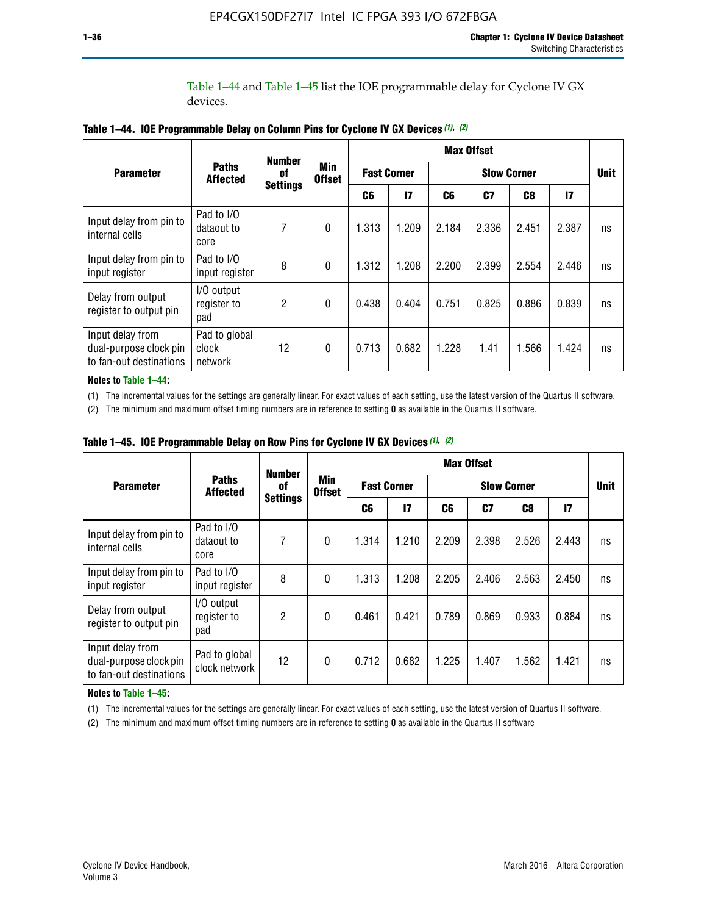Table 1–44 and Table 1–45 list the IOE programmable delay for Cyclone IV GX devices.

**Table 1–44. IOE Programmable Delay on Column Pins for Cyclone IV GX Devices (1), (2)**

| Parameter | Paths Affected | Number of Settings | Min Offset | Max Offset | | | | | | Unit |
|---|---|---|---|---|---|---|---|---|---|---|
| | | | | Fast Corner | | Slow Corner | | | | |
| | | | | C6 | I7 | C6 | C7 | C8 | I7 | |
| Input delay from pin to internal cells | Pad to I/O dataout to core | 7 | 0 | 1.313 | 1.209 | 2.184 | 2.336 | 2.451 | 2.387 | ns |
| Input delay from pin to input register | Pad to I/O input register | 8 | 0 | 1.312 | 1.208 | 2.200 | 2.399 | 2.554 | 2.446 | ns |
| Delay from output register to output pin | I/O output register to pad | 2 | 0 | 0.438 | 0.404 | 0.751 | 0.825 | 0.886 | 0.839 | ns |
| Input delay from dual-purpose clock pin to fan-out destinations | Pad to global clock network | 12 | 0 | 0.713 | 0.682 | 1.228 | 1.41 | 1.566 | 1.424 | ns |

**Notes to Table 1–44:**

(1) The incremental values for the settings are generally linear. For exact values of each setting, use the latest version of the Quartus II software.

(2) The minimum and maximum offset timing numbers are in reference to setting **0** as available in the Quartus II software.

**Table 1–45. IOE Programmable Delay on Row Pins for Cyclone IV GX Devices (1), (2)**

| Parameter | Paths Affected | Number of Settings | Min Offset | Max Offset | | | | | | Unit |
|---|---|---|---|---|---|---|---|---|---|---|
| | | | | Fast Corner | | Slow Corner | | | | |
| | | | | C6 | I7 | C6 | C7 | C8 | I7 | |
| Input delay from pin to internal cells | Pad to I/O dataout to core | 7 | 0 | 1.314 | 1.210 | 2.209 | 2.398 | 2.526 | 2.443 | ns |
| Input delay from pin to input register | Pad to I/O input register | 8 | 0 | 1.313 | 1.208 | 2.205 | 2.406 | 2.563 | 2.450 | ns |
| Delay from output register to output pin | I/O output register to pad | 2 | 0 | 0.461 | 0.421 | 0.789 | 0.869 | 0.933 | 0.884 | ns |
| Input delay from dual-purpose clock pin to fan-out destinations | Pad to global clock network | 12 | 0 | 0.712 | 0.682 | 1.225 | 1.407 | 1.562 | 1.421 | ns |

**Notes to Table 1–45:**

(1) The incremental values for the settings are generally linear. For exact values of each setting, use the latest version of Quartus II software.

(2) The minimum and maximum offset timing numbers are in reference to setting **0** as available in the Quartus II software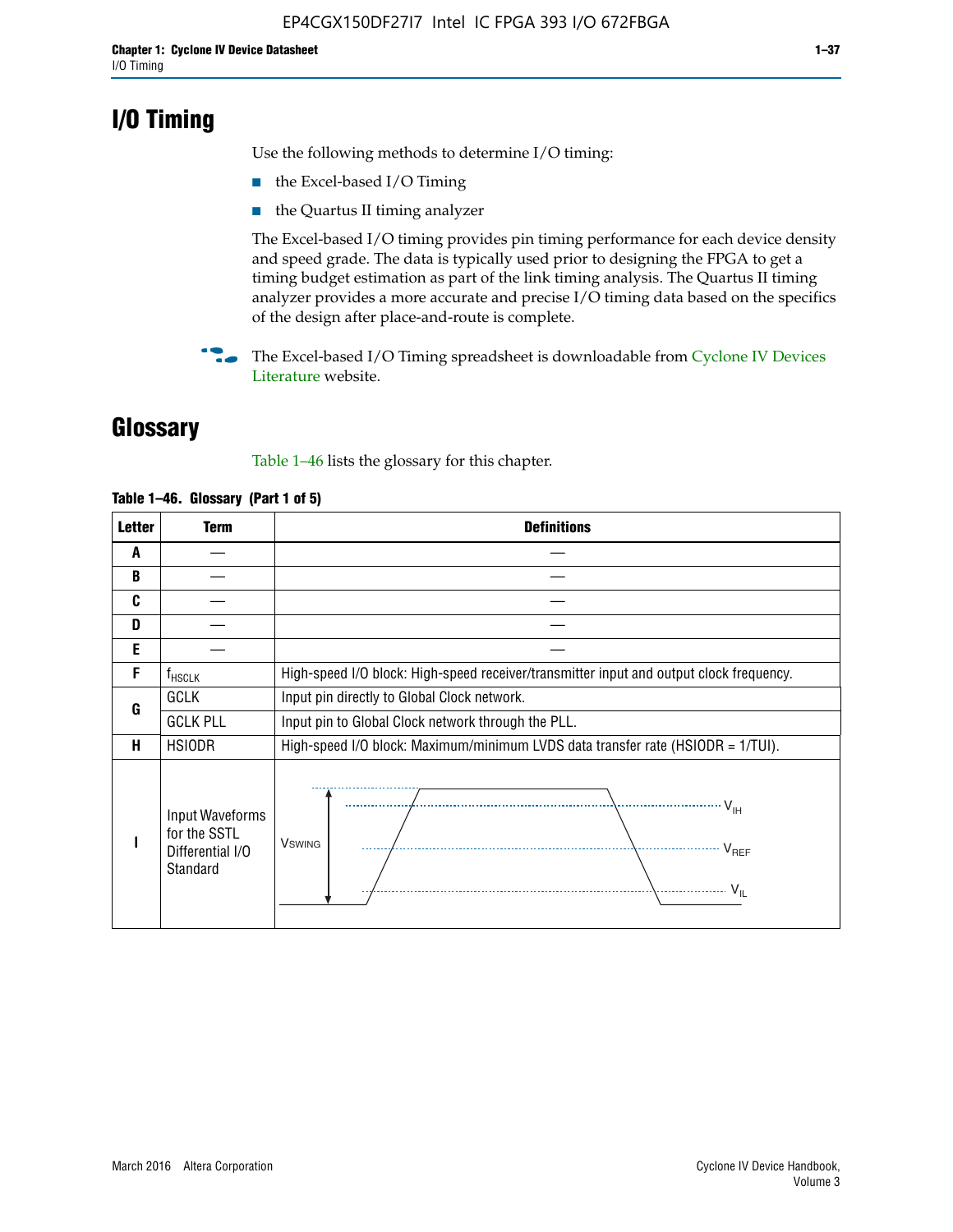# I/O Timing

Use the following methods to determine I/O timing:

- the Excel-based I/O Timing
- the Quartus II timing analyzer

The Excel-based I/O timing provides pin timing performance for each device density and speed grade. The data is typically used prior to designing the FPGA to get a timing budget estimation as part of the link timing analysis. The Quartus II timing analyzer provides a more accurate and precise I/O timing data based on the specifics of the design after place-and-route is complete.

The Excel-based I/O Timing spreadsheet is downloadable from Cyclone IV Devices Literature website.

# Glossary

Table 1–46 lists the glossary for this chapter.

**Table 1–46. Glossary (Part 1 of 5)**

| Letter | Term | Definitions |
|---|---|---|
| A | — | — |
| B | — | — |
| C | — | — |
| D | — | — |
| E | — | — |
| F | $f_{HSCLK}$ | High-speed I/O block: High-speed receiver/transmitter input and output clock frequency. |
| G | GCLK | Input pin directly to Global Clock network. |
| | GCLK PLL | Input pin to Global Clock network through the PLL. |
| H | HSIODR | High-speed I/O block: Maximum/minimum LVDS data transfer rate (HSIODR = 1/TUI). |
| I | Input Waveforms for the SSTL Differential I/O Standard | $V_{SWING}$, $V_{IH}$, $V_{REF}$, $V_{IL}$ |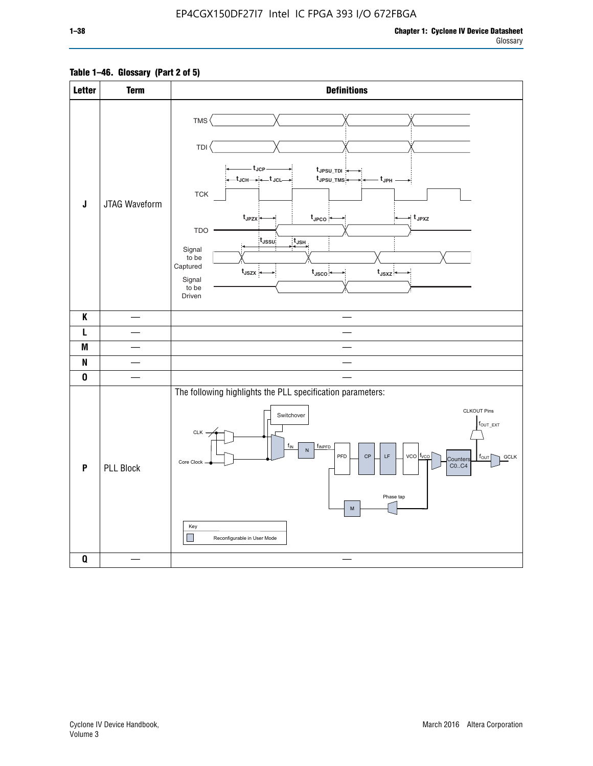**Table 1–46. Glossary (Part 2 of 5)**

| Letter | Term | Definitions |
|---|---|---|
| J | JTAG Waveform | TMS, TDI, TCK, TDO, Signal to be Captured, Signal to be Driven; $t_{JCP}$, $t_{JCH}$, $t_{JCL}$, $t_{JPSU\_TDI}$, $t_{JPSU\_TMS}$, $t_{JPH}$, $t_{JPZX}$, $t_{JPCO}$, $t_{JPXZ}$, $t_{JSSU}$, $t_{JSH}$, $t_{JSZX}$, $t_{JSCO}$, $t_{JSXZ}$ |
| K | — | — |
| L | — | — |
| M | — | — |
| N | — | — |
| O | — | — |
| P | PLL Block | The following highlights the PLL specification parameters: CLK, Core Clock, Switchover, $f_{IN}$, N, $f_{INPFD}$, PFD, CP, LF, VCO, $f_{VCO}$, Counters C0..C4, $f_{OUT}$, GCLK, CLKOUT Pins, $f_{OUT\_EXT}$, Phase tap, M. Key: Reconfigurable in User Mode |
| Q | — | — |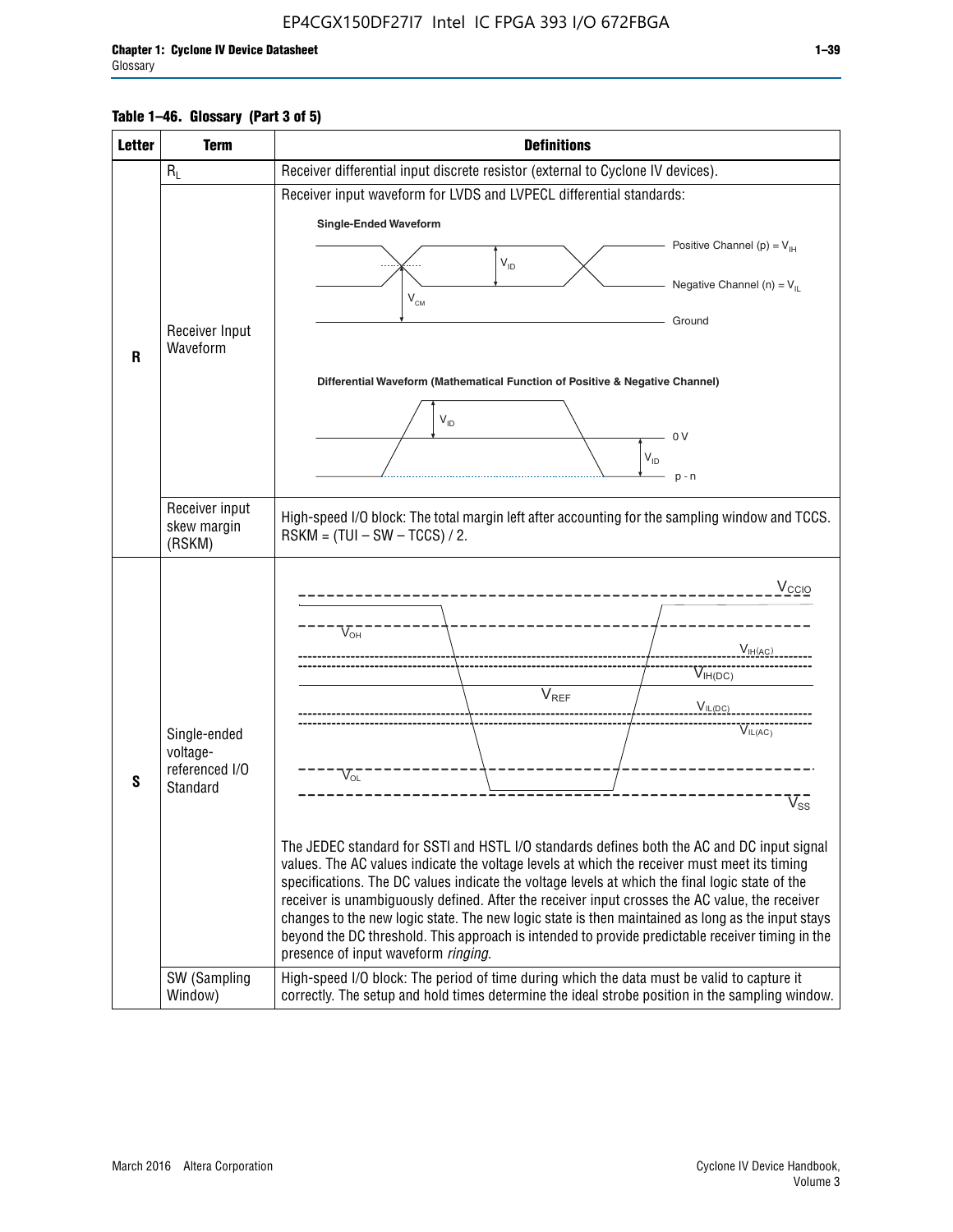**Table 1–46. Glossary (Part 3 of 5)**

| Letter | Term | Definitions |
|---|---|---|
| R | $R_L$ | Receiver differential input discrete resistor (external to Cyclone IV devices). |
| | Receiver Input Waveform | Receiver input waveform for LVDS and LVPECL differential standards: Single-Ended Waveform: Positive Channel (p) = $V_{IH}$; Negative Channel (n) = $V_{IL}$; $V_{ID}$; $V_{CM}$; Ground. Differential Waveform (Mathematical Function of Positive & Negative Channel): $V_{ID}$; 0 V; $V_{ID}$; p - n |
| | Receiver input skew margin (RSKM) | High-speed I/O block: The total margin left after accounting for the sampling window and TCCS. RSKM = (TUI – SW – TCCS) / 2. |
| S | Single-ended voltage-referenced I/O Standard | $V_{CCIO}$, $V_{OH}$, $V_{IH(AC)}$, $V_{IH(DC)}$, $V_{REF}$, $V_{IL(DC)}$, $V_{IL(AC)}$, $V_{OL}$, $V_{SS}$. The JEDEC standard for SSTI and HSTL I/O standards defines both the AC and DC input signal values. The AC values indicate the voltage levels at which the receiver must meet its timing specifications. The DC values indicate the voltage levels at which the final logic state of the receiver is unambiguously defined. After the receiver input crosses the AC value, the receiver changes to the new logic state. The new logic state is then maintained as long as the input stays beyond the DC threshold. This approach is intended to provide predictable receiver timing in the presence of input waveform *ringing*. |
| | SW (Sampling Window) | High-speed I/O block: The period of time during which the data must be valid to capture it correctly. The setup and hold times determine the ideal strobe position in the sampling window. |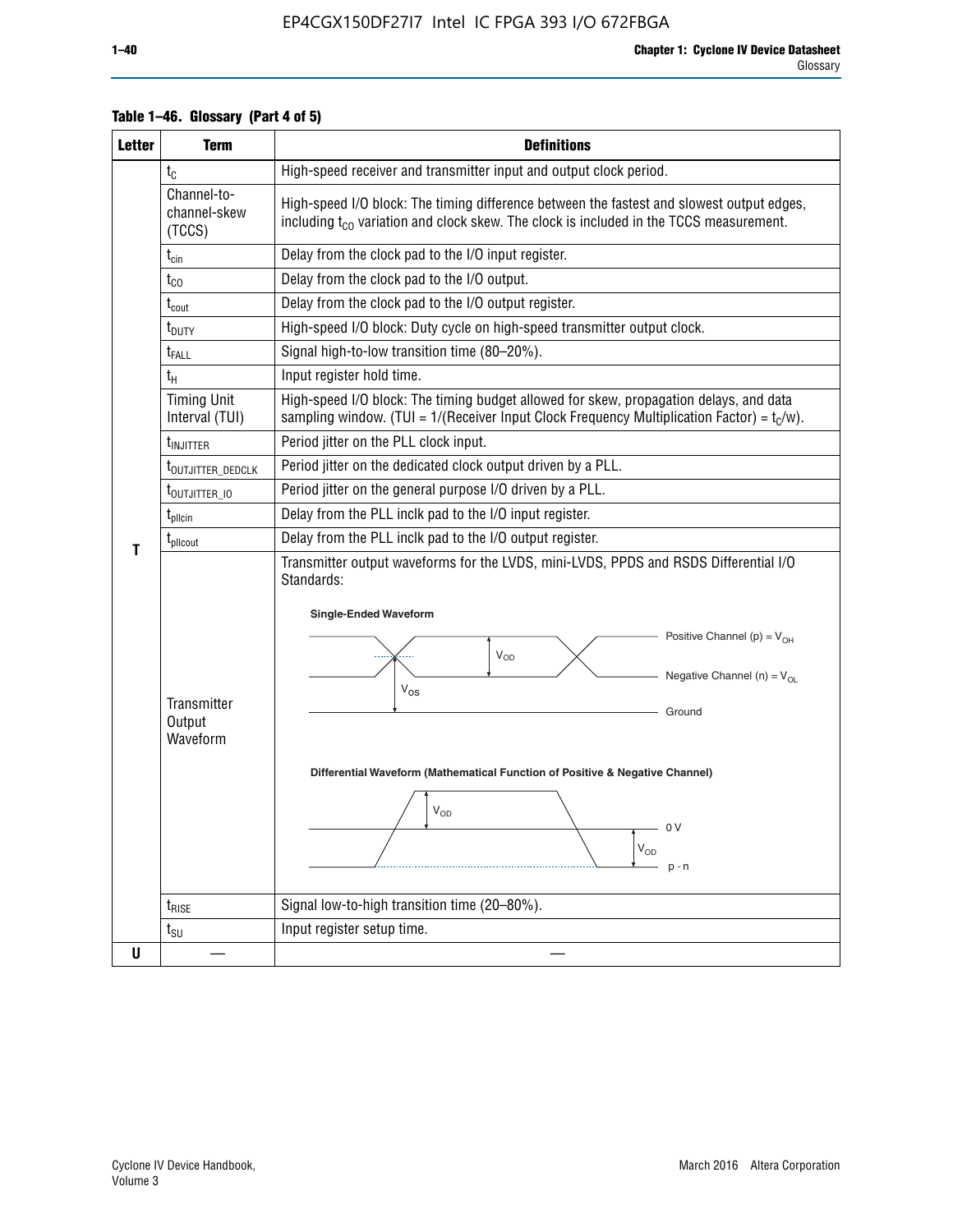**Table 1–46. Glossary (Part 4 of 5)**

| Letter | Term | Definitions |
|---|---|---|
| T | $t_C$ | High-speed receiver and transmitter input and output clock period. |
| | Channel-to-channel-skew (TCCS) | High-speed I/O block: The timing difference between the fastest and slowest output edges, including $t_{CO}$ variation and clock skew. The clock is included in the TCCS measurement. |
| | $t_{cin}$ | Delay from the clock pad to the I/O input register. |
| | $t_{CO}$ | Delay from the clock pad to the I/O output. |
| | $t_{cout}$ | Delay from the clock pad to the I/O output register. |
| | $t_{DUTY}$ | High-speed I/O block: Duty cycle on high-speed transmitter output clock. |
| | $t_{FALL}$ | Signal high-to-low transition time (80–20%). |
| | $t_H$ | Input register hold time. |
| | Timing Unit Interval (TUI) | High-speed I/O block: The timing budget allowed for skew, propagation delays, and data sampling window. (TUI = 1/(Receiver Input Clock Frequency Multiplication Factor) = $t_C/w$). |
| | $t_{INJITTER}$ | Period jitter on the PLL clock input. |
| | $t_{OUTJITTER\_DEDCLK}$ | Period jitter on the dedicated clock output driven by a PLL. |
| | $t_{OUTJITTER\_IO}$ | Period jitter on the general purpose I/O driven by a PLL. |
| | $t_{pllcin}$ | Delay from the PLL inclk pad to the I/O input register. |
| | $t_{pllcout}$ | Delay from the PLL inclk pad to the I/O output register. |
| | Transmitter Output Waveform | Transmitter output waveforms for the LVDS, mini-LVDS, PPDS and RSDS Differential I/O Standards: **Single-Ended Waveform** (Positive Channel (p) = $V_{OH}$; Negative Channel (n) = $V_{OL}$; Ground; $V_{OD}$; $V_{OS}$) **Differential Waveform (Mathematical Function of Positive & Negative Channel)** ($V_{OD}$; 0 V; $V_{OD}$; p - n) |
| | $t_{RISE}$ | Signal low-to-high transition time (20–80%). |
| | $t_{SU}$ | Input register setup time. |
| U | — | — |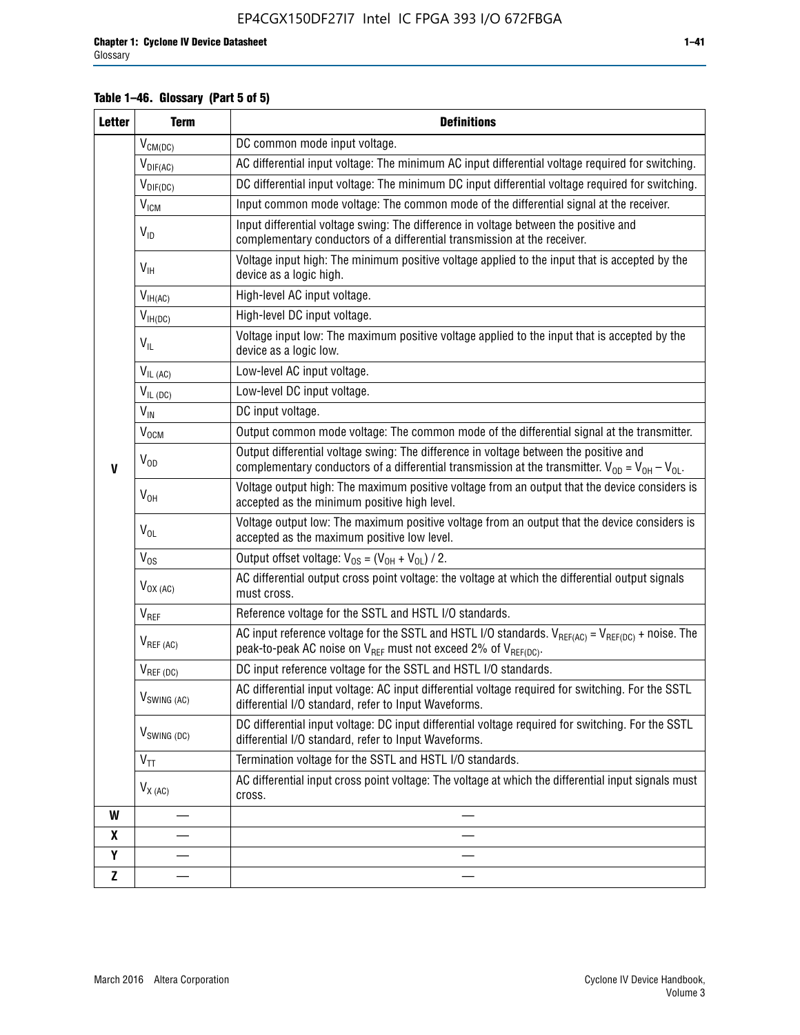**Table 1–46. Glossary (Part 5 of 5)**

| Letter | Term | Definitions |
|---|---|---|
| V | $V_{CM(DC)}$ | DC common mode input voltage. |
| | $V_{DIF(AC)}$ | AC differential input voltage: The minimum AC input differential voltage required for switching. |
| | $V_{DIF(DC)}$ | DC differential input voltage: The minimum DC input differential voltage required for switching. |
| | $V_{ICM}$ | Input common mode voltage: The common mode of the differential signal at the receiver. |
| | $V_{ID}$ | Input differential voltage swing: The difference in voltage between the positive and complementary conductors of a differential transmission at the receiver. |
| | $V_{IH}$ | Voltage input high: The minimum positive voltage applied to the input that is accepted by the device as a logic high. |
| | $V_{IH(AC)}$ | High-level AC input voltage. |
| | $V_{IH(DC)}$ | High-level DC input voltage. |
| | $V_{IL}$ | Voltage input low: The maximum positive voltage applied to the input that is accepted by the device as a logic low. |
| | $V_{IL\ (AC)}$ | Low-level AC input voltage. |
| | $V_{IL\ (DC)}$ | Low-level DC input voltage. |
| | $V_{IN}$ | DC input voltage. |
| | $V_{OCM}$ | Output common mode voltage: The common mode of the differential signal at the transmitter. |
| | $V_{OD}$ | Output differential voltage swing: The difference in voltage between the positive and complementary conductors of a differential transmission at the transmitter. $V_{OD} = V_{OH} – V_{OL}$. |
| | $V_{OH}$ | Voltage output high: The maximum positive voltage from an output that the device considers is accepted as the minimum positive high level. |
| | $V_{OL}$ | Voltage output low: The maximum positive voltage from an output that the device considers is accepted as the maximum positive low level. |
| | $V_{OS}$ | Output offset voltage: $V_{OS} = (V_{OH} + V_{OL}) / 2$. |
| | $V_{OX\ (AC)}$ | AC differential output cross point voltage: the voltage at which the differential output signals must cross. |
| | $V_{REF}$ | Reference voltage for the SSTL and HSTL I/O standards. |
| | $V_{REF\ (AC)}$ | AC input reference voltage for the SSTL and HSTL I/O standards. $V_{REF(AC)} = V_{REF(DC)}$ + noise. The peak-to-peak AC noise on $V_{REF}$ must not exceed 2% of $V_{REF(DC)}$. |
| | $V_{REF\ (DC)}$ | DC input reference voltage for the SSTL and HSTL I/O standards. |
| | $V_{SWING\ (AC)}$ | AC differential input voltage: AC input differential voltage required for switching. For the SSTL differential I/O standard, refer to Input Waveforms. |
| | $V_{SWING\ (DC)}$ | DC differential input voltage: DC input differential voltage required for switching. For the SSTL differential I/O standard, refer to Input Waveforms. |
| | $V_{TT}$ | Termination voltage for the SSTL and HSTL I/O standards. |
| | $V_{X\ (AC)}$ | AC differential input cross point voltage: The voltage at which the differential input signals must cross. |
| W | — | — |
| X | — | — |
| Y | — | — |
| Z | — | — |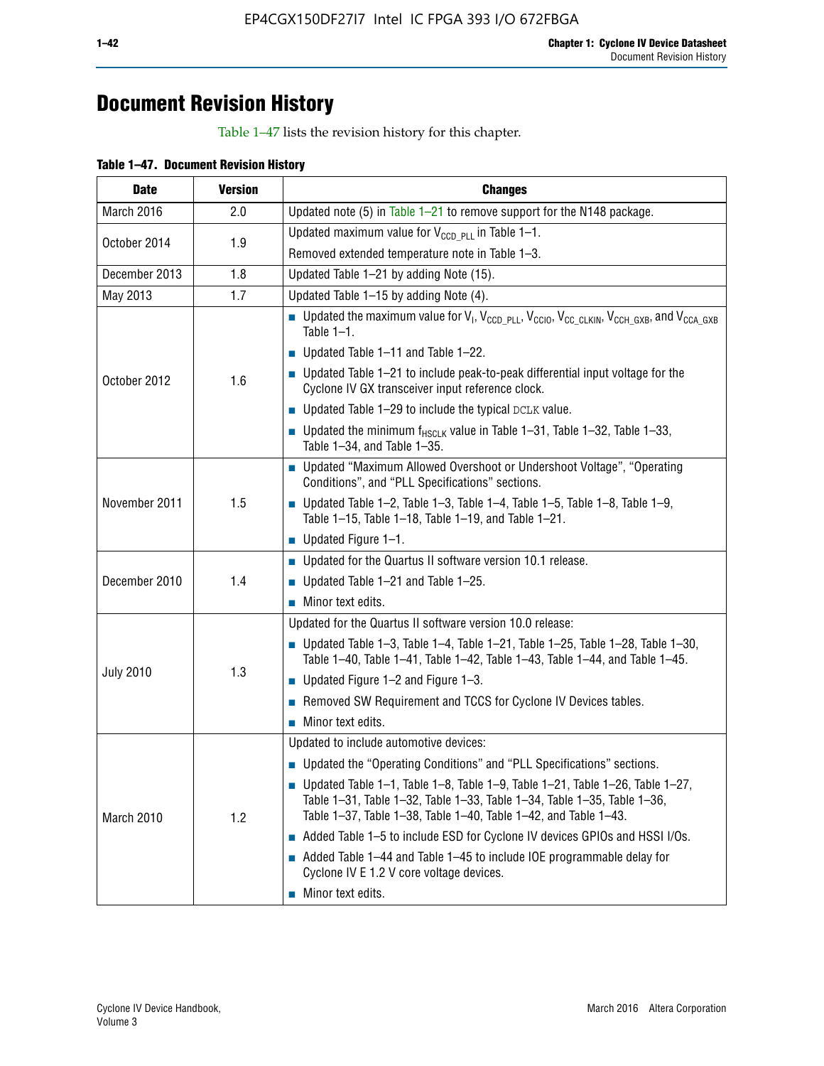# Document Revision History

Table 1–47 lists the revision history for this chapter.

**Table 1–47. Document Revision History**

| Date | Version | Changes |
|---|---|---|
| March 2016 | 2.0 | Updated note (5) in Table 1–21 to remove support for the N148 package. |
| October 2014 | 1.9 | Updated maximum value for $V_{CCD\_PLL}$ in Table 1–1.<br>Removed extended temperature note in Table 1–3. |
| December 2013 | 1.8 | Updated Table 1–21 by adding Note (15). |
| May 2013 | 1.7 | Updated Table 1–15 by adding Note (4). |
| October 2012 | 1.6 | ■ Updated the maximum value for $V_I$, $V_{CCD\_PLL}$, $V_{CCIO}$, $V_{CC\_CLKIN}$, $V_{CCH\_GXB}$, and $V_{CCA\_GXB}$ Table 1–1.<br>■ Updated Table 1–11 and Table 1–22.<br>■ Updated Table 1–21 to include peak-to-peak differential input voltage for the Cyclone IV GX transceiver input reference clock.<br>■ Updated Table 1–29 to include the typical DCLK value.<br>■ Updated the minimum $f_{HSCLK}$ value in Table 1–31, Table 1–32, Table 1–33, Table 1–34, and Table 1–35. |
| November 2011 | 1.5 | ■ Updated "Maximum Allowed Overshoot or Undershoot Voltage", "Operating Conditions", and "PLL Specifications" sections.<br>■ Updated Table 1–2, Table 1–3, Table 1–4, Table 1–5, Table 1–8, Table 1–9, Table 1–15, Table 1–18, Table 1–19, and Table 1–21.<br>■ Updated Figure 1–1. |
| December 2010 | 1.4 | ■ Updated for the Quartus II software version 10.1 release.<br>■ Updated Table 1–21 and Table 1–25.<br>■ Minor text edits. |
| July 2010 | 1.3 | Updated for the Quartus II software version 10.0 release:<br>■ Updated Table 1–3, Table 1–4, Table 1–21, Table 1–25, Table 1–28, Table 1–30, Table 1–40, Table 1–41, Table 1–42, Table 1–43, Table 1–44, and Table 1–45.<br>■ Updated Figure 1–2 and Figure 1–3.<br>■ Removed SW Requirement and TCCS for Cyclone IV Devices tables.<br>■ Minor text edits. |
| March 2010 | 1.2 | Updated to include automotive devices:<br>■ Updated the "Operating Conditions" and "PLL Specifications" sections.<br>■ Updated Table 1–1, Table 1–8, Table 1–9, Table 1–21, Table 1–26, Table 1–27, Table 1–31, Table 1–32, Table 1–33, Table 1–34, Table 1–35, Table 1–36, Table 1–37, Table 1–38, Table 1–40, Table 1–42, and Table 1–43.<br>■ Added Table 1–5 to include ESD for Cyclone IV devices GPIOs and HSSI I/Os.<br>■ Added Table 1–44 and Table 1–45 to include IOE programmable delay for Cyclone IV E 1.2 V core voltage devices.<br>■ Minor text edits. |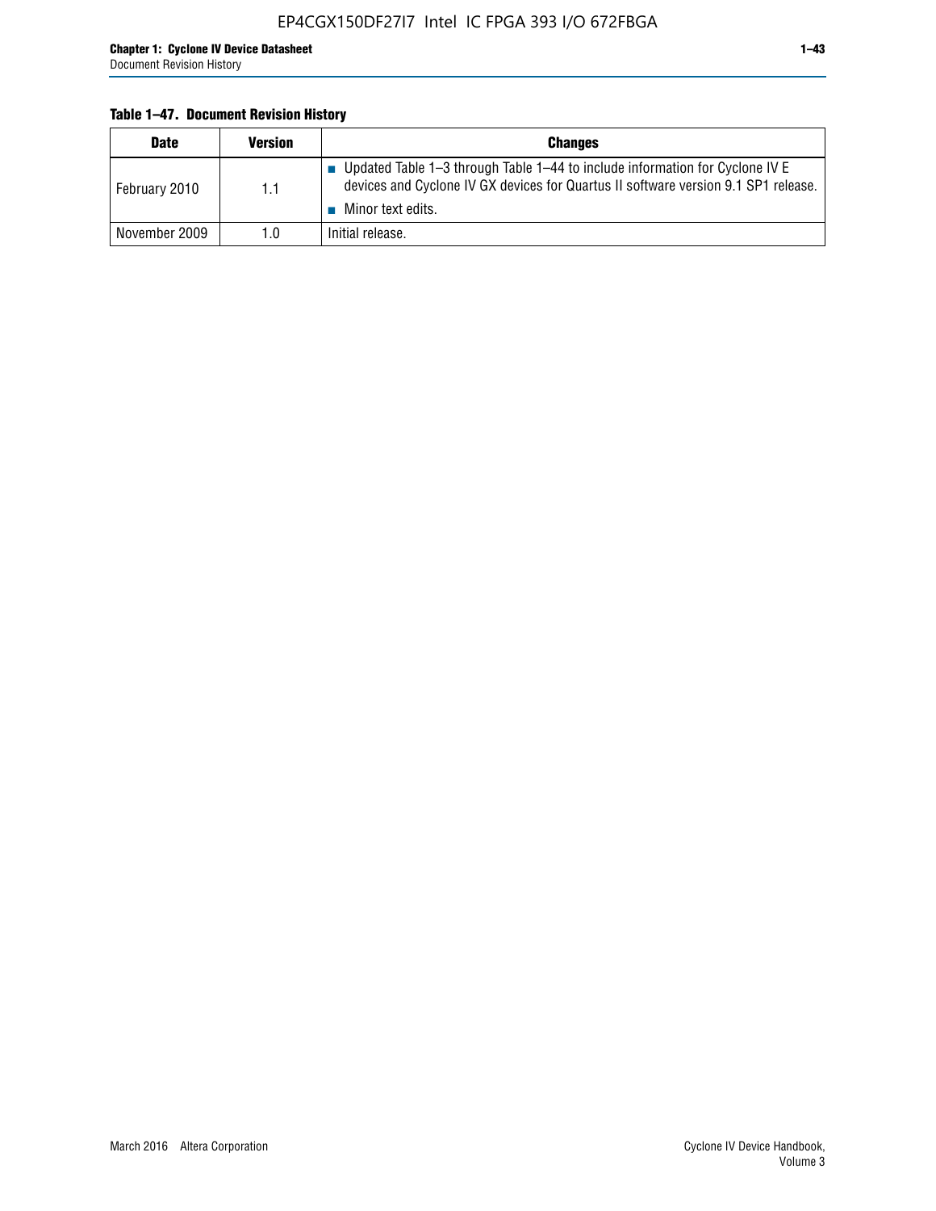**Table 1–47. Document Revision History**

| Date | Version | Changes |
|---|---|---|
| February 2010 | 1.1 | ■ Updated Table 1–3 through Table 1–44 to include information for Cyclone IV E devices and Cyclone IV GX devices for Quartus II software version 9.1 SP1 release. ■ Minor text edits. |
| November 2009 | 1.0 | Initial release. |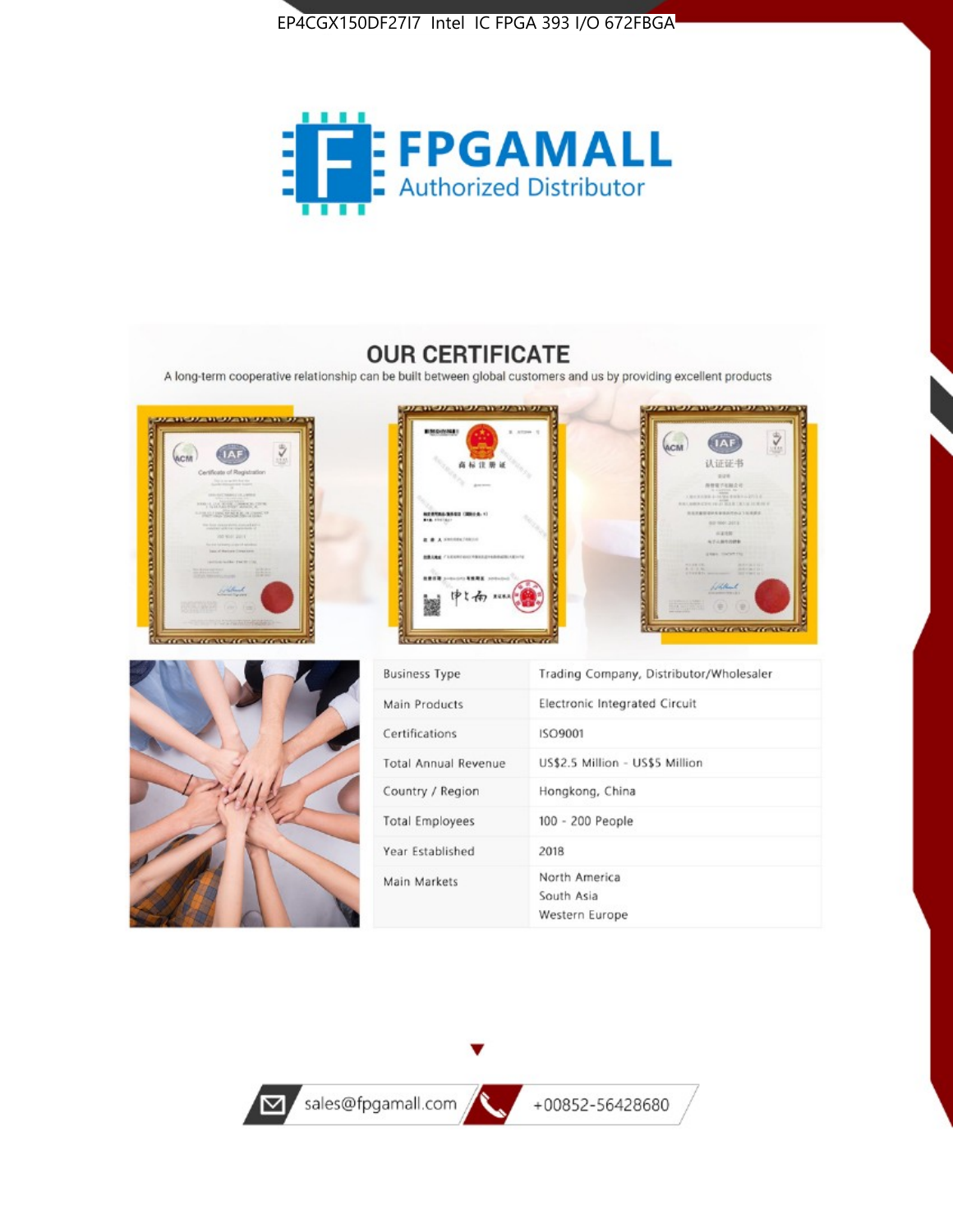FPGAMALL
Authorized Distributor

## OUR CERTIFICATE

A long-term cooperative relationship can be built between global customers and us by providing excellent products

| | |
|---|---|
| Business Type | Trading Company, Distributor/Wholesaler |
| Main Products | Electronic Integrated Circuit |
| Certifications | ISO9001 |
| Total Annual Revenue | US$2.5 Million - US$5 Million |
| Country / Region | Hongkong, China |
| Total Employees | 100 - 200 People |
| Year Established | 2018 |
| Main Markets | North America<br>South Asia<br>Western Europe |

sales@fpgamall.com +00852-56428680